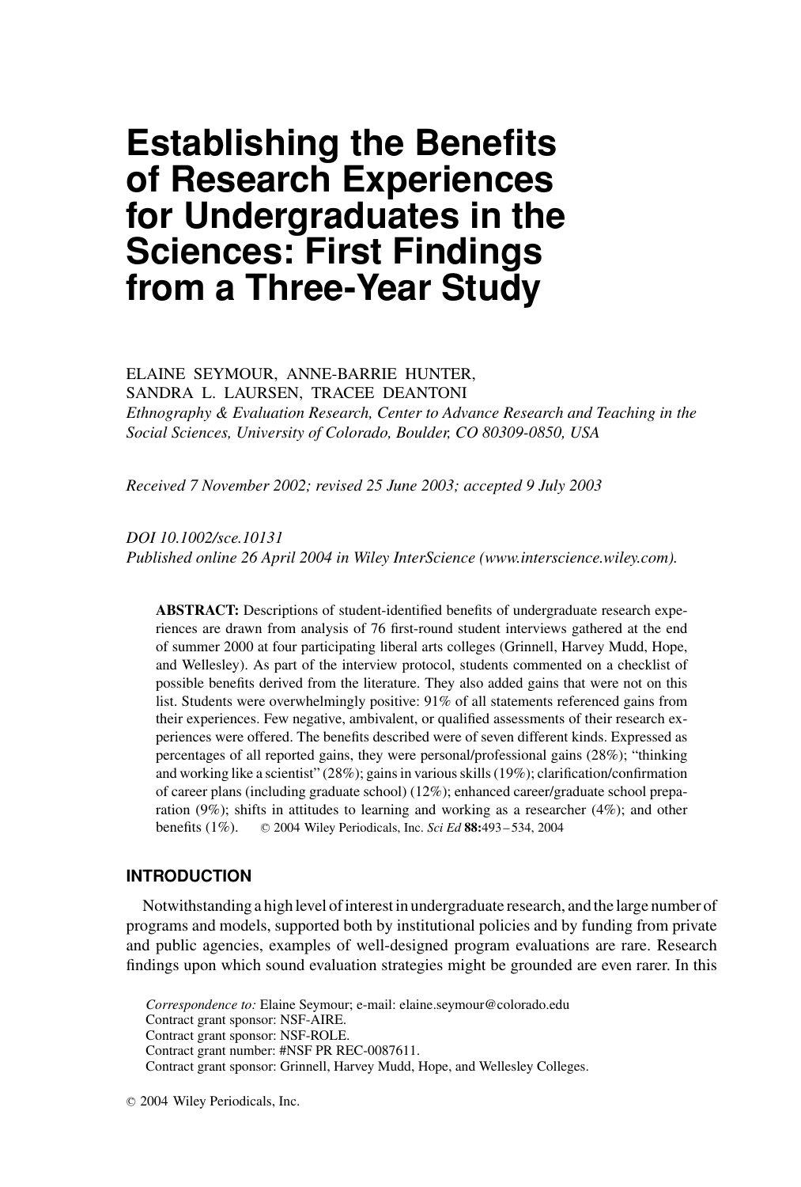# Establishing the Benefits of Research Experiences for Undergraduates in the Sciences: First Findings from a Three-Year Study

ELAINE SEYMOUR, ANNE-BARRIE HUNTER, SANDRA L. LAURSEN, TRACEE DEANTONI

*Ethnography & Evaluation Research, Center to Advance Research and Teaching in the Social Sciences, University of Colorado, Boulder, CO 80309-0850, USA*

*Received 7 November 2002; revised 25 June 2003; accepted 9 July 2003*

*DOI 10.1002/sce.10131*
*Published online 26 April 2004 in Wiley InterScience (www.interscience.wiley.com).*

**ABSTRACT:** Descriptions of student-identified benefits of undergraduate research experiences are drawn from analysis of 76 first-round student interviews gathered at the end of summer 2000 at four participating liberal arts colleges (Grinnell, Harvey Mudd, Hope, and Wellesley). As part of the interview protocol, students commented on a checklist of possible benefits derived from the literature. They also added gains that were not on this list. Students were overwhelmingly positive: 91% of all statements referenced gains from their experiences. Few negative, ambivalent, or qualified assessments of their research experiences were offered. The benefits described were of seven different kinds. Expressed as percentages of all reported gains, they were personal/professional gains (28%); "thinking and working like a scientist" (28%); gains in various skills (19%); clarification/confirmation of career plans (including graduate school) (12%); enhanced career/graduate school preparation (9%); shifts in attitudes to learning and working as a researcher (4%); and other benefits (1%). © 2004 Wiley Periodicals, Inc. *Sci Ed* **88:**493–534, 2004

## INTRODUCTION

Notwithstanding a high level of interest in undergraduate research, and the large number of programs and models, supported both by institutional policies and by funding from private and public agencies, examples of well-designed program evaluations are rare. Research findings upon which sound evaluation strategies might be grounded are even rarer. In this

*Correspondence to:* Elaine Seymour; e-mail: elaine.seymour@colorado.edu
Contract grant sponsor: NSF-AIRE.
Contract grant sponsor: NSF-ROLE.
Contract grant number: #NSF PR REC-0087611.
Contract grant sponsor: Grinnell, Harvey Mudd, Hope, and Wellesley Colleges.

© 2004 Wiley Periodicals, Inc.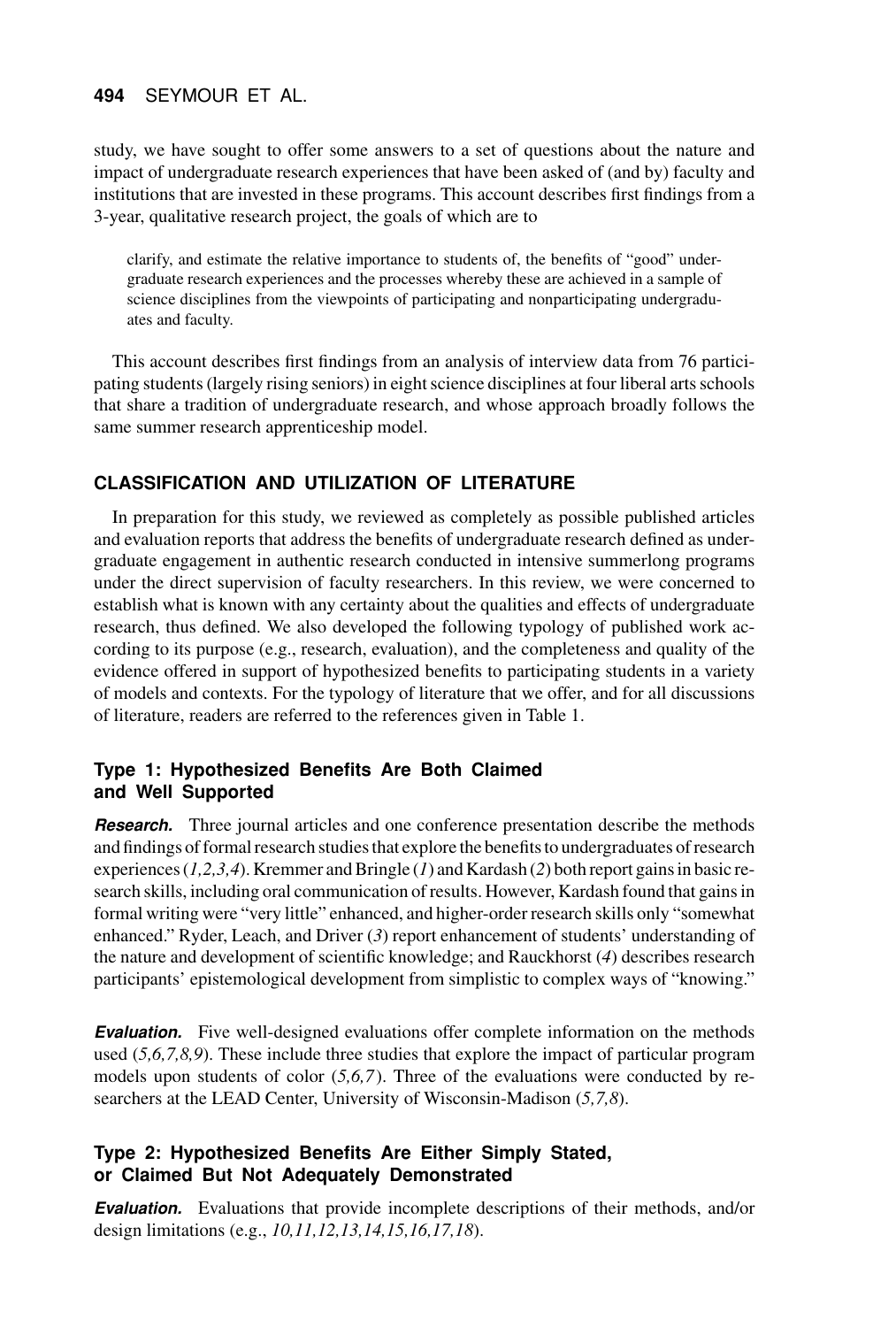study, we have sought to offer some answers to a set of questions about the nature and impact of undergraduate research experiences that have been asked of (and by) faculty and institutions that are invested in these programs. This account describes first findings from a 3-year, qualitative research project, the goals of which are to

> clarify, and estimate the relative importance to students of, the benefits of "good" undergraduate research experiences and the processes whereby these are achieved in a sample of science disciplines from the viewpoints of participating and nonparticipating undergraduates and faculty.

This account describes first findings from an analysis of interview data from 76 participating students (largely rising seniors) in eight science disciplines at four liberal arts schools that share a tradition of undergraduate research, and whose approach broadly follows the same summer research apprenticeship model.

## CLASSIFICATION AND UTILIZATION OF LITERATURE

In preparation for this study, we reviewed as completely as possible published articles and evaluation reports that address the benefits of undergraduate research defined as undergraduate engagement in authentic research conducted in intensive summerlong programs under the direct supervision of faculty researchers. In this review, we were concerned to establish what is known with any certainty about the qualities and effects of undergraduate research, thus defined. We also developed the following typology of published work according to its purpose (e.g., research, evaluation), and the completeness and quality of the evidence offered in support of hypothesized benefits to participating students in a variety of models and contexts. For the typology of literature that we offer, and for all discussions of literature, readers are referred to the references given in Table 1.

### Type 1: Hypothesized Benefits Are Both Claimed and Well Supported

***Research.*** Three journal articles and one conference presentation describe the methods and findings of formal research studies that explore the benefits to undergraduates of research experiences (*1,2,3,4*). Kremmer and Bringle (*1*) and Kardash (*2*) both report gains in basic research skills, including oral communication of results. However, Kardash found that gains in formal writing were "very little" enhanced, and higher-order research skills only "somewhat enhanced." Ryder, Leach, and Driver (*3*) report enhancement of students' understanding of the nature and development of scientific knowledge; and Rauckhorst (*4*) describes research participants' epistemological development from simplistic to complex ways of "knowing."

***Evaluation.*** Five well-designed evaluations offer complete information on the methods used (*5,6,7,8,9*). These include three studies that explore the impact of particular program models upon students of color (*5,6,7*). Three of the evaluations were conducted by researchers at the LEAD Center, University of Wisconsin-Madison (*5,7,8*).

### Type 2: Hypothesized Benefits Are Either Simply Stated, or Claimed But Not Adequately Demonstrated

***Evaluation.*** Evaluations that provide incomplete descriptions of their methods, and/or design limitations (e.g., *10,11,12,13,14,15,16,17,18*).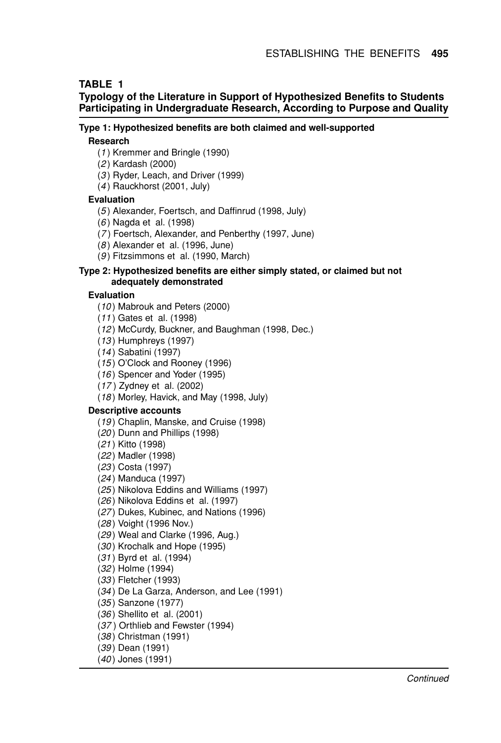**TABLE 1**

**Typology of the Literature in Support of Hypothesized Benefits to Students Participating in Undergraduate Research, According to Purpose and Quality**

**Type 1: Hypothesized benefits are both claimed and well-supported**

**Research**

(*1*) Kremmer and Bringle (1990)
(*2*) Kardash (2000)
(*3*) Ryder, Leach, and Driver (1999)
(*4*) Rauckhorst (2001, July)

**Evaluation**

(*5*) Alexander, Foertsch, and Daffinrud (1998, July)
(*6*) Nagda et al. (1998)
(*7*) Foertsch, Alexander, and Penberthy (1997, June)
(*8*) Alexander et al. (1996, June)
(*9*) Fitzsimmons et al. (1990, March)

**Type 2: Hypothesized benefits are either simply stated, or claimed but not adequately demonstrated**

**Evaluation**

(*10*) Mabrouk and Peters (2000)
(*11*) Gates et al. (1998)
(*12*) McCurdy, Buckner, and Baughman (1998, Dec.)
(*13*) Humphreys (1997)
(*14*) Sabatini (1997)
(*15*) O'Clock and Rooney (1996)
(*16*) Spencer and Yoder (1995)
(*17*) Zydney et al. (2002)
(*18*) Morley, Havick, and May (1998, July)

**Descriptive accounts**

(*19*) Chaplin, Manske, and Cruise (1998)
(*20*) Dunn and Phillips (1998)
(*21*) Kitto (1998)
(*22*) Madler (1998)
(*23*) Costa (1997)
(*24*) Manduca (1997)
(*25*) Nikolova Eddins and Williams (1997)
(*26*) Nikolova Eddins et al. (1997)
(*27*) Dukes, Kubinec, and Nations (1996)
(*28*) Voight (1996 Nov.)
(*29*) Weal and Clarke (1996, Aug.)
(*30*) Krochalk and Hope (1995)
(*31*) Byrd et al. (1994)
(*32*) Holme (1994)
(*33*) Fletcher (1993)
(*34*) De La Garza, Anderson, and Lee (1991)
(*35*) Sanzone (1977)
(*36*) Shellito et al. (2001)
(*37*) Orthlieb and Fewster (1994)
(*38*) Christman (1991)
(*39*) Dean (1991)
(*40*) Jones (1991)

*Continued*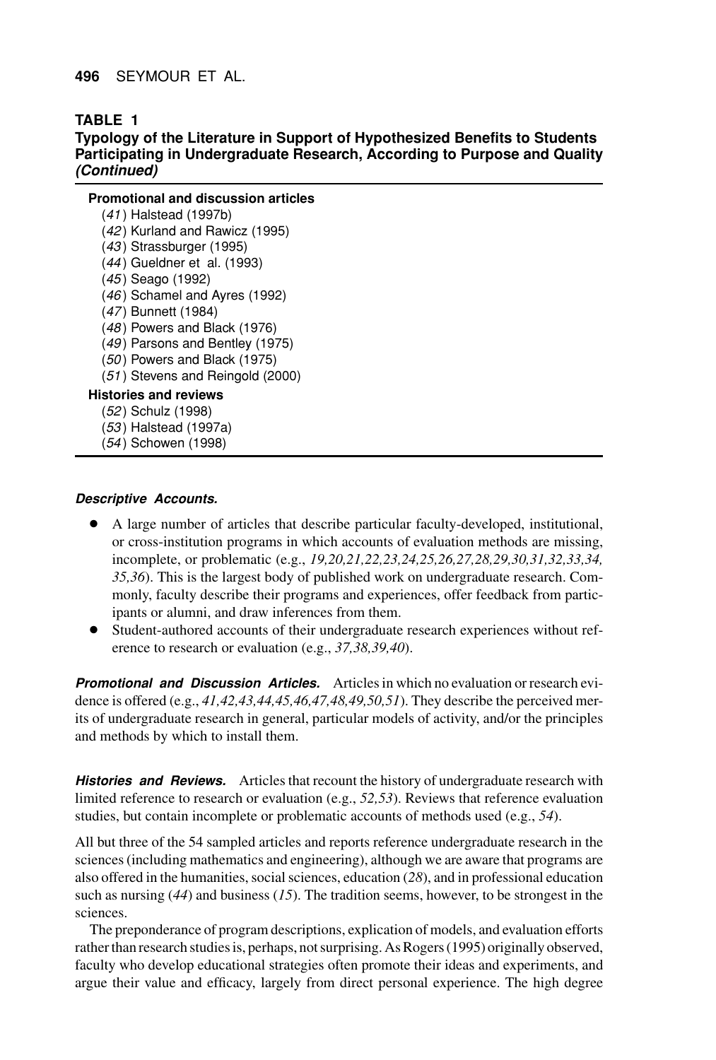**TABLE 1**
**Typology of the Literature in Support of Hypothesized Benefits to Students Participating in Undergraduate Research, According to Purpose and Quality *(Continued)***

**Promotional and discussion articles**

(*41*) Halstead (1997b)
(*42*) Kurland and Rawicz (1995)
(*43*) Strassburger (1995)
(*44*) Gueldner et al. (1993)
(*45*) Seago (1992)
(*46*) Schamel and Ayres (1992)
(*47*) Bunnett (1984)
(*48*) Powers and Black (1976)
(*49*) Parsons and Bentley (1975)
(*50*) Powers and Black (1975)
(*51*) Stevens and Reingold (2000)

**Histories and reviews**

(*52*) Schulz (1998)
(*53*) Halstead (1997a)
(*54*) Schowen (1998)

***Descriptive Accounts.***

- A large number of articles that describe particular faculty-developed, institutional, or cross-institution programs in which accounts of evaluation methods are missing, incomplete, or problematic (e.g., *19,20,21,22,23,24,25,26,27,28,29,30,31,32,33,34, 35,36*). This is the largest body of published work on undergraduate research. Commonly, faculty describe their programs and experiences, offer feedback from participants or alumni, and draw inferences from them.
- Student-authored accounts of their undergraduate research experiences without reference to research or evaluation (e.g., *37,38,39,40*).

***Promotional and Discussion Articles.*** Articles in which no evaluation or research evidence is offered (e.g., *41,42,43,44,45,46,47,48,49,50,51*). They describe the perceived merits of undergraduate research in general, particular models of activity, and/or the principles and methods by which to install them.

***Histories and Reviews.*** Articles that recount the history of undergraduate research with limited reference to research or evaluation (e.g., *52,53*). Reviews that reference evaluation studies, but contain incomplete or problematic accounts of methods used (e.g., *54*).

All but three of the 54 sampled articles and reports reference undergraduate research in the sciences (including mathematics and engineering), although we are aware that programs are also offered in the humanities, social sciences, education (*28*), and in professional education such as nursing (*44*) and business (*15*). The tradition seems, however, to be strongest in the sciences.

The preponderance of program descriptions, explication of models, and evaluation efforts rather than research studies is, perhaps, not surprising. As Rogers (1995) originally observed, faculty who develop educational strategies often promote their ideas and experiments, and argue their value and efficacy, largely from direct personal experience. The high degree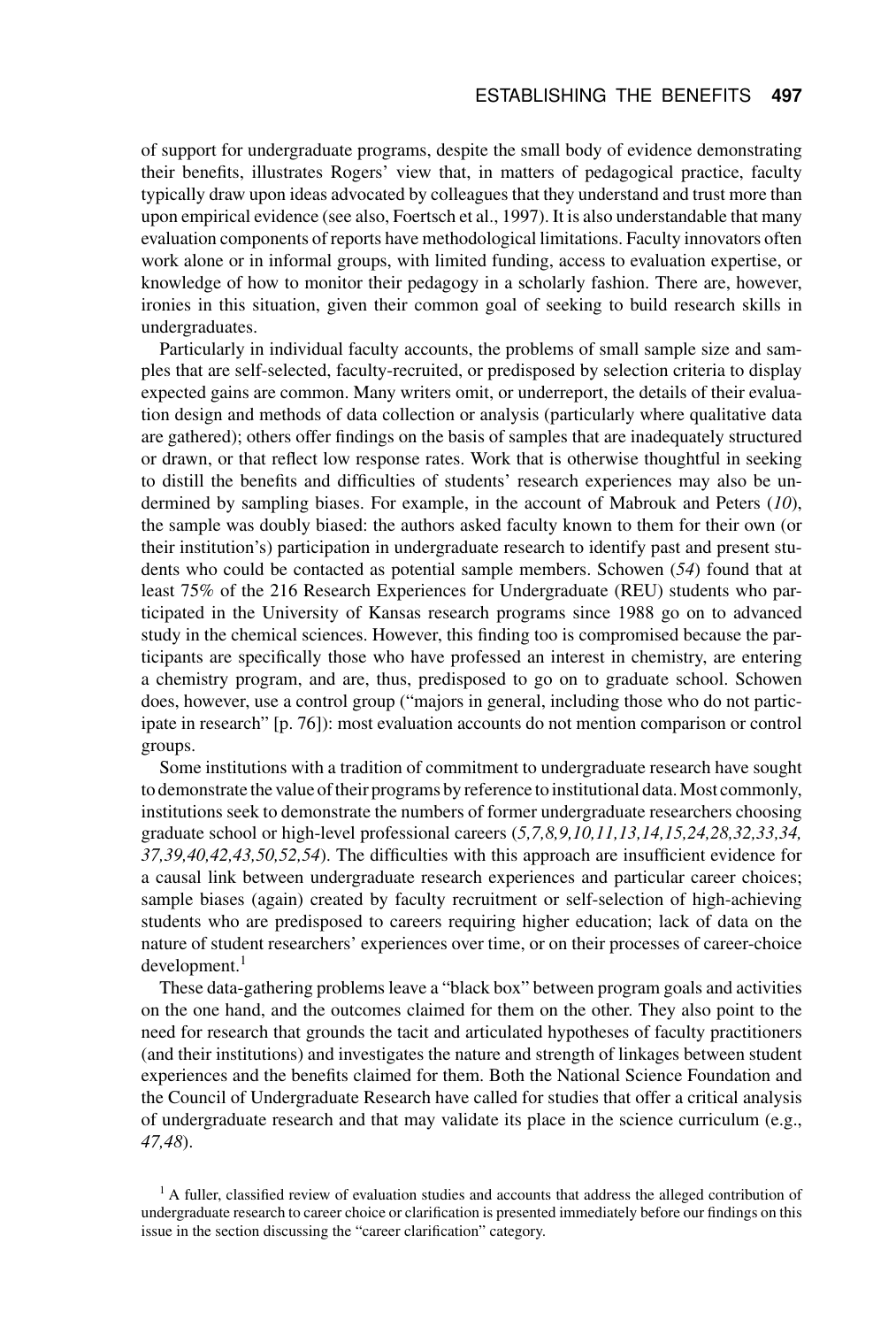of support for undergraduate programs, despite the small body of evidence demonstrating their benefits, illustrates Rogers' view that, in matters of pedagogical practice, faculty typically draw upon ideas advocated by colleagues that they understand and trust more than upon empirical evidence (see also, Foertsch et al., 1997). It is also understandable that many evaluation components of reports have methodological limitations. Faculty innovators often work alone or in informal groups, with limited funding, access to evaluation expertise, or knowledge of how to monitor their pedagogy in a scholarly fashion. There are, however, ironies in this situation, given their common goal of seeking to build research skills in undergraduates.

Particularly in individual faculty accounts, the problems of small sample size and samples that are self-selected, faculty-recruited, or predisposed by selection criteria to display expected gains are common. Many writers omit, or underreport, the details of their evaluation design and methods of data collection or analysis (particularly where qualitative data are gathered); others offer findings on the basis of samples that are inadequately structured or drawn, or that reflect low response rates. Work that is otherwise thoughtful in seeking to distill the benefits and difficulties of students' research experiences may also be undermined by sampling biases. For example, in the account of Mabrouk and Peters (*10*), the sample was doubly biased: the authors asked faculty known to them for their own (or their institution's) participation in undergraduate research to identify past and present students who could be contacted as potential sample members. Schowen (*54*) found that at least 75% of the 216 Research Experiences for Undergraduate (REU) students who participated in the University of Kansas research programs since 1988 go on to advanced study in the chemical sciences. However, this finding too is compromised because the participants are specifically those who have professed an interest in chemistry, are entering a chemistry program, and are, thus, predisposed to go on to graduate school. Schowen does, however, use a control group ("majors in general, including those who do not participate in research" [p. 76]): most evaluation accounts do not mention comparison or control groups.

Some institutions with a tradition of commitment to undergraduate research have sought to demonstrate the value of their programs by reference to institutional data. Most commonly, institutions seek to demonstrate the numbers of former undergraduate researchers choosing graduate school or high-level professional careers (*5,7,8,9,10,11,13,14,15,24,28,32,33,34, 37,39,40,42,43,50,52,54*). The difficulties with this approach are insufficient evidence for a causal link between undergraduate research experiences and particular career choices; sample biases (again) created by faculty recruitment or self-selection of high-achieving students who are predisposed to careers requiring higher education; lack of data on the nature of student researchers' experiences over time, or on their processes of career-choice development.[1]

These data-gathering problems leave a "black box" between program goals and activities on the one hand, and the outcomes claimed for them on the other. They also point to the need for research that grounds the tacit and articulated hypotheses of faculty practitioners (and their institutions) and investigates the nature and strength of linkages between student experiences and the benefits claimed for them. Both the National Science Foundation and the Council of Undergraduate Research have called for studies that offer a critical analysis of undergraduate research and that may validate its place in the science curriculum (e.g., *47,48*).

[1] A fuller, classified review of evaluation studies and accounts that address the alleged contribution of undergraduate research to career choice or clarification is presented immediately before our findings on this issue in the section discussing the "career clarification" category.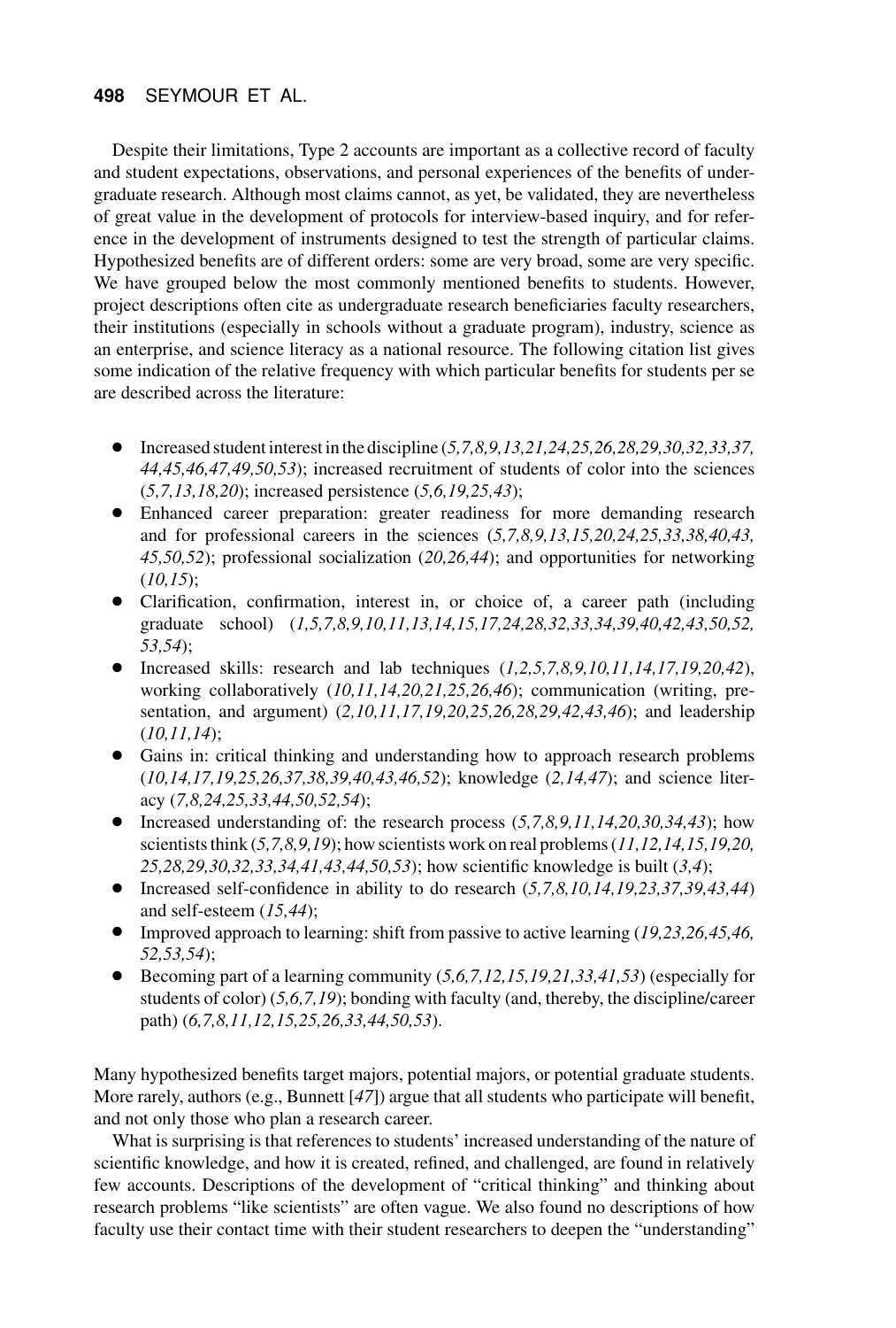Despite their limitations, Type 2 accounts are important as a collective record of faculty and student expectations, observations, and personal experiences of the benefits of undergraduate research. Although most claims cannot, as yet, be validated, they are nevertheless of great value in the development of protocols for interview-based inquiry, and for reference in the development of instruments designed to test the strength of particular claims. Hypothesized benefits are of different orders: some are very broad, some are very specific. We have grouped below the most commonly mentioned benefits to students. However, project descriptions often cite as undergraduate research beneficiaries faculty researchers, their institutions (especially in schools without a graduate program), industry, science as an enterprise, and science literacy as a national resource. The following citation list gives some indication of the relative frequency with which particular benefits for students per se are described across the literature:

- Increased student interest in the discipline (*5,7,8,9,13,21,24,25,26,28,29,30,32,33,37,44,45,46,47,49,50,53*); increased recruitment of students of color into the sciences (*5,7,13,18,20*); increased persistence (*5,6,19,25,43*);
- Enhanced career preparation: greater readiness for more demanding research and for professional careers in the sciences (*5,7,8,9,13,15,20,24,25,33,38,40,43,45,50,52*); professional socialization (*20,26,44*); and opportunities for networking (*10,15*);
- Clarification, confirmation, interest in, or choice of, a career path (including graduate school) (*1,5,7,8,9,10,11,13,14,15,17,24,28,32,33,34,39,40,42,43,50,52,53,54*);
- Increased skills: research and lab techniques (*1,2,5,7,8,9,10,11,14,17,19,20,42*), working collaboratively (*10,11,14,20,21,25,26,46*); communication (writing, presentation, and argument) (*2,10,11,17,19,20,25,26,28,29,42,43,46*); and leadership (*10,11,14*);
- Gains in: critical thinking and understanding how to approach research problems (*10,14,17,19,25,26,37,38,39,40,43,46,52*); knowledge (*2,14,47*); and science literacy (*7,8,24,25,33,44,50,52,54*);
- Increased understanding of: the research process (*5,7,8,9,11,14,20,30,34,43*); how scientists think (*5,7,8,9,19*); how scientists work on real problems (*11,12,14,15,19,20,25,28,29,30,32,33,34,41,43,44,50,53*); how scientific knowledge is built (*3,4*);
- Increased self-confidence in ability to do research (*5,7,8,10,14,19,23,37,39,43,44*) and self-esteem (*15,44*);
- Improved approach to learning: shift from passive to active learning (*19,23,26,45,46,52,53,54*);
- Becoming part of a learning community (*5,6,7,12,15,19,21,33,41,53*) (especially for students of color) (*5,6,7,19*); bonding with faculty (and, thereby, the discipline/career path) (*6,7,8,11,12,15,25,26,33,44,50,53*).

Many hypothesized benefits target majors, potential majors, or potential graduate students. More rarely, authors (e.g., Bunnett [*47*]) argue that all students who participate will benefit, and not only those who plan a research career.

What is surprising is that references to students' increased understanding of the nature of scientific knowledge, and how it is created, refined, and challenged, are found in relatively few accounts. Descriptions of the development of "critical thinking" and thinking about research problems "like scientists" are often vague. We also found no descriptions of how faculty use their contact time with their student researchers to deepen the "understanding"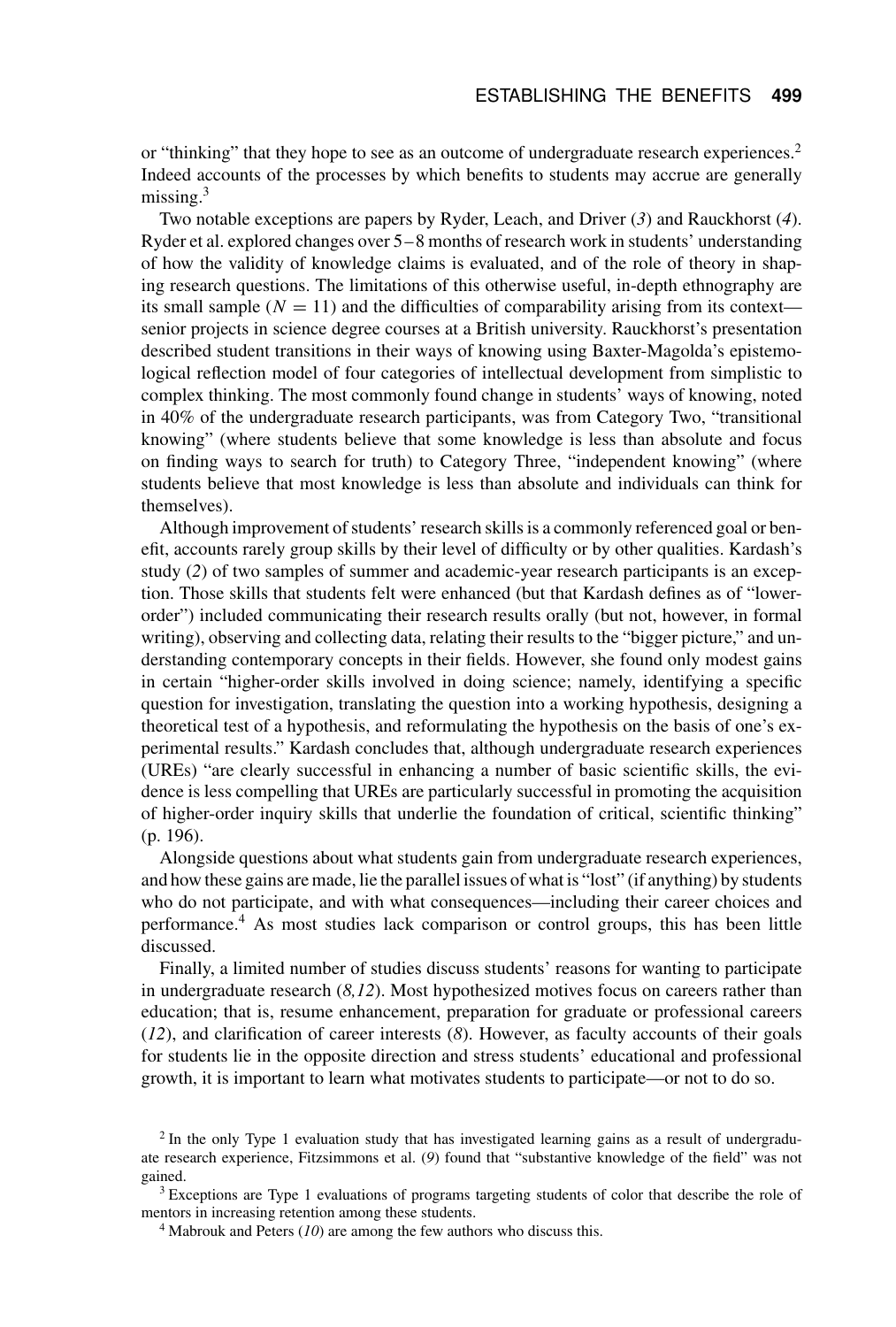or "thinking" that they hope to see as an outcome of undergraduate research experiences.[2] Indeed accounts of the processes by which benefits to students may accrue are generally missing.[3]

Two notable exceptions are papers by Ryder, Leach, and Driver (*3*) and Rauckhorst (*4*). Ryder et al. explored changes over 5–8 months of research work in students' understanding of how the validity of knowledge claims is evaluated, and of the role of theory in shaping research questions. The limitations of this otherwise useful, in-depth ethnography are its small sample ($N = 11$) and the difficulties of comparability arising from its context—senior projects in science degree courses at a British university. Rauckhorst's presentation described student transitions in their ways of knowing using Baxter-Magolda's epistemological reflection model of four categories of intellectual development from simplistic to complex thinking. The most commonly found change in students' ways of knowing, noted in 40% of the undergraduate research participants, was from Category Two, "transitional knowing" (where students believe that some knowledge is less than absolute and focus on finding ways to search for truth) to Category Three, "independent knowing" (where students believe that most knowledge is less than absolute and individuals can think for themselves).

Although improvement of students' research skills is a commonly referenced goal or benefit, accounts rarely group skills by their level of difficulty or by other qualities. Kardash's study (*2*) of two samples of summer and academic-year research participants is an exception. Those skills that students felt were enhanced (but that Kardash defines as of "lower-order") included communicating their research results orally (but not, however, in formal writing), observing and collecting data, relating their results to the "bigger picture," and understanding contemporary concepts in their fields. However, she found only modest gains in certain "higher-order skills involved in doing science; namely, identifying a specific question for investigation, translating the question into a working hypothesis, designing a theoretical test of a hypothesis, and reformulating the hypothesis on the basis of one's experimental results." Kardash concludes that, although undergraduate research experiences (UREs) "are clearly successful in enhancing a number of basic scientific skills, the evidence is less compelling that UREs are particularly successful in promoting the acquisition of higher-order inquiry skills that underlie the foundation of critical, scientific thinking" (p. 196).

Alongside questions about what students gain from undergraduate research experiences, and how these gains are made, lie the parallel issues of what is "lost" (if anything) by students who do not participate, and with what consequences—including their career choices and performance.[4] As most studies lack comparison or control groups, this has been little discussed.

Finally, a limited number of studies discuss students' reasons for wanting to participate in undergraduate research (*8,12*). Most hypothesized motives focus on careers rather than education; that is, resume enhancement, preparation for graduate or professional careers (*12*), and clarification of career interests (*8*). However, as faculty accounts of their goals for students lie in the opposite direction and stress students' educational and professional growth, it is important to learn what motivates students to participate—or not to do so.

[2] In the only Type 1 evaluation study that has investigated learning gains as a result of undergraduate research experience, Fitzsimmons et al. (*9*) found that "substantive knowledge of the field" was not gained.

[3] Exceptions are Type 1 evaluations of programs targeting students of color that describe the role of mentors in increasing retention among these students.

[4] Mabrouk and Peters (*10*) are among the few authors who discuss this.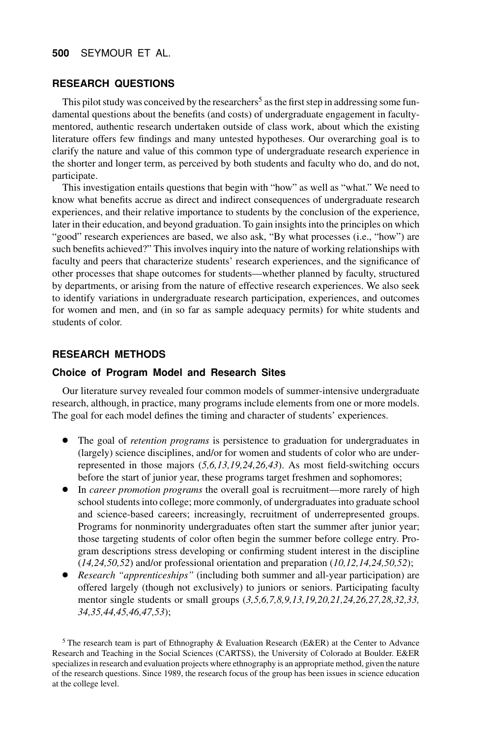## RESEARCH QUESTIONS

This pilot study was conceived by the researchers[5] as the first step in addressing some fundamental questions about the benefits (and costs) of undergraduate engagement in faculty-mentored, authentic research undertaken outside of class work, about which the existing literature offers few findings and many untested hypotheses. Our overarching goal is to clarify the nature and value of this common type of undergraduate research experience in the shorter and longer term, as perceived by both students and faculty who do, and do not, participate.

This investigation entails questions that begin with "how" as well as "what." We need to know what benefits accrue as direct and indirect consequences of undergraduate research experiences, and their relative importance to students by the conclusion of the experience, later in their education, and beyond graduation. To gain insights into the principles on which "good" research experiences are based, we also ask, "By what processes (i.e., "how") are such benefits achieved?" This involves inquiry into the nature of working relationships with faculty and peers that characterize students' research experiences, and the significance of other processes that shape outcomes for students—whether planned by faculty, structured by departments, or arising from the nature of effective research experiences. We also seek to identify variations in undergraduate research participation, experiences, and outcomes for women and men, and (in so far as sample adequacy permits) for white students and students of color.

## RESEARCH METHODS

### Choice of Program Model and Research Sites

Our literature survey revealed four common models of summer-intensive undergraduate research, although, in practice, many programs include elements from one or more models. The goal for each model defines the timing and character of students' experiences.

- The goal of *retention programs* is persistence to graduation for undergraduates in (largely) science disciplines, and/or for women and students of color who are underrepresented in those majors (*5,6,13,19,24,26,43*). As most field-switching occurs before the start of junior year, these programs target freshmen and sophomores;
- In *career promotion programs* the overall goal is recruitment—more rarely of high school students into college; more commonly, of undergraduates into graduate school and science-based careers; increasingly, recruitment of underrepresented groups. Programs for nonminority undergraduates often start the summer after junior year; those targeting students of color often begin the summer before college entry. Program descriptions stress developing or confirming student interest in the discipline (*14,24,50,52*) and/or professional orientation and preparation (*10,12,14,24,50,52*);
- *Research "apprenticeships"* (including both summer and all-year participation) are offered largely (though not exclusively) to juniors or seniors. Participating faculty mentor single students or small groups (*3,5,6,7,8,9,13,19,20,21,24,26,27,28,32,33, 34,35,44,45,46,47,53*);

[5] The research team is part of Ethnography & Evaluation Research (E&ER) at the Center to Advance Research and Teaching in the Social Sciences (CARTSS), the University of Colorado at Boulder. E&ER specializes in research and evaluation projects where ethnography is an appropriate method, given the nature of the research questions. Since 1989, the research focus of the group has been issues in science education at the college level.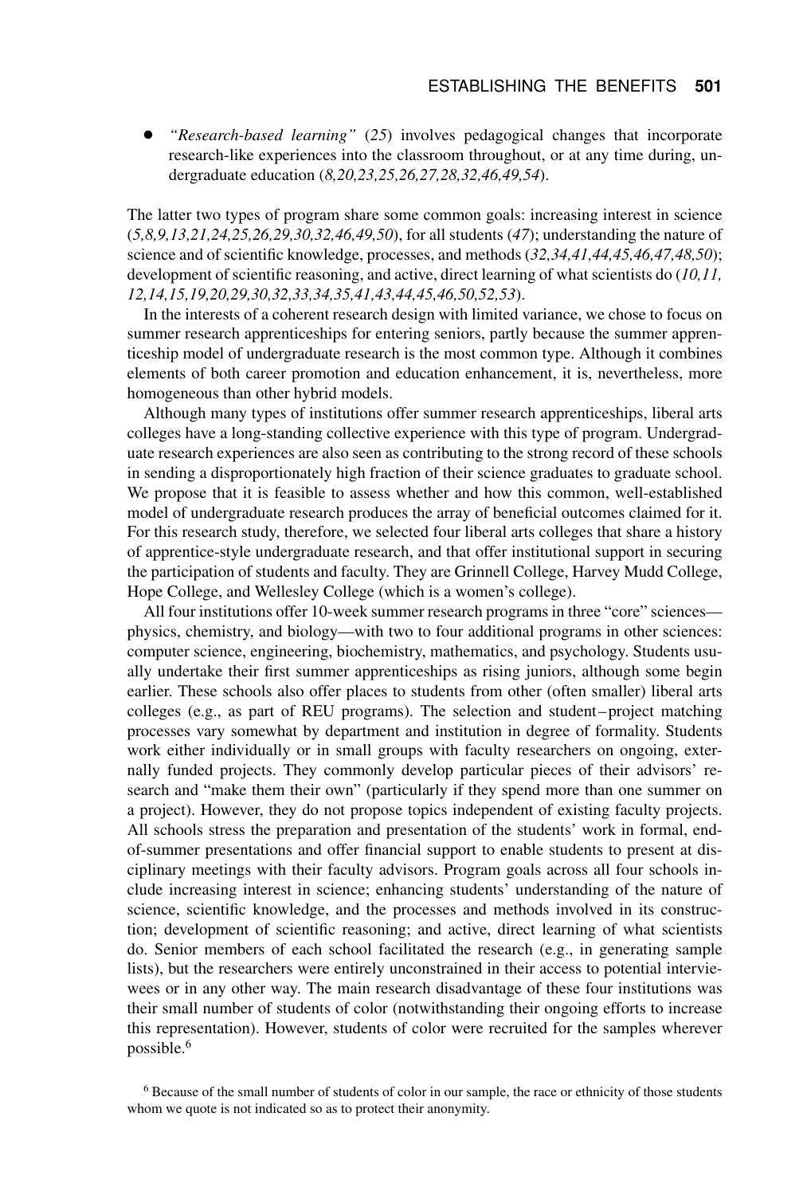- *"Research-based learning"* (*25*) involves pedagogical changes that incorporate research-like experiences into the classroom throughout, or at any time during, undergraduate education (*8,20,23,25,26,27,28,32,46,49,54*).

The latter two types of program share some common goals: increasing interest in science (*5,8,9,13,21,24,25,26,29,30,32,46,49,50*), for all students (*47*); understanding the nature of science and of scientific knowledge, processes, and methods (*32,34,41,44,45,46,47,48,50*); development of scientific reasoning, and active, direct learning of what scientists do (*10,11, 12,14,15,19,20,29,30,32,33,34,35,41,43,44,45,46,50,52,53*).

In the interests of a coherent research design with limited variance, we chose to focus on summer research apprenticeships for entering seniors, partly because the summer apprenticeship model of undergraduate research is the most common type. Although it combines elements of both career promotion and education enhancement, it is, nevertheless, more homogeneous than other hybrid models.

Although many types of institutions offer summer research apprenticeships, liberal arts colleges have a long-standing collective experience with this type of program. Undergraduate research experiences are also seen as contributing to the strong record of these schools in sending a disproportionately high fraction of their science graduates to graduate school. We propose that it is feasible to assess whether and how this common, well-established model of undergraduate research produces the array of beneficial outcomes claimed for it. For this research study, therefore, we selected four liberal arts colleges that share a history of apprentice-style undergraduate research, and that offer institutional support in securing the participation of students and faculty. They are Grinnell College, Harvey Mudd College, Hope College, and Wellesley College (which is a women's college).

All four institutions offer 10-week summer research programs in three "core" sciences—physics, chemistry, and biology—with two to four additional programs in other sciences: computer science, engineering, biochemistry, mathematics, and psychology. Students usually undertake their first summer apprenticeships as rising juniors, although some begin earlier. These schools also offer places to students from other (often smaller) liberal arts colleges (e.g., as part of REU programs). The selection and student–project matching processes vary somewhat by department and institution in degree of formality. Students work either individually or in small groups with faculty researchers on ongoing, externally funded projects. They commonly develop particular pieces of their advisors' research and "make them their own" (particularly if they spend more than one summer on a project). However, they do not propose topics independent of existing faculty projects. All schools stress the preparation and presentation of the students' work in formal, end-of-summer presentations and offer financial support to enable students to present at disciplinary meetings with their faculty advisors. Program goals across all four schools include increasing interest in science; enhancing students' understanding of the nature of science, scientific knowledge, and the processes and methods involved in its construction; development of scientific reasoning; and active, direct learning of what scientists do. Senior members of each school facilitated the research (e.g., in generating sample lists), but the researchers were entirely unconstrained in their access to potential interviewees or in any other way. The main research disadvantage of these four institutions was their small number of students of color (notwithstanding their ongoing efforts to increase this representation). However, students of color were recruited for the samples wherever possible.[6]

[6] Because of the small number of students of color in our sample, the race or ethnicity of those students whom we quote is not indicated so as to protect their anonymity.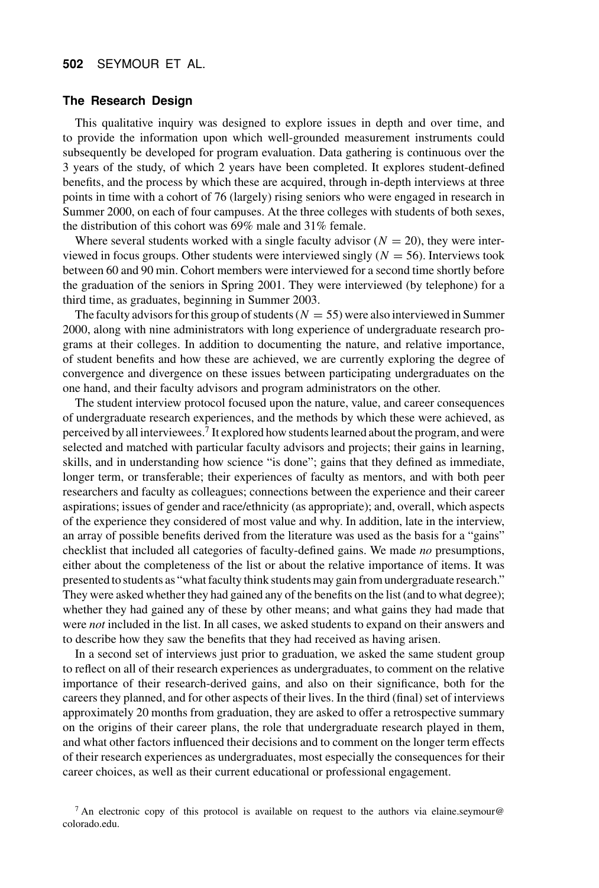### The Research Design

This qualitative inquiry was designed to explore issues in depth and over time, and to provide the information upon which well-grounded measurement instruments could subsequently be developed for program evaluation. Data gathering is continuous over the 3 years of the study, of which 2 years have been completed. It explores student-defined benefits, and the process by which these are acquired, through in-depth interviews at three points in time with a cohort of 76 (largely) rising seniors who were engaged in research in Summer 2000, on each of four campuses. At the three colleges with students of both sexes, the distribution of this cohort was 69% male and 31% female.

Where several students worked with a single faculty advisor ($N = 20$), they were interviewed in focus groups. Other students were interviewed singly ($N = 56$). Interviews took between 60 and 90 min. Cohort members were interviewed for a second time shortly before the graduation of the seniors in Spring 2001. They were interviewed (by telephone) for a third time, as graduates, beginning in Summer 2003.

The faculty advisors for this group of students ($N = 55$) were also interviewed in Summer 2000, along with nine administrators with long experience of undergraduate research programs at their colleges. In addition to documenting the nature, and relative importance, of student benefits and how these are achieved, we are currently exploring the degree of convergence and divergence on these issues between participating undergraduates on the one hand, and their faculty advisors and program administrators on the other.

The student interview protocol focused upon the nature, value, and career consequences of undergraduate research experiences, and the methods by which these were achieved, as perceived by all interviewees.[7] It explored how students learned about the program, and were selected and matched with particular faculty advisors and projects; their gains in learning, skills, and in understanding how science "is done"; gains that they defined as immediate, longer term, or transferable; their experiences of faculty as mentors, and with both peer researchers and faculty as colleagues; connections between the experience and their career aspirations; issues of gender and race/ethnicity (as appropriate); and, overall, which aspects of the experience they considered of most value and why. In addition, late in the interview, an array of possible benefits derived from the literature was used as the basis for a "gains" checklist that included all categories of faculty-defined gains. We made *no* presumptions, either about the completeness of the list or about the relative importance of items. It was presented to students as "what faculty think students may gain from undergraduate research." They were asked whether they had gained any of the benefits on the list (and to what degree); whether they had gained any of these by other means; and what gains they had made that were *not* included in the list. In all cases, we asked students to expand on their answers and to describe how they saw the benefits that they had received as having arisen.

In a second set of interviews just prior to graduation, we asked the same student group to reflect on all of their research experiences as undergraduates, to comment on the relative importance of their research-derived gains, and also on their significance, both for the careers they planned, and for other aspects of their lives. In the third (final) set of interviews approximately 20 months from graduation, they are asked to offer a retrospective summary on the origins of their career plans, the role that undergraduate research played in them, and what other factors influenced their decisions and to comment on the longer term effects of their research experiences as undergraduates, most especially the consequences for their career choices, as well as their current educational or professional engagement.

[7] An electronic copy of this protocol is available on request to the authors via elaine.seymour@colorado.edu.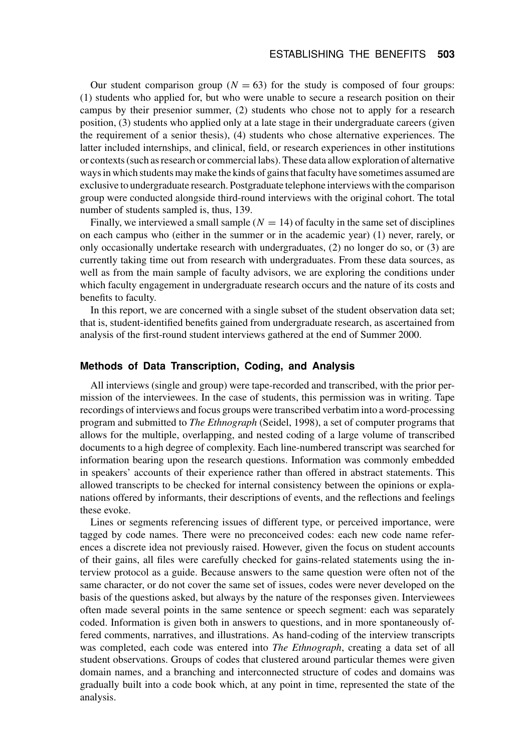Our student comparison group ($N = 63$) for the study is composed of four groups: (1) students who applied for, but who were unable to secure a research position on their campus by their presenior summer, (2) students who chose not to apply for a research position, (3) students who applied only at a late stage in their undergraduate careers (given the requirement of a senior thesis), (4) students who chose alternative experiences. The latter included internships, and clinical, field, or research experiences in other institutions or contexts (such as research or commercial labs). These data allow exploration of alternative ways in which students may make the kinds of gains that faculty have sometimes assumed are exclusive to undergraduate research. Postgraduate telephone interviews with the comparison group were conducted alongside third-round interviews with the original cohort. The total number of students sampled is, thus, 139.

Finally, we interviewed a small sample ($N = 14$) of faculty in the same set of disciplines on each campus who (either in the summer or in the academic year) (1) never, rarely, or only occasionally undertake research with undergraduates, (2) no longer do so, or (3) are currently taking time out from research with undergraduates. From these data sources, as well as from the main sample of faculty advisors, we are exploring the conditions under which faculty engagement in undergraduate research occurs and the nature of its costs and benefits to faculty.

In this report, we are concerned with a single subset of the student observation data set; that is, student-identified benefits gained from undergraduate research, as ascertained from analysis of the first-round student interviews gathered at the end of Summer 2000.

### Methods of Data Transcription, Coding, and Analysis

All interviews (single and group) were tape-recorded and transcribed, with the prior permission of the interviewees. In the case of students, this permission was in writing. Tape recordings of interviews and focus groups were transcribed verbatim into a word-processing program and submitted to *The Ethnograph* (Seidel, 1998), a set of computer programs that allows for the multiple, overlapping, and nested coding of a large volume of transcribed documents to a high degree of complexity. Each line-numbered transcript was searched for information bearing upon the research questions. Information was commonly embedded in speakers' accounts of their experience rather than offered in abstract statements. This allowed transcripts to be checked for internal consistency between the opinions or explanations offered by informants, their descriptions of events, and the reflections and feelings these evoke.

Lines or segments referencing issues of different type, or perceived importance, were tagged by code names. There were no preconceived codes: each new code name references a discrete idea not previously raised. However, given the focus on student accounts of their gains, all files were carefully checked for gains-related statements using the interview protocol as a guide. Because answers to the same question were often not of the same character, or do not cover the same set of issues, codes were never developed on the basis of the questions asked, but always by the nature of the responses given. Interviewees often made several points in the same sentence or speech segment: each was separately coded. Information is given both in answers to questions, and in more spontaneously offered comments, narratives, and illustrations. As hand-coding of the interview transcripts was completed, each code was entered into *The Ethnograph*, creating a data set of all student observations. Groups of codes that clustered around particular themes were given domain names, and a branching and interconnected structure of codes and domains was gradually built into a code book which, at any point in time, represented the state of the analysis.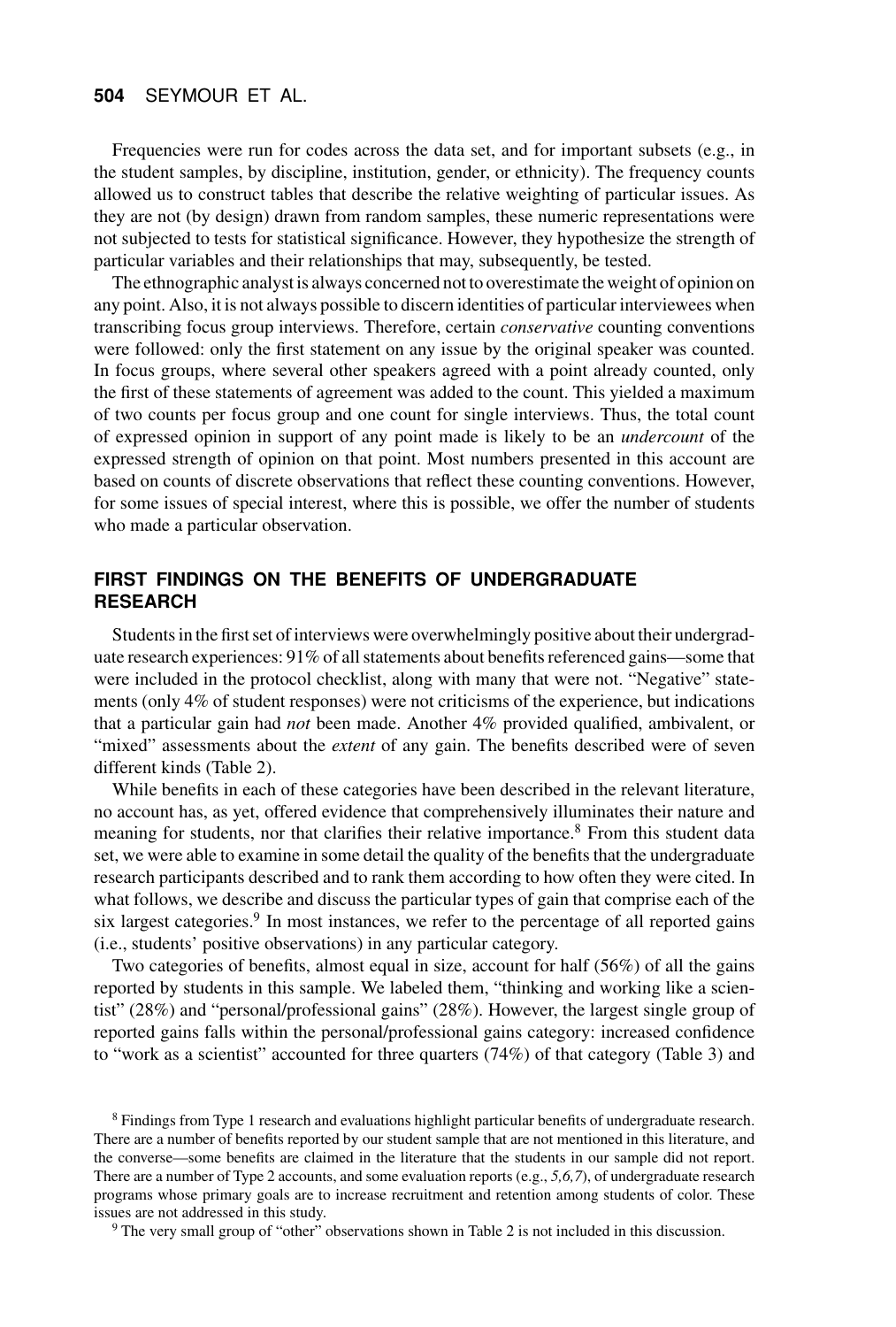Frequencies were run for codes across the data set, and for important subsets (e.g., in the student samples, by discipline, institution, gender, or ethnicity). The frequency counts allowed us to construct tables that describe the relative weighting of particular issues. As they are not (by design) drawn from random samples, these numeric representations were not subjected to tests for statistical significance. However, they hypothesize the strength of particular variables and their relationships that may, subsequently, be tested.

The ethnographic analyst is always concerned not to overestimate the weight of opinion on any point. Also, it is not always possible to discern identities of particular interviewees when transcribing focus group interviews. Therefore, certain *conservative* counting conventions were followed: only the first statement on any issue by the original speaker was counted. In focus groups, where several other speakers agreed with a point already counted, only the first of these statements of agreement was added to the count. This yielded a maximum of two counts per focus group and one count for single interviews. Thus, the total count of expressed opinion in support of any point made is likely to be an *undercount* of the expressed strength of opinion on that point. Most numbers presented in this account are based on counts of discrete observations that reflect these counting conventions. However, for some issues of special interest, where this is possible, we offer the number of students who made a particular observation.

## FIRST FINDINGS ON THE BENEFITS OF UNDERGRADUATE RESEARCH

Students in the first set of interviews were overwhelmingly positive about their undergraduate research experiences: 91% of all statements about benefits referenced gains—some that were included in the protocol checklist, along with many that were not. "Negative" statements (only 4% of student responses) were not criticisms of the experience, but indications that a particular gain had *not* been made. Another 4% provided qualified, ambivalent, or "mixed" assessments about the *extent* of any gain. The benefits described were of seven different kinds (Table 2).

While benefits in each of these categories have been described in the relevant literature, no account has, as yet, offered evidence that comprehensively illuminates their nature and meaning for students, nor that clarifies their relative importance.[8] From this student data set, we were able to examine in some detail the quality of the benefits that the undergraduate research participants described and to rank them according to how often they were cited. In what follows, we describe and discuss the particular types of gain that comprise each of the six largest categories.[9] In most instances, we refer to the percentage of all reported gains (i.e., students' positive observations) in any particular category.

Two categories of benefits, almost equal in size, account for half (56%) of all the gains reported by students in this sample. We labeled them, "thinking and working like a scientist" (28%) and "personal/professional gains" (28%). However, the largest single group of reported gains falls within the personal/professional gains category: increased confidence to "work as a scientist" accounted for three quarters (74%) of that category (Table 3) and

[8] Findings from Type 1 research and evaluations highlight particular benefits of undergraduate research. There are a number of benefits reported by our student sample that are not mentioned in this literature, and the converse—some benefits are claimed in the literature that the students in our sample did not report. There are a number of Type 2 accounts, and some evaluation reports (e.g., *5,6,7*), of undergraduate research programs whose primary goals are to increase recruitment and retention among students of color. These issues are not addressed in this study.

[9] The very small group of "other" observations shown in Table 2 is not included in this discussion.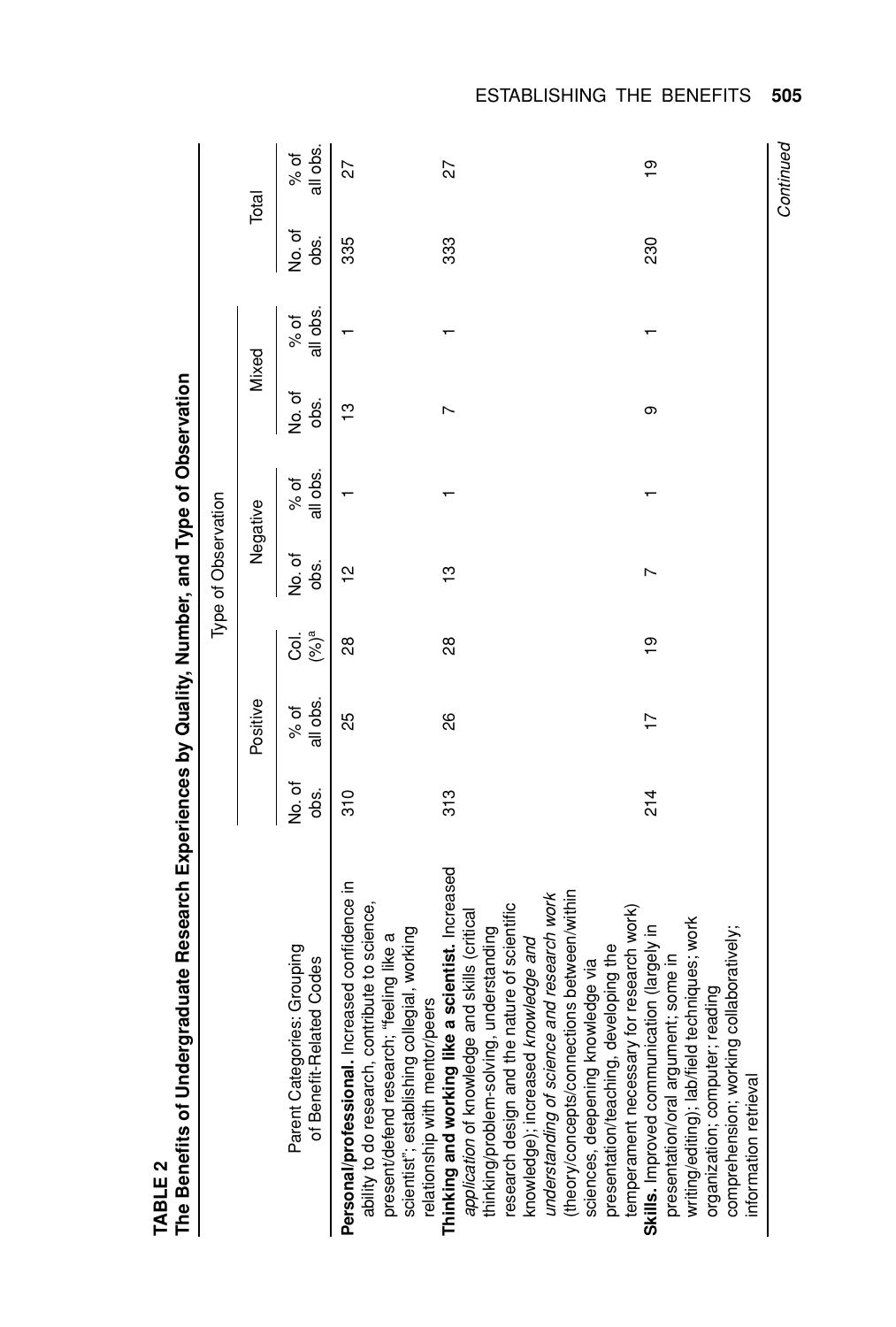**TABLE 2**
**The Benefits of Undergraduate Research Experiences by Quality, Number, and Type of Observation**

| Parent Categories: Grouping of Benefit-Related Codes | Type of Observation | | | | | | | | |
|---|---|---|---|---|---|---|---|---|---|
| | Positive | | | Negative | | Mixed | | Total | |
| | No. of obs. | % of all obs. | Col. (%)[a] | No. of obs. | % of all obs. | No. of obs. | % of all obs. | No. of obs. | % of all obs. |
| **Personal/professional.** Increased confidence in ability to do research, contribute to science, present/defend research; "feeling like a scientist"; establishing collegial, working relationship with mentor/peers | 310 | 25 | 28 | 12 | 1 | 13 | 1 | 335 | 27 |
| **Thinking and working like a scientist.** Increased *application* of knowledge and skills (critical thinking/problem-solving, understanding research design and the nature of scientific knowledge); increased *knowledge and understanding of science and research work* (theory/concepts/connections between/within sciences, deepening knowledge via presentation/teaching, developing the temperament necessary for research work) | 313 | 26 | 28 | 13 | 1 | 7 | 1 | 333 | 27 |
| **Skills.** Improved communication (largely in presentation/oral argument; some in writing/editing); lab/field techniques; work organization; computer; reading comprehension; working collaboratively; information retrieval | 214 | 17 | 19 | 7 | 1 | 9 | 1 | 230 | 19 |

*Continued*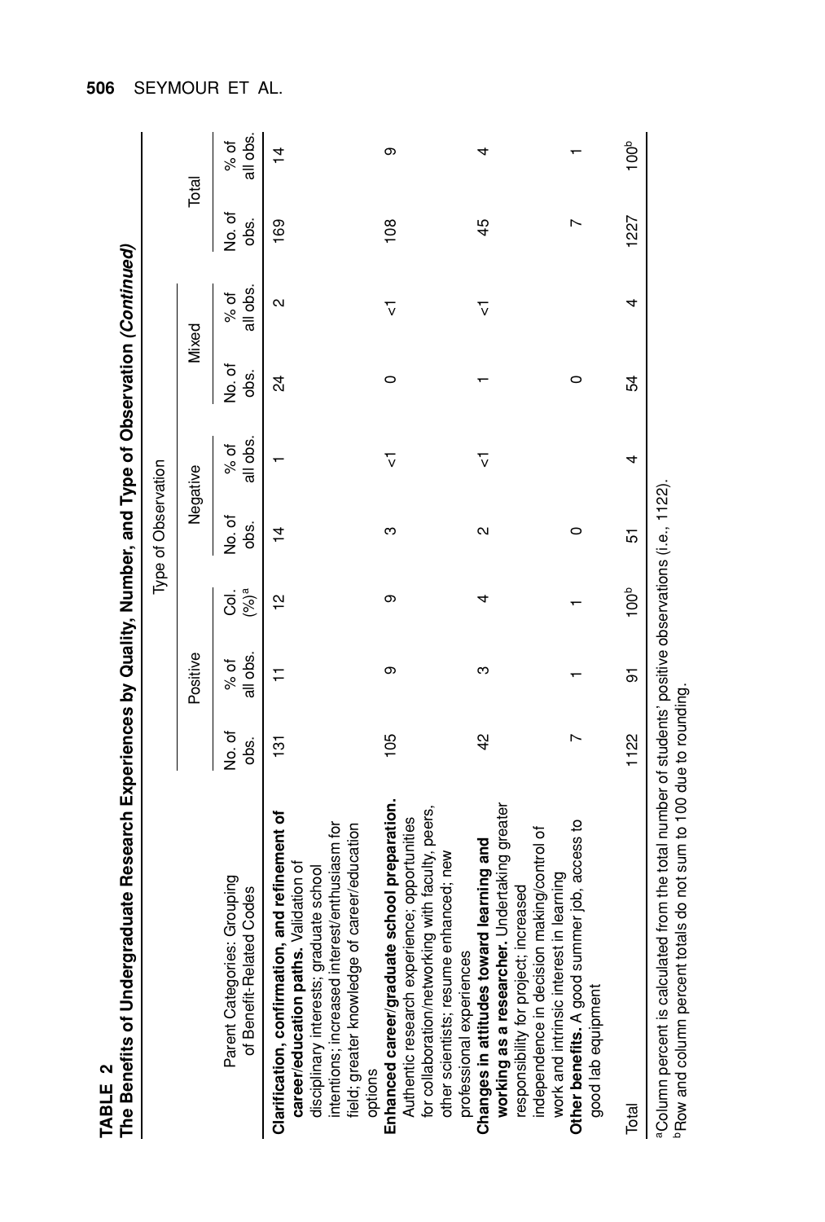**TABLE 2**

**The Benefits of Undergraduate Research Experiences by Quality, Number, and Type of Observation *(Continued)***

| Parent Categories: Grouping of Benefit-Related Codes | Type of Observation | | | | | | | Total | |
|---|---|---|---|---|---|---|---|---|---|
| | Positive | | | Negative | | Mixed | | | |
| | No. of obs. | % of all obs. | Col. (%)[a] | No. of obs. | % of all obs. | No. of obs. | % of all obs. | No. of obs. | % of all obs. |
| **Clarification, confirmation, and refinement of career/education paths.** Validation of disciplinary interests; graduate school intentions; increased interest/enthusiasm for field; greater knowledge of career/education options | 131 | 11 | 12 | 14 | 1 | 24 | 2 | 169 | 14 |
| **Enhanced career/graduate school preparation.** Authentic research experience; opportunities for collaboration/networking with faculty, peers, other scientists; resume enhanced; new professional experiences | 105 | 9 | 9 | 3 | <1 | 0 | <1 | 108 | 9 |
| **Changes in attitudes toward learning and working as a researcher.** Undertaking greater responsibility for project; increased independence in decision making/control of work and intrinsic interest in learning | 42 | 3 | 4 | 2 | <1 | 1 | <1 | 45 | 4 |
| **Other benefits.** A good summer job, access to good lab equipment | 7 | 1 | 1 | 0 | | 0 | | 7 | 1 |
| Total | 1122 | 91 | 100[b] | 51 | 4 | 54 | 4 | 1227 | 100[b] |

[a]Column percent is calculated from the total number of students' positive observations (i.e., 1122).
[b]Row and column percent totals do not sum to 100 due to rounding.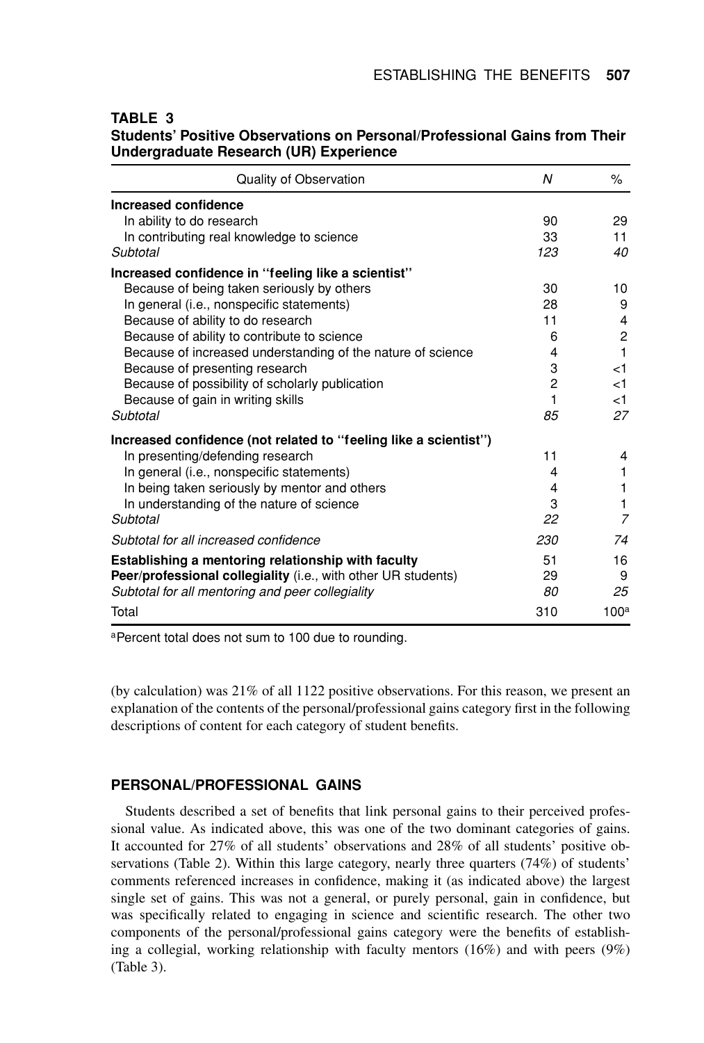**TABLE 3**
**Students' Positive Observations on Personal/Professional Gains from Their Undergraduate Research (UR) Experience**

| Quality of Observation | N | % |
|---|---|---|
| **Increased confidence** | | |
| In ability to do research | 90 | 29 |
| In contributing real knowledge to science | 33 | 11 |
| *Subtotal* | *123* | *40* |
| **Increased confidence in "feeling like a scientist"** | | |
| Because of being taken seriously by others | 30 | 10 |
| In general (i.e., nonspecific statements) | 28 | 9 |
| Because of ability to do research | 11 | 4 |
| Because of ability to contribute to science | 6 | 2 |
| Because of increased understanding of the nature of science | 4 | 1 |
| Because of presenting research | 3 | <1 |
| Because of possibility of scholarly publication | 2 | <1 |
| Because of gain in writing skills | 1 | <1 |
| *Subtotal* | *85* | *27* |
| **Increased confidence (not related to "feeling like a scientist")** | | |
| In presenting/defending research | 11 | 4 |
| In general (i.e., nonspecific statements) | 4 | 1 |
| In being taken seriously by mentor and others | 4 | 1 |
| In understanding of the nature of science | 3 | 1 |
| *Subtotal* | *22* | *7* |
| *Subtotal for all increased confidence* | *230* | *74* |
| **Establishing a mentoring relationship with faculty** | 51 | 16 |
| **Peer/professional collegiality** (i.e., with other UR students) | 29 | 9 |
| *Subtotal for all mentoring and peer collegiality* | *80* | *25* |
| Total | 310 | 100[a] |

[a]Percent total does not sum to 100 due to rounding.

(by calculation) was 21% of all 1122 positive observations. For this reason, we present an explanation of the contents of the personal/professional gains category first in the following descriptions of content for each category of student benefits.

## PERSONAL/PROFESSIONAL GAINS

Students described a set of benefits that link personal gains to their perceived professional value. As indicated above, this was one of the two dominant categories of gains. It accounted for 27% of all students' observations and 28% of all students' positive observations (Table 2). Within this large category, nearly three quarters (74%) of students' comments referenced increases in confidence, making it (as indicated above) the largest single set of gains. This was not a general, or purely personal, gain in confidence, but was specifically related to engaging in science and scientific research. The other two components of the personal/professional gains category were the benefits of establishing a collegial, working relationship with faculty mentors (16%) and with peers (9%) (Table 3).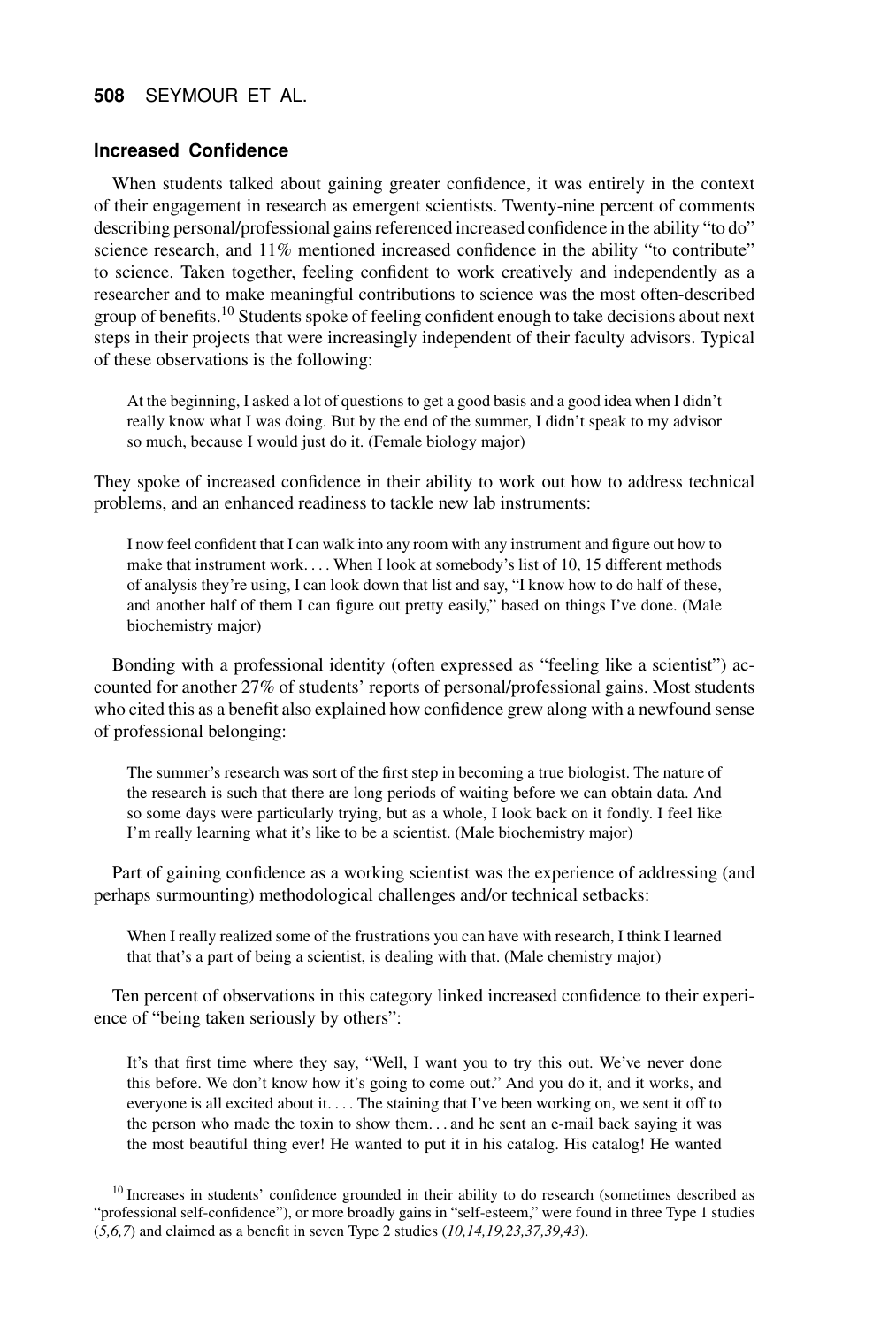### Increased Confidence

When students talked about gaining greater confidence, it was entirely in the context of their engagement in research as emergent scientists. Twenty-nine percent of comments describing personal/professional gains referenced increased confidence in the ability "to do" science research, and 11% mentioned increased confidence in the ability "to contribute" to science. Taken together, feeling confident to work creatively and independently as a researcher and to make meaningful contributions to science was the most often-described group of benefits.[10] Students spoke of feeling confident enough to take decisions about next steps in their projects that were increasingly independent of their faculty advisors. Typical of these observations is the following:

> At the beginning, I asked a lot of questions to get a good basis and a good idea when I didn't really know what I was doing. But by the end of the summer, I didn't speak to my advisor so much, because I would just do it. (Female biology major)

They spoke of increased confidence in their ability to work out how to address technical problems, and an enhanced readiness to tackle new lab instruments:

> I now feel confident that I can walk into any room with any instrument and figure out how to make that instrument work. . . . When I look at somebody's list of 10, 15 different methods of analysis they're using, I can look down that list and say, "I know how to do half of these, and another half of them I can figure out pretty easily," based on things I've done. (Male biochemistry major)

Bonding with a professional identity (often expressed as "feeling like a scientist") accounted for another 27% of students' reports of personal/professional gains. Most students who cited this as a benefit also explained how confidence grew along with a newfound sense of professional belonging:

> The summer's research was sort of the first step in becoming a true biologist. The nature of the research is such that there are long periods of waiting before we can obtain data. And so some days were particularly trying, but as a whole, I look back on it fondly. I feel like I'm really learning what it's like to be a scientist. (Male biochemistry major)

Part of gaining confidence as a working scientist was the experience of addressing (and perhaps surmounting) methodological challenges and/or technical setbacks:

> When I really realized some of the frustrations you can have with research, I think I learned that that's a part of being a scientist, is dealing with that. (Male chemistry major)

Ten percent of observations in this category linked increased confidence to their experience of "being taken seriously by others":

> It's that first time where they say, "Well, I want you to try this out. We've never done this before. We don't know how it's going to come out." And you do it, and it works, and everyone is all excited about it. . . . The staining that I've been working on, we sent it off to the person who made the toxin to show them. . . and he sent an e-mail back saying it was the most beautiful thing ever! He wanted to put it in his catalog. His catalog! He wanted

[10] Increases in students' confidence grounded in their ability to do research (sometimes described as "professional self-confidence"), or more broadly gains in "self-esteem," were found in three Type 1 studies (*5,6,7*) and claimed as a benefit in seven Type 2 studies (*10,14,19,23,37,39,43*).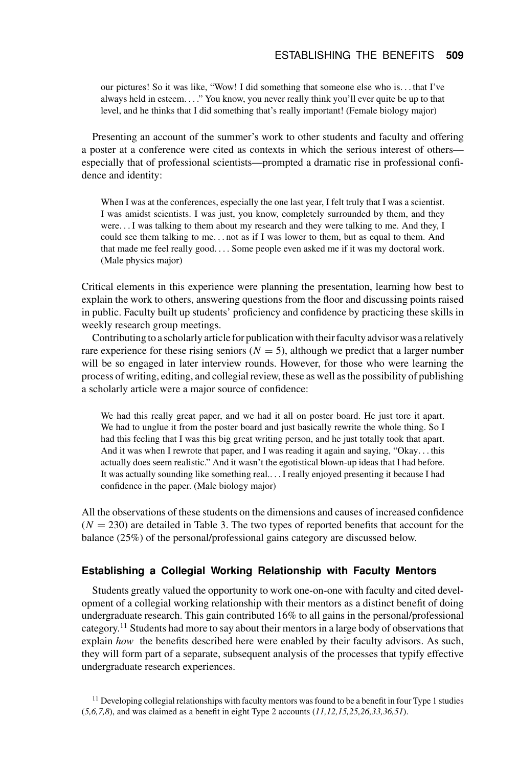> our pictures! So it was like, "Wow! I did something that someone else who is... that I've always held in esteem...." You know, you never really think you'll ever quite be up to that level, and he thinks that I did something that's really important! (Female biology major)

Presenting an account of the summer's work to other students and faculty and offering a poster at a conference were cited as contexts in which the serious interest of others—especially that of professional scientists—prompted a dramatic rise in professional confidence and identity:

> When I was at the conferences, especially the one last year, I felt truly that I was a scientist. I was amidst scientists. I was just, you know, completely surrounded by them, and they were... I was talking to them about my research and they were talking to me. And they, I could see them talking to me... not as if I was lower to them, but as equal to them. And that made me feel really good.... Some people even asked me if it was my doctoral work. (Male physics major)

Critical elements in this experience were planning the presentation, learning how best to explain the work to others, answering questions from the floor and discussing points raised in public. Faculty built up students' proficiency and confidence by practicing these skills in weekly research group meetings.

Contributing to a scholarly article for publication with their faculty advisor was a relatively rare experience for these rising seniors ($N = 5$), although we predict that a larger number will be so engaged in later interview rounds. However, for those who were learning the process of writing, editing, and collegial review, these as well as the possibility of publishing a scholarly article were a major source of confidence:

> We had this really great paper, and we had it all on poster board. He just tore it apart. We had to unglue it from the poster board and just basically rewrite the whole thing. So I had this feeling that I was this big great writing person, and he just totally took that apart. And it was when I rewrote that paper, and I was reading it again and saying, "Okay... this actually does seem realistic." And it wasn't the egotistical blown-up ideas that I had before. It was actually sounding like something real.... I really enjoyed presenting it because I had confidence in the paper. (Male biology major)

All the observations of these students on the dimensions and causes of increased confidence ($N = 230$) are detailed in Table 3. The two types of reported benefits that account for the balance (25%) of the personal/professional gains category are discussed below.

### Establishing a Collegial Working Relationship with Faculty Mentors

Students greatly valued the opportunity to work one-on-one with faculty and cited development of a collegial working relationship with their mentors as a distinct benefit of doing undergraduate research. This gain contributed 16% to all gains in the personal/professional category.[11] Students had more to say about their mentors in a large body of observations that explain *how* the benefits described here were enabled by their faculty advisors. As such, they will form part of a separate, subsequent analysis of the processes that typify effective undergraduate research experiences.

[11] Developing collegial relationships with faculty mentors was found to be a benefit in four Type 1 studies (*5,6,7,8*), and was claimed as a benefit in eight Type 2 accounts (*11,12,15,25,26,33,36,51*).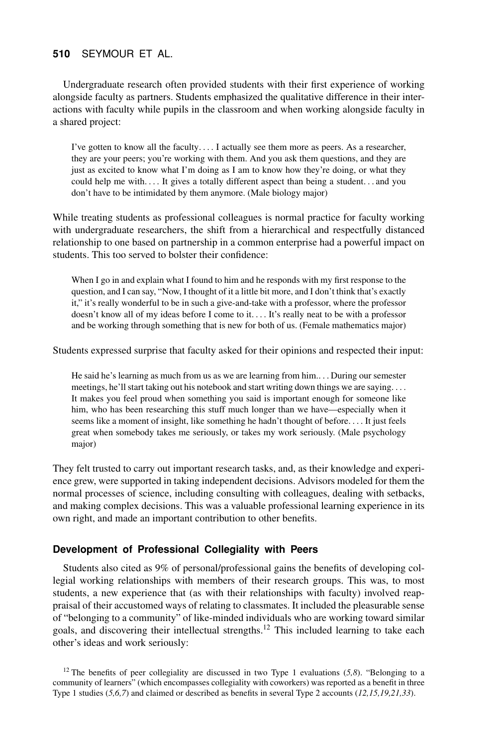Undergraduate research often provided students with their first experience of working alongside faculty as partners. Students emphasized the qualitative difference in their interactions with faculty while pupils in the classroom and when working alongside faculty in a shared project:

> I've gotten to know all the faculty. . . . I actually see them more as peers. As a researcher, they are your peers; you're working with them. And you ask them questions, and they are just as excited to know what I'm doing as I am to know how they're doing, or what they could help me with. . . . It gives a totally different aspect than being a student. . . and you don't have to be intimidated by them anymore. (Male biology major)

While treating students as professional colleagues is normal practice for faculty working with undergraduate researchers, the shift from a hierarchical and respectfully distanced relationship to one based on partnership in a common enterprise had a powerful impact on students. This too served to bolster their confidence:

> When I go in and explain what I found to him and he responds with my first response to the question, and I can say, "Now, I thought of it a little bit more, and I don't think that's exactly it," it's really wonderful to be in such a give-and-take with a professor, where the professor doesn't know all of my ideas before I come to it. . . . It's really neat to be with a professor and be working through something that is new for both of us. (Female mathematics major)

Students expressed surprise that faculty asked for their opinions and respected their input:

> He said he's learning as much from us as we are learning from him.. . . During our semester meetings, he'll start taking out his notebook and start writing down things we are saying. . . . It makes you feel proud when something you said is important enough for someone like him, who has been researching this stuff much longer than we have—especially when it seems like a moment of insight, like something he hadn't thought of before. . . . It just feels great when somebody takes me seriously, or takes my work seriously. (Male psychology major)

They felt trusted to carry out important research tasks, and, as their knowledge and experience grew, were supported in taking independent decisions. Advisors modeled for them the normal processes of science, including consulting with colleagues, dealing with setbacks, and making complex decisions. This was a valuable professional learning experience in its own right, and made an important contribution to other benefits.

### Development of Professional Collegiality with Peers

Students also cited as 9% of personal/professional gains the benefits of developing collegial working relationships with members of their research groups. This was, to most students, a new experience that (as with their relationships with faculty) involved reappraisal of their accustomed ways of relating to classmates. It included the pleasurable sense of "belonging to a community" of like-minded individuals who are working toward similar goals, and discovering their intellectual strengths.[12] This included learning to take each other's ideas and work seriously:

[12] The benefits of peer collegiality are discussed in two Type 1 evaluations (*5,8*). "Belonging to a community of learners" (which encompasses collegiality with coworkers) was reported as a benefit in three Type 1 studies (*5,6,7*) and claimed or described as benefits in several Type 2 accounts (*12,15,19,21,33*).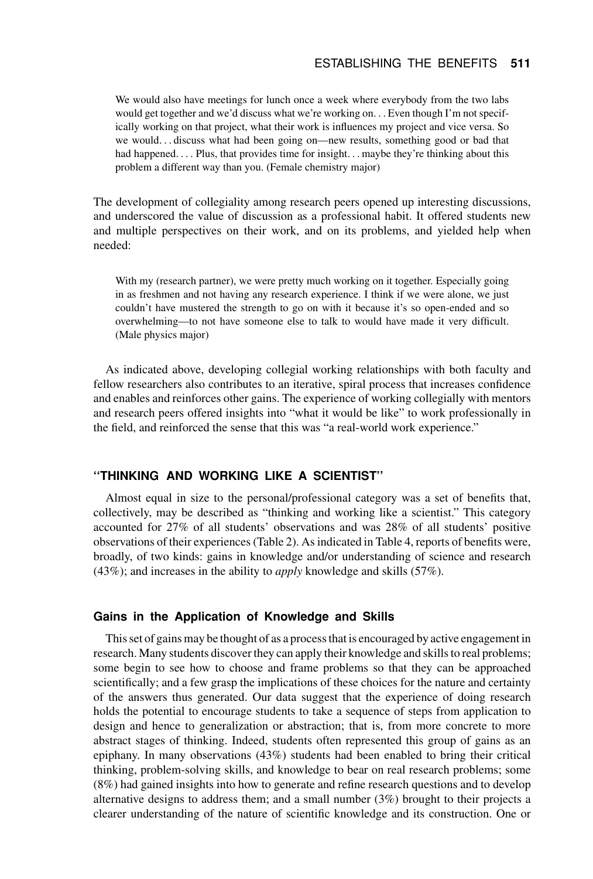> We would also have meetings for lunch once a week where everybody from the two labs would get together and we'd discuss what we're working on. . . Even though I'm not specifically working on that project, what their work is influences my project and vice versa. So we would. . . discuss what had been going on—new results, something good or bad that had happened. . . . Plus, that provides time for insight. . . maybe they're thinking about this problem a different way than you. (Female chemistry major)

The development of collegiality among research peers opened up interesting discussions, and underscored the value of discussion as a professional habit. It offered students new and multiple perspectives on their work, and on its problems, and yielded help when needed:

> With my (research partner), we were pretty much working on it together. Especially going in as freshmen and not having any research experience. I think if we were alone, we just couldn't have mustered the strength to go on with it because it's so open-ended and so overwhelming—to not have someone else to talk to would have made it very difficult. (Male physics major)

As indicated above, developing collegial working relationships with both faculty and fellow researchers also contributes to an iterative, spiral process that increases confidence and enables and reinforces other gains. The experience of working collegially with mentors and research peers offered insights into "what it would be like" to work professionally in the field, and reinforced the sense that this was "a real-world work experience."

## "THINKING AND WORKING LIKE A SCIENTIST"

Almost equal in size to the personal/professional category was a set of benefits that, collectively, may be described as "thinking and working like a scientist." This category accounted for 27% of all students' observations and was 28% of all students' positive observations of their experiences (Table 2). As indicated in Table 4, reports of benefits were, broadly, of two kinds: gains in knowledge and/or understanding of science and research (43%); and increases in the ability to *apply* knowledge and skills (57%).

### Gains in the Application of Knowledge and Skills

This set of gains may be thought of as a process that is encouraged by active engagement in research. Many students discover they can apply their knowledge and skills to real problems; some begin to see how to choose and frame problems so that they can be approached scientifically; and a few grasp the implications of these choices for the nature and certainty of the answers thus generated. Our data suggest that the experience of doing research holds the potential to encourage students to take a sequence of steps from application to design and hence to generalization or abstraction; that is, from more concrete to more abstract stages of thinking. Indeed, students often represented this group of gains as an epiphany. In many observations (43%) students had been enabled to bring their critical thinking, problem-solving skills, and knowledge to bear on real research problems; some (8%) had gained insights into how to generate and refine research questions and to develop alternative designs to address them; and a small number (3%) brought to their projects a clearer understanding of the nature of scientific knowledge and its construction. One or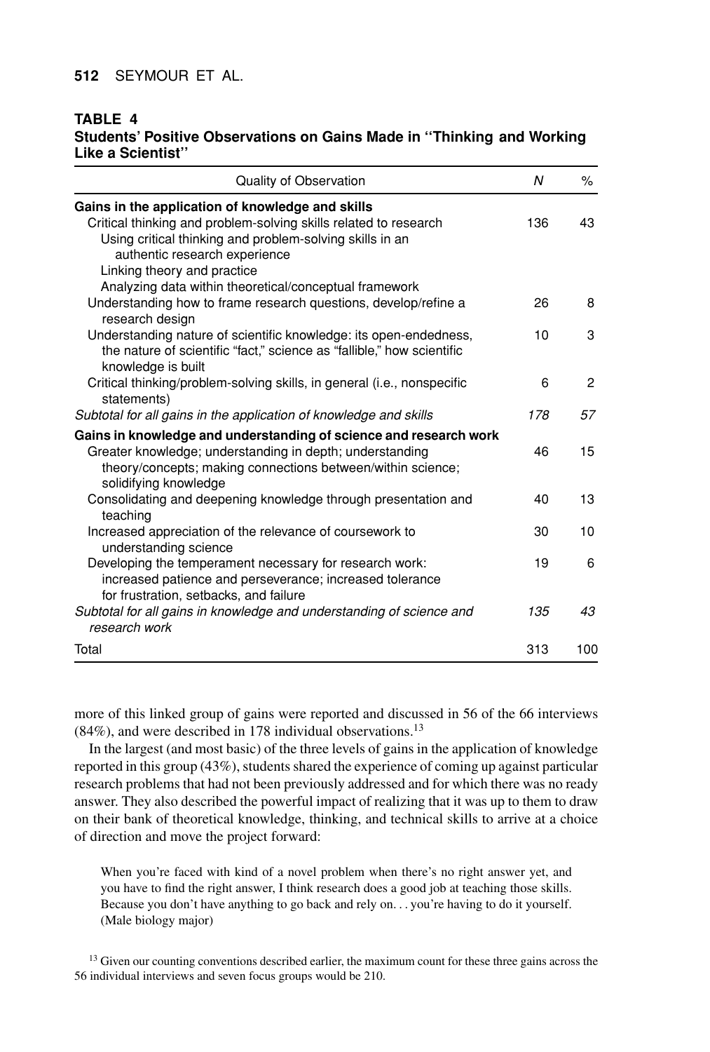**TABLE 4**
**Students' Positive Observations on Gains Made in "Thinking and Working Like a Scientist"**

| Quality of Observation | N | % |
|---|---|---|
| **Gains in the application of knowledge and skills** | | |
| Critical thinking and problem-solving skills related to research | 136 | 43 |
| Using critical thinking and problem-solving skills in an authentic research experience | | |
| Linking theory and practice | | |
| Analyzing data within theoretical/conceptual framework | | |
| Understanding how to frame research questions, develop/refine a research design | 26 | 8 |
| Understanding nature of scientific knowledge: its open-endedness, the nature of scientific "fact," science as "fallible," how scientific knowledge is built | 10 | 3 |
| Critical thinking/problem-solving skills, in general (i.e., nonspecific statements) | 6 | 2 |
| *Subtotal for all gains in the application of knowledge and skills* | *178* | *57* |
| **Gains in knowledge and understanding of science and research work** | | |
| Greater knowledge; understanding in depth; understanding theory/concepts; making connections between/within science; solidifying knowledge | 46 | 15 |
| Consolidating and deepening knowledge through presentation and teaching | 40 | 13 |
| Increased appreciation of the relevance of coursework to understanding science | 30 | 10 |
| Developing the temperament necessary for research work: increased patience and perseverance; increased tolerance for frustration, setbacks, and failure | 19 | 6 |
| *Subtotal for all gains in knowledge and understanding of science and research work* | *135* | *43* |
| Total | 313 | 100 |

more of this linked group of gains were reported and discussed in 56 of the 66 interviews (84%), and were described in 178 individual observations.[13]

In the largest (and most basic) of the three levels of gains in the application of knowledge reported in this group (43%), students shared the experience of coming up against particular research problems that had not been previously addressed and for which there was no ready answer. They also described the powerful impact of realizing that it was up to them to draw on their bank of theoretical knowledge, thinking, and technical skills to arrive at a choice of direction and move the project forward:

> When you're faced with kind of a novel problem when there's no right answer yet, and you have to find the right answer, I think research does a good job at teaching those skills. Because you don't have anything to go back and rely on. . . you're having to do it yourself. (Male biology major)

[13] Given our counting conventions described earlier, the maximum count for these three gains across the 56 individual interviews and seven focus groups would be 210.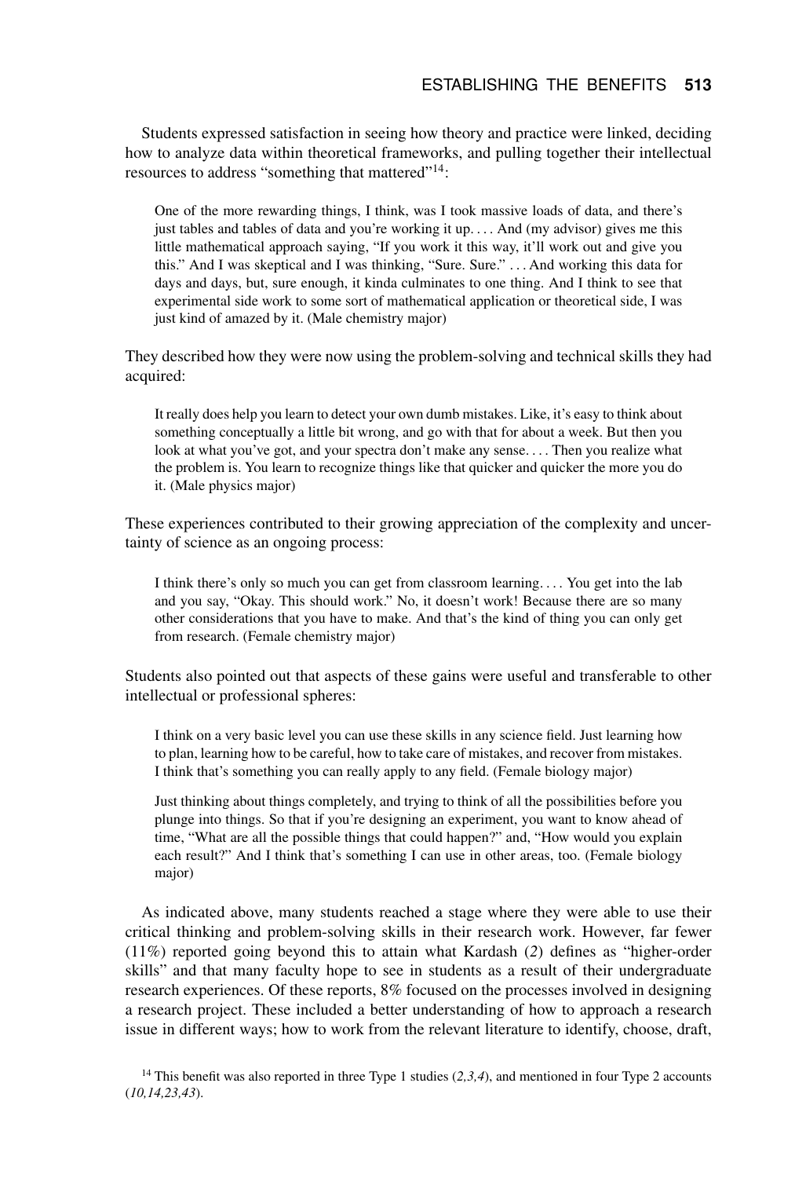Students expressed satisfaction in seeing how theory and practice were linked, deciding how to analyze data within theoretical frameworks, and pulling together their intellectual resources to address "something that mattered"[14]:

> One of the more rewarding things, I think, was I took massive loads of data, and there's just tables and tables of data and you're working it up. . . . And (my advisor) gives me this little mathematical approach saying, "If you work it this way, it'll work out and give you this." And I was skeptical and I was thinking, "Sure. Sure." . . . And working this data for days and days, but, sure enough, it kinda culminates to one thing. And I think to see that experimental side work to some sort of mathematical application or theoretical side, I was just kind of amazed by it. (Male chemistry major)

They described how they were now using the problem-solving and technical skills they had acquired:

> It really does help you learn to detect your own dumb mistakes. Like, it's easy to think about something conceptually a little bit wrong, and go with that for about a week. But then you look at what you've got, and your spectra don't make any sense. . . . Then you realize what the problem is. You learn to recognize things like that quicker and quicker the more you do it. (Male physics major)

These experiences contributed to their growing appreciation of the complexity and uncertainty of science as an ongoing process:

> I think there's only so much you can get from classroom learning. . . . You get into the lab and you say, "Okay. This should work." No, it doesn't work! Because there are so many other considerations that you have to make. And that's the kind of thing you can only get from research. (Female chemistry major)

Students also pointed out that aspects of these gains were useful and transferable to other intellectual or professional spheres:

> I think on a very basic level you can use these skills in any science field. Just learning how to plan, learning how to be careful, how to take care of mistakes, and recover from mistakes. I think that's something you can really apply to any field. (Female biology major)

> Just thinking about things completely, and trying to think of all the possibilities before you plunge into things. So that if you're designing an experiment, you want to know ahead of time, "What are all the possible things that could happen?" and, "How would you explain each result?" And I think that's something I can use in other areas, too. (Female biology major)

As indicated above, many students reached a stage where they were able to use their critical thinking and problem-solving skills in their research work. However, far fewer (11%) reported going beyond this to attain what Kardash (*2*) defines as "higher-order skills" and that many faculty hope to see in students as a result of their undergraduate research experiences. Of these reports, 8% focused on the processes involved in designing a research project. These included a better understanding of how to approach a research issue in different ways; how to work from the relevant literature to identify, choose, draft,

[14] This benefit was also reported in three Type 1 studies (*2,3,4*), and mentioned in four Type 2 accounts (*10,14,23,43*).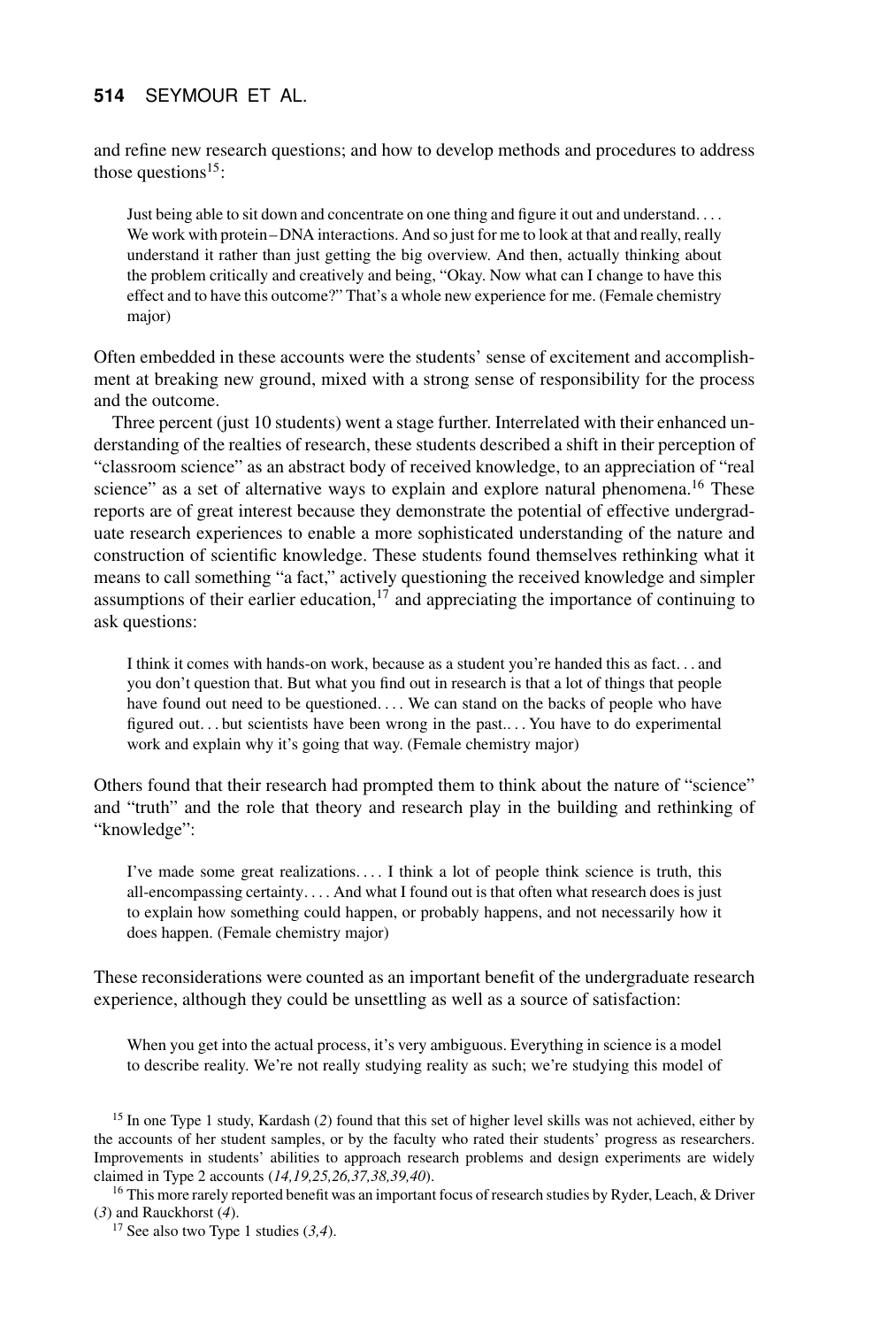and refine new research questions; and how to develop methods and procedures to address those questions[15]:

> Just being able to sit down and concentrate on one thing and figure it out and understand. . . . We work with protein–DNA interactions. And so just for me to look at that and really, really understand it rather than just getting the big overview. And then, actually thinking about the problem critically and creatively and being, "Okay. Now what can I change to have this effect and to have this outcome?" That's a whole new experience for me. (Female chemistry major)

Often embedded in these accounts were the students' sense of excitement and accomplishment at breaking new ground, mixed with a strong sense of responsibility for the process and the outcome.

Three percent (just 10 students) went a stage further. Interrelated with their enhanced understanding of the realties of research, these students described a shift in their perception of "classroom science" as an abstract body of received knowledge, to an appreciation of "real science" as a set of alternative ways to explain and explore natural phenomena.[16] These reports are of great interest because they demonstrate the potential of effective undergraduate research experiences to enable a more sophisticated understanding of the nature and construction of scientific knowledge. These students found themselves rethinking what it means to call something "a fact," actively questioning the received knowledge and simpler assumptions of their earlier education,[17] and appreciating the importance of continuing to ask questions:

> I think it comes with hands-on work, because as a student you're handed this as fact. . . and you don't question that. But what you find out in research is that a lot of things that people have found out need to be questioned. . . . We can stand on the backs of people who have figured out. . . but scientists have been wrong in the past.. . . You have to do experimental work and explain why it's going that way. (Female chemistry major)

Others found that their research had prompted them to think about the nature of "science" and "truth" and the role that theory and research play in the building and rethinking of "knowledge":

> I've made some great realizations. . . . I think a lot of people think science is truth, this all-encompassing certainty. . . . And what I found out is that often what research does is just to explain how something could happen, or probably happens, and not necessarily how it does happen. (Female chemistry major)

These reconsiderations were counted as an important benefit of the undergraduate research experience, although they could be unsettling as well as a source of satisfaction:

> When you get into the actual process, it's very ambiguous. Everything in science is a model to describe reality. We're not really studying reality as such; we're studying this model of

[15] In one Type 1 study, Kardash (*2*) found that this set of higher level skills was not achieved, either by the accounts of her student samples, or by the faculty who rated their students' progress as researchers. Improvements in students' abilities to approach research problems and design experiments are widely claimed in Type 2 accounts (*14,19,25,26,37,38,39,40*).

[16] This more rarely reported benefit was an important focus of research studies by Ryder, Leach, & Driver (*3*) and Rauckhorst (*4*).

[17] See also two Type 1 studies (*3,4*).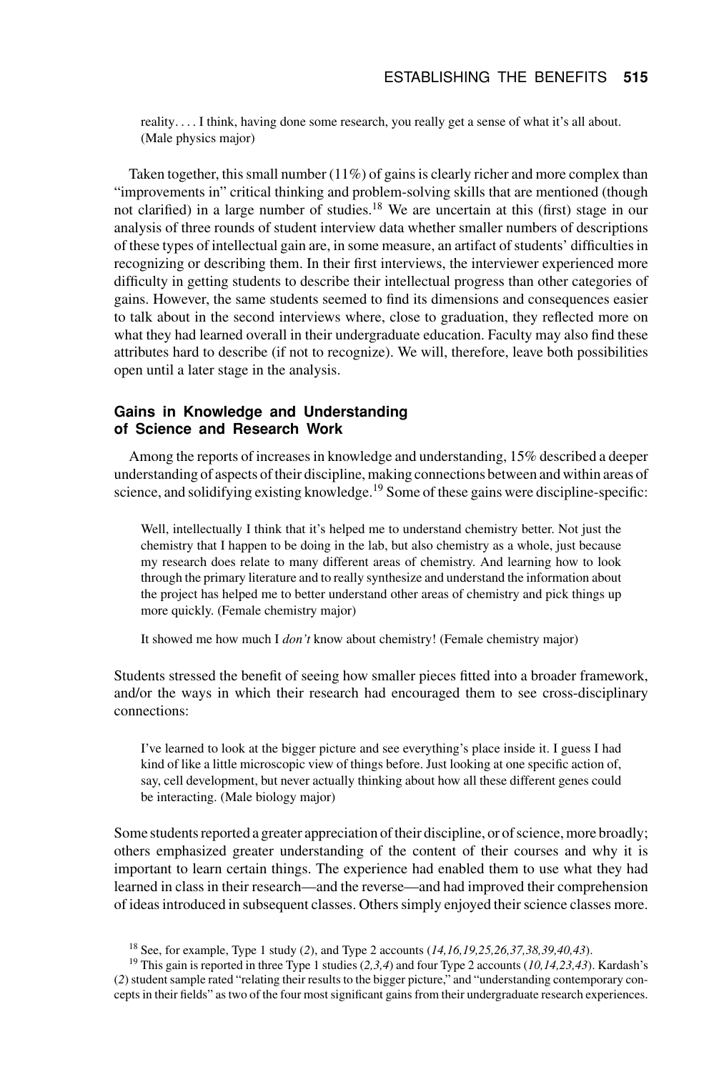> reality. . . . I think, having done some research, you really get a sense of what it's all about. (Male physics major)

Taken together, this small number (11%) of gains is clearly richer and more complex than "improvements in" critical thinking and problem-solving skills that are mentioned (though not clarified) in a large number of studies.[18] We are uncertain at this (first) stage in our analysis of three rounds of student interview data whether smaller numbers of descriptions of these types of intellectual gain are, in some measure, an artifact of students' difficulties in recognizing or describing them. In their first interviews, the interviewer experienced more difficulty in getting students to describe their intellectual progress than other categories of gains. However, the same students seemed to find its dimensions and consequences easier to talk about in the second interviews where, close to graduation, they reflected more on what they had learned overall in their undergraduate education. Faculty may also find these attributes hard to describe (if not to recognize). We will, therefore, leave both possibilities open until a later stage in the analysis.

### Gains in Knowledge and Understanding of Science and Research Work

Among the reports of increases in knowledge and understanding, 15% described a deeper understanding of aspects of their discipline, making connections between and within areas of science, and solidifying existing knowledge.[19] Some of these gains were discipline-specific:

> Well, intellectually I think that it's helped me to understand chemistry better. Not just the chemistry that I happen to be doing in the lab, but also chemistry as a whole, just because my research does relate to many different areas of chemistry. And learning how to look through the primary literature and to really synthesize and understand the information about the project has helped me to better understand other areas of chemistry and pick things up more quickly. (Female chemistry major)

> It showed me how much I *don't* know about chemistry! (Female chemistry major)

Students stressed the benefit of seeing how smaller pieces fitted into a broader framework, and/or the ways in which their research had encouraged them to see cross-disciplinary connections:

> I've learned to look at the bigger picture and see everything's place inside it. I guess I had kind of like a little microscopic view of things before. Just looking at one specific action of, say, cell development, but never actually thinking about how all these different genes could be interacting. (Male biology major)

Some students reported a greater appreciation of their discipline, or of science, more broadly; others emphasized greater understanding of the content of their courses and why it is important to learn certain things. The experience had enabled them to use what they had learned in class in their research—and the reverse—and had improved their comprehension of ideas introduced in subsequent classes. Others simply enjoyed their science classes more.

[18] See, for example, Type 1 study (*2*), and Type 2 accounts (*14,16,19,25,26,37,38,39,40,43*).

[19] This gain is reported in three Type 1 studies (*2,3,4*) and four Type 2 accounts (*10,14,23,43*). Kardash's (*2*) student sample rated "relating their results to the bigger picture," and "understanding contemporary concepts in their fields" as two of the four most significant gains from their undergraduate research experiences.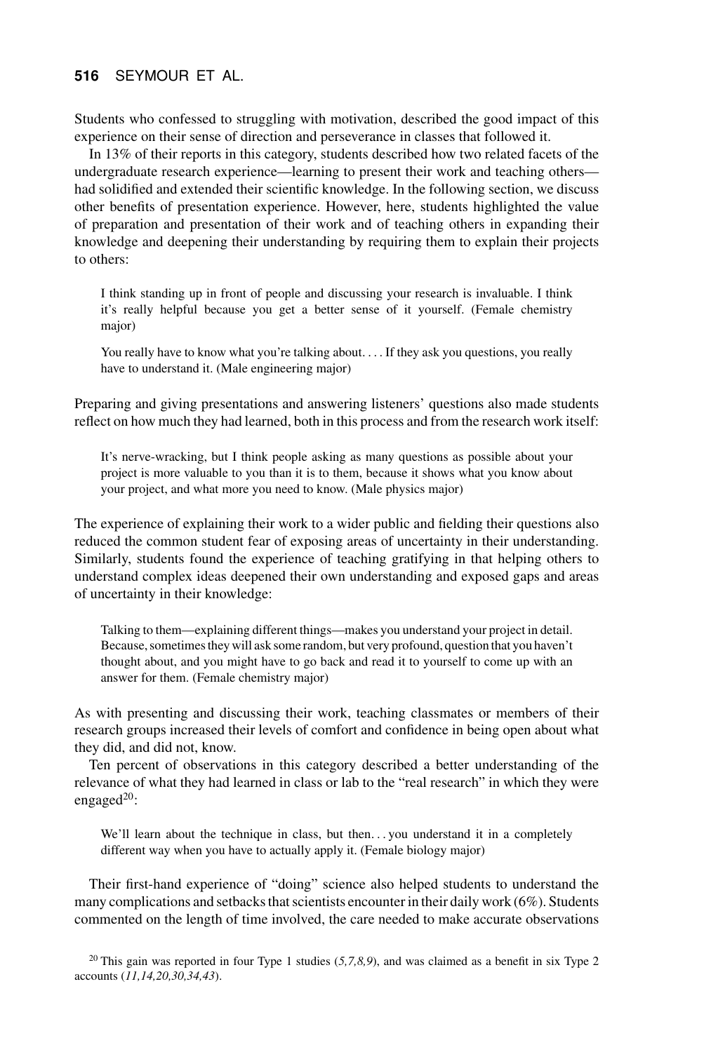Students who confessed to struggling with motivation, described the good impact of this experience on their sense of direction and perseverance in classes that followed it.

In 13% of their reports in this category, students described how two related facets of the undergraduate research experience—learning to present their work and teaching others—had solidified and extended their scientific knowledge. In the following section, we discuss other benefits of presentation experience. However, here, students highlighted the value of preparation and presentation of their work and of teaching others in expanding their knowledge and deepening their understanding by requiring them to explain their projects to others:

> I think standing up in front of people and discussing your research is invaluable. I think it's really helpful because you get a better sense of it yourself. (Female chemistry major)

> You really have to know what you're talking about. . . . If they ask you questions, you really have to understand it. (Male engineering major)

Preparing and giving presentations and answering listeners' questions also made students reflect on how much they had learned, both in this process and from the research work itself:

> It's nerve-wracking, but I think people asking as many questions as possible about your project is more valuable to you than it is to them, because it shows what you know about your project, and what more you need to know. (Male physics major)

The experience of explaining their work to a wider public and fielding their questions also reduced the common student fear of exposing areas of uncertainty in their understanding. Similarly, students found the experience of teaching gratifying in that helping others to understand complex ideas deepened their own understanding and exposed gaps and areas of uncertainty in their knowledge:

> Talking to them—explaining different things—makes you understand your project in detail. Because, sometimes they will ask some random, but very profound, question that you haven't thought about, and you might have to go back and read it to yourself to come up with an answer for them. (Female chemistry major)

As with presenting and discussing their work, teaching classmates or members of their research groups increased their levels of comfort and confidence in being open about what they did, and did not, know.

Ten percent of observations in this category described a better understanding of the relevance of what they had learned in class or lab to the "real research" in which they were engaged[20]:

> We'll learn about the technique in class, but then. . . you understand it in a completely different way when you have to actually apply it. (Female biology major)

Their first-hand experience of "doing" science also helped students to understand the many complications and setbacks that scientists encounter in their daily work (6%). Students commented on the length of time involved, the care needed to make accurate observations

[20] This gain was reported in four Type 1 studies (*5,7,8,9*), and was claimed as a benefit in six Type 2 accounts (*11,14,20,30,34,43*).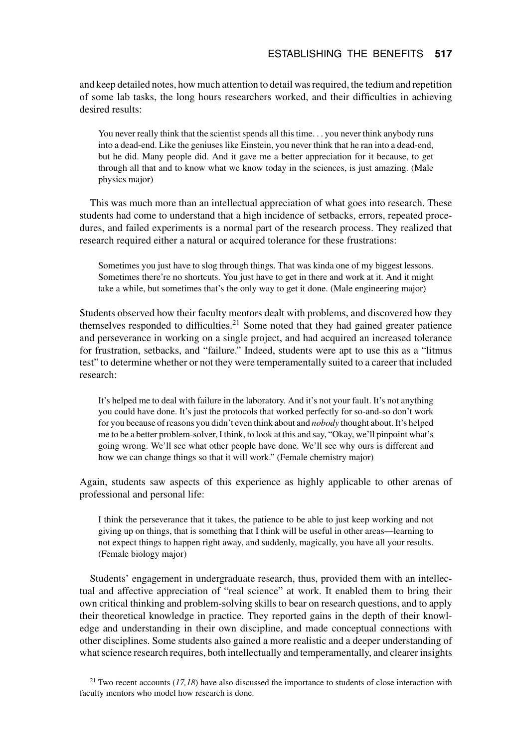and keep detailed notes, how much attention to detail was required, the tedium and repetition of some lab tasks, the long hours researchers worked, and their difficulties in achieving desired results:

> You never really think that the scientist spends all this time. . . you never think anybody runs into a dead-end. Like the geniuses like Einstein, you never think that he ran into a dead-end, but he did. Many people did. And it gave me a better appreciation for it because, to get through all that and to know what we know today in the sciences, is just amazing. (Male physics major)

This was much more than an intellectual appreciation of what goes into research. These students had come to understand that a high incidence of setbacks, errors, repeated procedures, and failed experiments is a normal part of the research process. They realized that research required either a natural or acquired tolerance for these frustrations:

> Sometimes you just have to slog through things. That was kinda one of my biggest lessons. Sometimes there're no shortcuts. You just have to get in there and work at it. And it might take a while, but sometimes that's the only way to get it done. (Male engineering major)

Students observed how their faculty mentors dealt with problems, and discovered how they themselves responded to difficulties.[21] Some noted that they had gained greater patience and perseverance in working on a single project, and had acquired an increased tolerance for frustration, setbacks, and "failure." Indeed, students were apt to use this as a "litmus test" to determine whether or not they were temperamentally suited to a career that included research:

> It's helped me to deal with failure in the laboratory. And it's not your fault. It's not anything you could have done. It's just the protocols that worked perfectly for so-and-so don't work for you because of reasons you didn't even think about and *nobody* thought about. It's helped me to be a better problem-solver, I think, to look at this and say, "Okay, we'll pinpoint what's going wrong. We'll see what other people have done. We'll see why ours is different and how we can change things so that it will work." (Female chemistry major)

Again, students saw aspects of this experience as highly applicable to other arenas of professional and personal life:

> I think the perseverance that it takes, the patience to be able to just keep working and not giving up on things, that is something that I think will be useful in other areas—learning to not expect things to happen right away, and suddenly, magically, you have all your results. (Female biology major)

Students' engagement in undergraduate research, thus, provided them with an intellectual and affective appreciation of "real science" at work. It enabled them to bring their own critical thinking and problem-solving skills to bear on research questions, and to apply their theoretical knowledge in practice. They reported gains in the depth of their knowledge and understanding in their own discipline, and made conceptual connections with other disciplines. Some students also gained a more realistic and a deeper understanding of what science research requires, both intellectually and temperamentally, and clearer insights

[21] Two recent accounts (*17,18*) have also discussed the importance to students of close interaction with faculty mentors who model how research is done.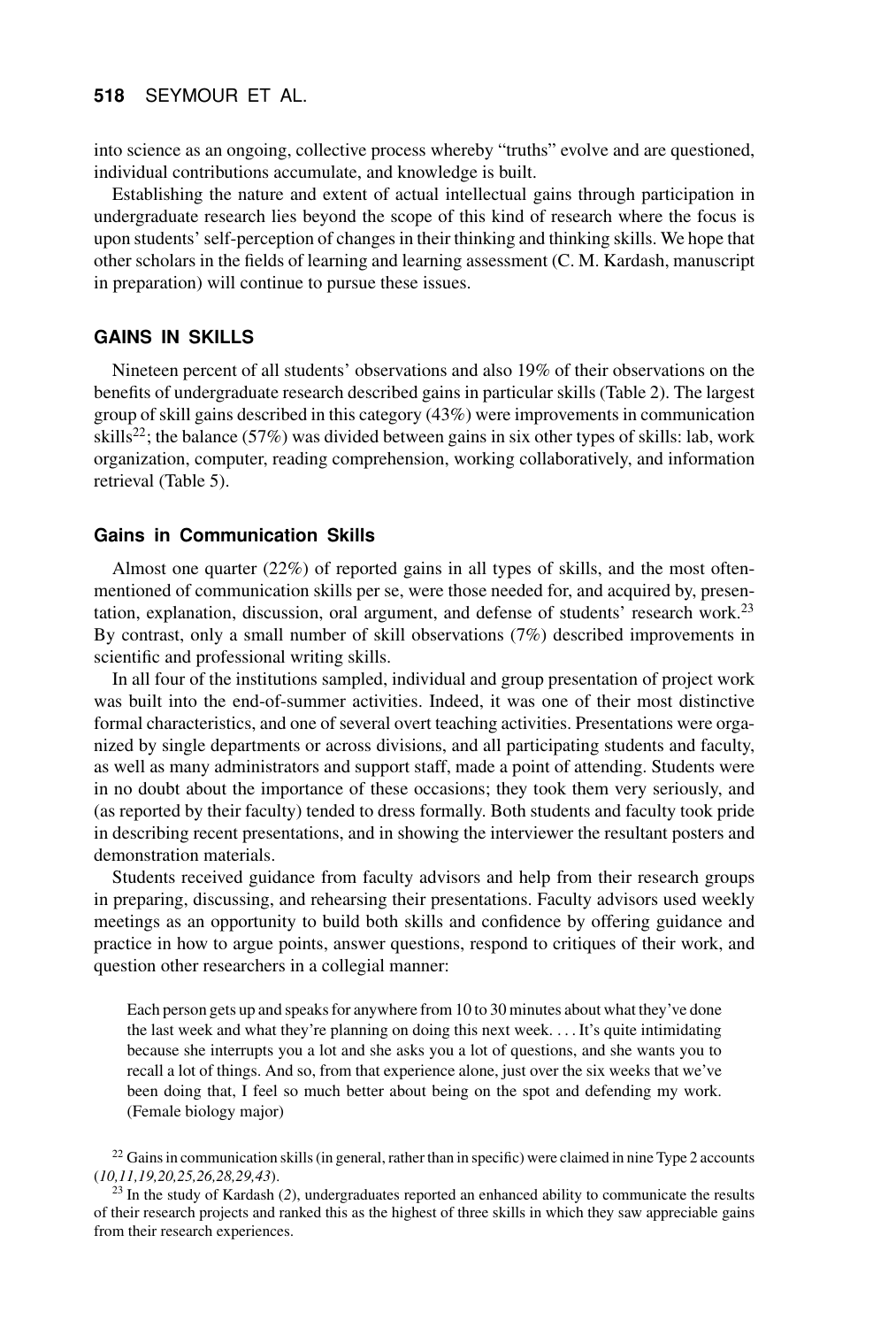into science as an ongoing, collective process whereby "truths" evolve and are questioned, individual contributions accumulate, and knowledge is built.

Establishing the nature and extent of actual intellectual gains through participation in undergraduate research lies beyond the scope of this kind of research where the focus is upon students' self-perception of changes in their thinking and thinking skills. We hope that other scholars in the fields of learning and learning assessment (C. M. Kardash, manuscript in preparation) will continue to pursue these issues.

## GAINS IN SKILLS

Nineteen percent of all students' observations and also 19% of their observations on the benefits of undergraduate research described gains in particular skills (Table 2). The largest group of skill gains described in this category (43%) were improvements in communication skills[22]; the balance (57%) was divided between gains in six other types of skills: lab, work organization, computer, reading comprehension, working collaboratively, and information retrieval (Table 5).

### Gains in Communication Skills

Almost one quarter (22%) of reported gains in all types of skills, and the most often-mentioned of communication skills per se, were those needed for, and acquired by, presentation, explanation, discussion, oral argument, and defense of students' research work.[23] By contrast, only a small number of skill observations (7%) described improvements in scientific and professional writing skills.

In all four of the institutions sampled, individual and group presentation of project work was built into the end-of-summer activities. Indeed, it was one of their most distinctive formal characteristics, and one of several overt teaching activities. Presentations were organized by single departments or across divisions, and all participating students and faculty, as well as many administrators and support staff, made a point of attending. Students were in no doubt about the importance of these occasions; they took them very seriously, and (as reported by their faculty) tended to dress formally. Both students and faculty took pride in describing recent presentations, and in showing the interviewer the resultant posters and demonstration materials.

Students received guidance from faculty advisors and help from their research groups in preparing, discussing, and rehearsing their presentations. Faculty advisors used weekly meetings as an opportunity to build both skills and confidence by offering guidance and practice in how to argue points, answer questions, respond to critiques of their work, and question other researchers in a collegial manner:

> Each person gets up and speaks for anywhere from 10 to 30 minutes about what they've done the last week and what they're planning on doing this next week. . . . It's quite intimidating because she interrupts you a lot and she asks you a lot of questions, and she wants you to recall a lot of things. And so, from that experience alone, just over the six weeks that we've been doing that, I feel so much better about being on the spot and defending my work. (Female biology major)

[22] Gains in communication skills (in general, rather than in specific) were claimed in nine Type 2 accounts (*10,11,19,20,25,26,28,29,43*).

[23] In the study of Kardash (*2*), undergraduates reported an enhanced ability to communicate the results of their research projects and ranked this as the highest of three skills in which they saw appreciable gains from their research experiences.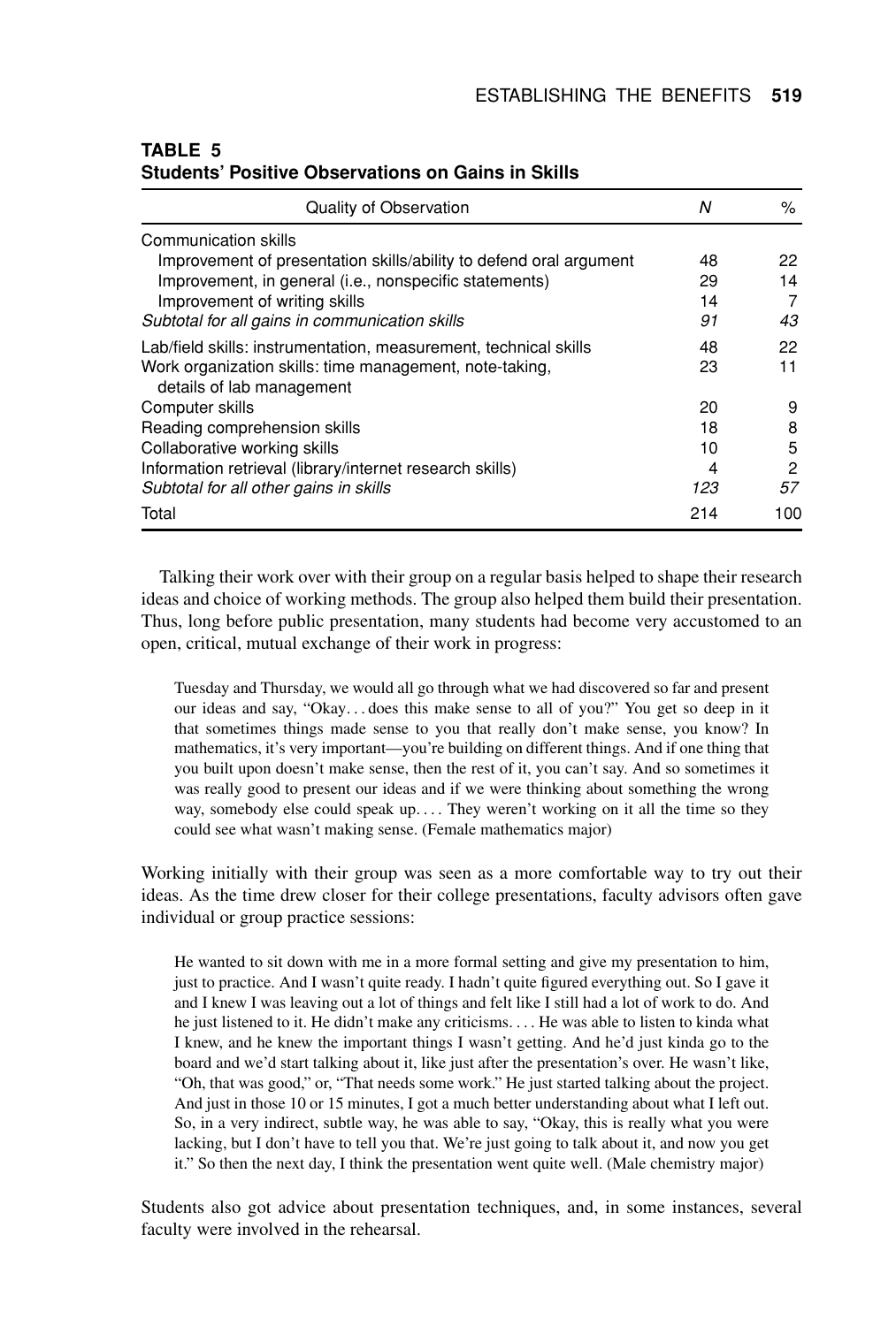**TABLE 5**
**Students' Positive Observations on Gains in Skills**

| Quality of Observation | *N* | % |
|---|---|---|
| Communication skills | | |
| Improvement of presentation skills/ability to defend oral argument | 48 | 22 |
| Improvement, in general (i.e., nonspecific statements) | 29 | 14 |
| Improvement of writing skills | 14 | 7 |
| *Subtotal for all gains in communication skills* | *91* | *43* |
| Lab/field skills: instrumentation, measurement, technical skills | 48 | 22 |
| Work organization skills: time management, note-taking, details of lab management | 23 | 11 |
| Computer skills | 20 | 9 |
| Reading comprehension skills | 18 | 8 |
| Collaborative working skills | 10 | 5 |
| Information retrieval (library/internet research skills) | 4 | 2 |
| *Subtotal for all other gains in skills* | *123* | *57* |
| Total | 214 | 100 |

Talking their work over with their group on a regular basis helped to shape their research ideas and choice of working methods. The group also helped them build their presentation. Thus, long before public presentation, many students had become very accustomed to an open, critical, mutual exchange of their work in progress:

> Tuesday and Thursday, we would all go through what we had discovered so far and present our ideas and say, "Okay... does this make sense to all of you?" You get so deep in it that sometimes things made sense to you that really don't make sense, you know? In mathematics, it's very important—you're building on different things. And if one thing that you built upon doesn't make sense, then the rest of it, you can't say. And so sometimes it was really good to present our ideas and if we were thinking about something the wrong way, somebody else could speak up.... They weren't working on it all the time so they could see what wasn't making sense. (Female mathematics major)

Working initially with their group was seen as a more comfortable way to try out their ideas. As the time drew closer for their college presentations, faculty advisors often gave individual or group practice sessions:

> He wanted to sit down with me in a more formal setting and give my presentation to him, just to practice. And I wasn't quite ready. I hadn't quite figured everything out. So I gave it and I knew I was leaving out a lot of things and felt like I still had a lot of work to do. And he just listened to it. He didn't make any criticisms.... He was able to listen to kinda what I knew, and he knew the important things I wasn't getting. And he'd just kinda go to the board and we'd start talking about it, like just after the presentation's over. He wasn't like, "Oh, that was good," or, "That needs some work." He just started talking about the project. And just in those 10 or 15 minutes, I got a much better understanding about what I left out. So, in a very indirect, subtle way, he was able to say, "Okay, this is really what you were lacking, but I don't have to tell you that. We're just going to talk about it, and now you get it." So then the next day, I think the presentation went quite well. (Male chemistry major)

Students also got advice about presentation techniques, and, in some instances, several faculty were involved in the rehearsal.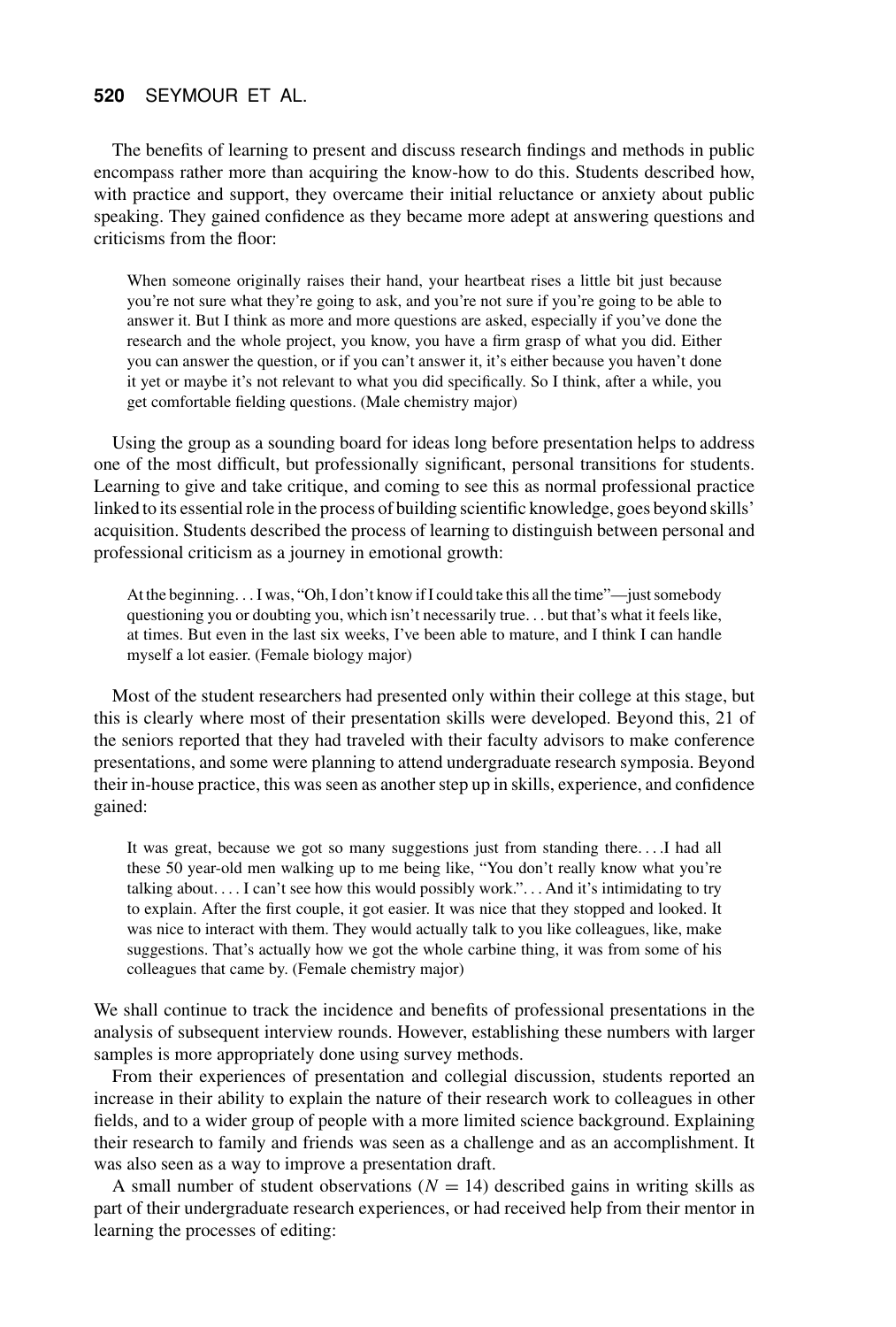The benefits of learning to present and discuss research findings and methods in public encompass rather more than acquiring the know-how to do this. Students described how, with practice and support, they overcame their initial reluctance or anxiety about public speaking. They gained confidence as they became more adept at answering questions and criticisms from the floor:

> When someone originally raises their hand, your heartbeat rises a little bit just because you're not sure what they're going to ask, and you're not sure if you're going to be able to answer it. But I think as more and more questions are asked, especially if you've done the research and the whole project, you know, you have a firm grasp of what you did. Either you can answer the question, or if you can't answer it, it's either because you haven't done it yet or maybe it's not relevant to what you did specifically. So I think, after a while, you get comfortable fielding questions. (Male chemistry major)

Using the group as a sounding board for ideas long before presentation helps to address one of the most difficult, but professionally significant, personal transitions for students. Learning to give and take critique, and coming to see this as normal professional practice linked to its essential role in the process of building scientific knowledge, goes beyond skills' acquisition. Students described the process of learning to distinguish between personal and professional criticism as a journey in emotional growth:

> At the beginning. . . I was, "Oh, I don't know if I could take this all the time"—just somebody questioning you or doubting you, which isn't necessarily true. . . but that's what it feels like, at times. But even in the last six weeks, I've been able to mature, and I think I can handle myself a lot easier. (Female biology major)

Most of the student researchers had presented only within their college at this stage, but this is clearly where most of their presentation skills were developed. Beyond this, 21 of the seniors reported that they had traveled with their faculty advisors to make conference presentations, and some were planning to attend undergraduate research symposia. Beyond their in-house practice, this was seen as another step up in skills, experience, and confidence gained:

> It was great, because we got so many suggestions just from standing there. . . .I had all these 50 year-old men walking up to me being like, "You don't really know what you're talking about. . . . I can't see how this would possibly work.". . . And it's intimidating to try to explain. After the first couple, it got easier. It was nice that they stopped and looked. It was nice to interact with them. They would actually talk to you like colleagues, like, make suggestions. That's actually how we got the whole carbine thing, it was from some of his colleagues that came by. (Female chemistry major)

We shall continue to track the incidence and benefits of professional presentations in the analysis of subsequent interview rounds. However, establishing these numbers with larger samples is more appropriately done using survey methods.

From their experiences of presentation and collegial discussion, students reported an increase in their ability to explain the nature of their research work to colleagues in other fields, and to a wider group of people with a more limited science background. Explaining their research to family and friends was seen as a challenge and as an accomplishment. It was also seen as a way to improve a presentation draft.

A small number of student observations ($N = 14$) described gains in writing skills as part of their undergraduate research experiences, or had received help from their mentor in learning the processes of editing: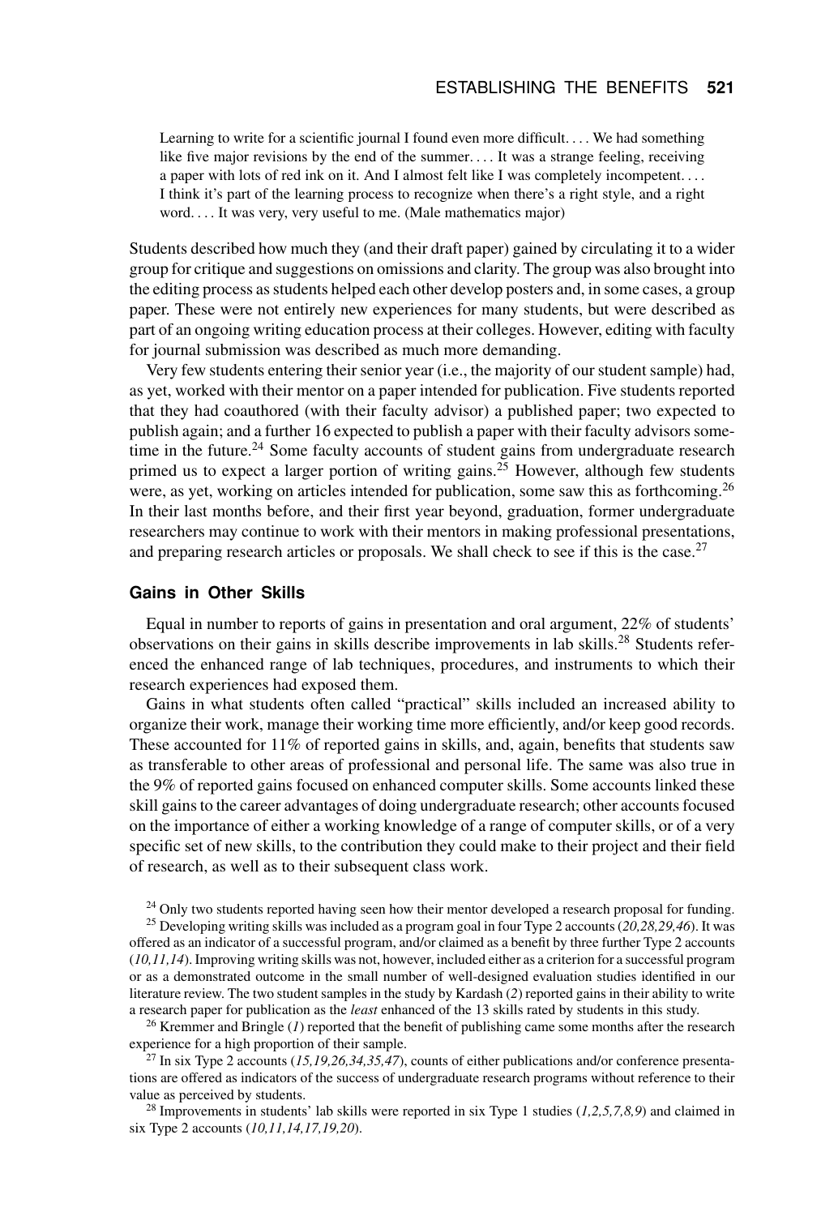> Learning to write for a scientific journal I found even more difficult. . . . We had something like five major revisions by the end of the summer. . . . It was a strange feeling, receiving a paper with lots of red ink on it. And I almost felt like I was completely incompetent. . . . I think it's part of the learning process to recognize when there's a right style, and a right word. . . . It was very, very useful to me. (Male mathematics major)

Students described how much they (and their draft paper) gained by circulating it to a wider group for critique and suggestions on omissions and clarity. The group was also brought into the editing process as students helped each other develop posters and, in some cases, a group paper. These were not entirely new experiences for many students, but were described as part of an ongoing writing education process at their colleges. However, editing with faculty for journal submission was described as much more demanding.

Very few students entering their senior year (i.e., the majority of our student sample) had, as yet, worked with their mentor on a paper intended for publication. Five students reported that they had coauthored (with their faculty advisor) a published paper; two expected to publish again; and a further 16 expected to publish a paper with their faculty advisors sometime in the future.[24] Some faculty accounts of student gains from undergraduate research primed us to expect a larger portion of writing gains.[25] However, although few students were, as yet, working on articles intended for publication, some saw this as forthcoming.[26] In their last months before, and their first year beyond, graduation, former undergraduate researchers may continue to work with their mentors in making professional presentations, and preparing research articles or proposals. We shall check to see if this is the case.[27]

### Gains in Other Skills

Equal in number to reports of gains in presentation and oral argument, 22% of students' observations on their gains in skills describe improvements in lab skills.[28] Students referenced the enhanced range of lab techniques, procedures, and instruments to which their research experiences had exposed them.

Gains in what students often called "practical" skills included an increased ability to organize their work, manage their working time more efficiently, and/or keep good records. These accounted for 11% of reported gains in skills, and, again, benefits that students saw as transferable to other areas of professional and personal life. The same was also true in the 9% of reported gains focused on enhanced computer skills. Some accounts linked these skill gains to the career advantages of doing undergraduate research; other accounts focused on the importance of either a working knowledge of a range of computer skills, or of a very specific set of new skills, to the contribution they could make to their project and their field of research, as well as to their subsequent class work.

[24] Only two students reported having seen how their mentor developed a research proposal for funding.

[25] Developing writing skills was included as a program goal in four Type 2 accounts (*20,28,29,46*). It was offered as an indicator of a successful program, and/or claimed as a benefit by three further Type 2 accounts (*10,11,14*). Improving writing skills was not, however, included either as a criterion for a successful program or as a demonstrated outcome in the small number of well-designed evaluation studies identified in our literature review. The two student samples in the study by Kardash (*2*) reported gains in their ability to write a research paper for publication as the *least* enhanced of the 13 skills rated by students in this study.

[26] Kremmer and Bringle (*1*) reported that the benefit of publishing came some months after the research experience for a high proportion of their sample.

[27] In six Type 2 accounts (*15,19,26,34,35,47*), counts of either publications and/or conference presentations are offered as indicators of the success of undergraduate research programs without reference to their value as perceived by students.

[28] Improvements in students' lab skills were reported in six Type 1 studies (*1,2,5,7,8,9*) and claimed in six Type 2 accounts (*10,11,14,17,19,20*).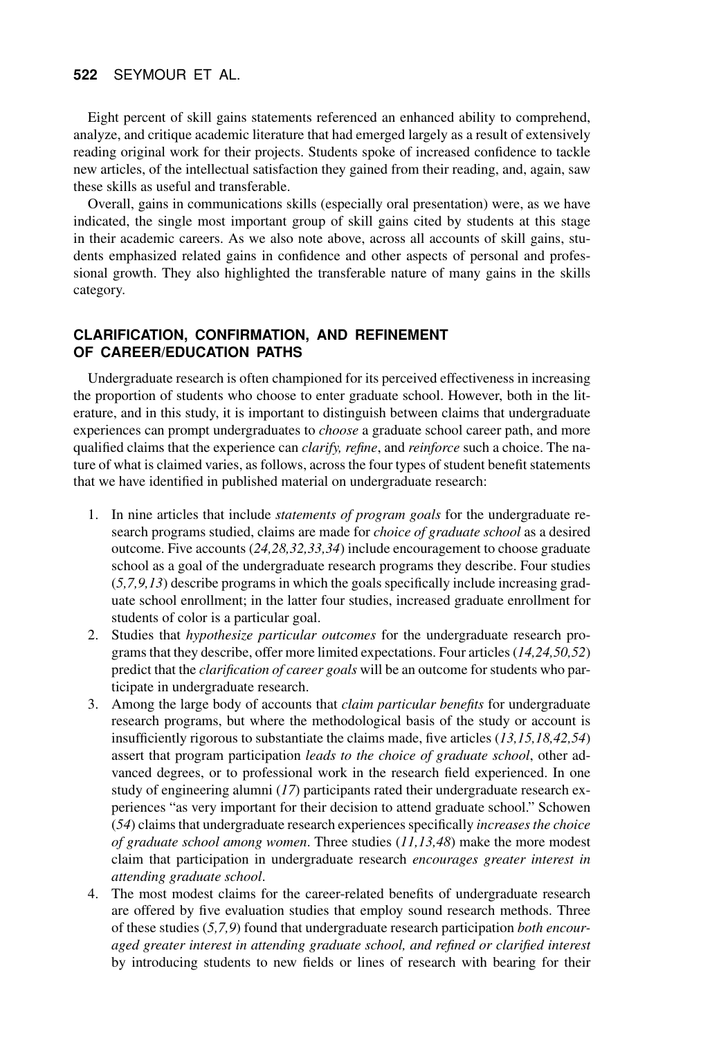Eight percent of skill gains statements referenced an enhanced ability to comprehend, analyze, and critique academic literature that had emerged largely as a result of extensively reading original work for their projects. Students spoke of increased confidence to tackle new articles, of the intellectual satisfaction they gained from their reading, and, again, saw these skills as useful and transferable.

Overall, gains in communications skills (especially oral presentation) were, as we have indicated, the single most important group of skill gains cited by students at this stage in their academic careers. As we also note above, across all accounts of skill gains, students emphasized related gains in confidence and other aspects of personal and professional growth. They also highlighted the transferable nature of many gains in the skills category.

## CLARIFICATION, CONFIRMATION, AND REFINEMENT OF CAREER/EDUCATION PATHS

Undergraduate research is often championed for its perceived effectiveness in increasing the proportion of students who choose to enter graduate school. However, both in the literature, and in this study, it is important to distinguish between claims that undergraduate experiences can prompt undergraduates to *choose* a graduate school career path, and more qualified claims that the experience can *clarify, refine*, and *reinforce* such a choice. The nature of what is claimed varies, as follows, across the four types of student benefit statements that we have identified in published material on undergraduate research:

1. In nine articles that include *statements of program goals* for the undergraduate research programs studied, claims are made for *choice of graduate school* as a desired outcome. Five accounts (*24,28,32,33,34*) include encouragement to choose graduate school as a goal of the undergraduate research programs they describe. Four studies (*5,7,9,13*) describe programs in which the goals specifically include increasing graduate school enrollment; in the latter four studies, increased graduate enrollment for students of color is a particular goal.
2. Studies that *hypothesize particular outcomes* for the undergraduate research programs that they describe, offer more limited expectations. Four articles (*14,24,50,52*) predict that the *clarification of career goals* will be an outcome for students who participate in undergraduate research.
3. Among the large body of accounts that *claim particular benefits* for undergraduate research programs, but where the methodological basis of the study or account is insufficiently rigorous to substantiate the claims made, five articles (*13,15,18,42,54*) assert that program participation *leads to the choice of graduate school*, other advanced degrees, or to professional work in the research field experienced. In one study of engineering alumni (*17*) participants rated their undergraduate research experiences "as very important for their decision to attend graduate school." Schowen (*54*) claims that undergraduate research experiences specifically *increases the choice of graduate school among women*. Three studies (*11,13,48*) make the more modest claim that participation in undergraduate research *encourages greater interest in attending graduate school*.
4. The most modest claims for the career-related benefits of undergraduate research are offered by five evaluation studies that employ sound research methods. Three of these studies (*5,7,9*) found that undergraduate research participation *both encouraged greater interest in attending graduate school, and refined or clarified interest* by introducing students to new fields or lines of research with bearing for their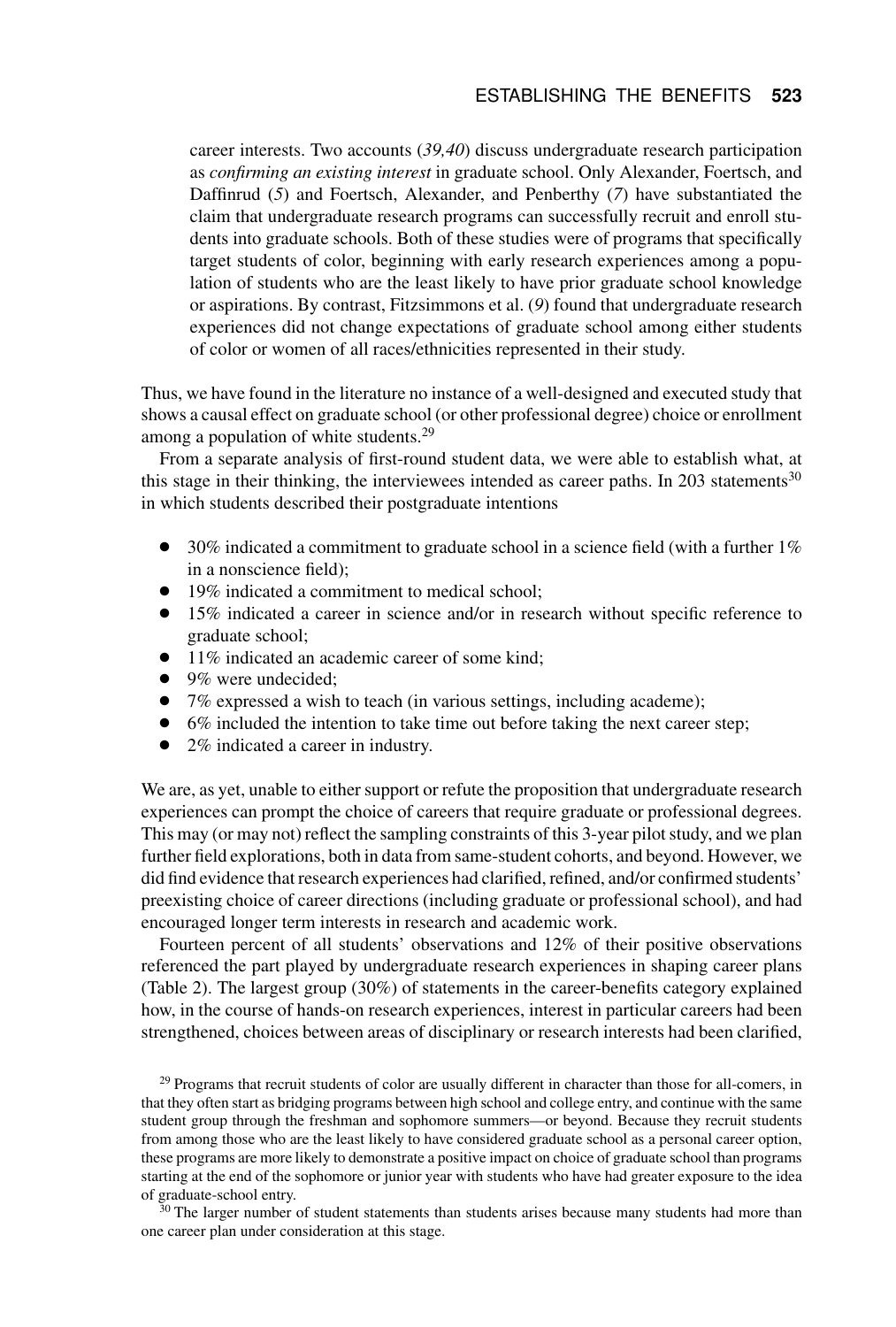career interests. Two accounts (*39,40*) discuss undergraduate research participation as *confirming an existing interest* in graduate school. Only Alexander, Foertsch, and Daffinrud (*5*) and Foertsch, Alexander, and Penberthy (*7*) have substantiated the claim that undergraduate research programs can successfully recruit and enroll students into graduate schools. Both of these studies were of programs that specifically target students of color, beginning with early research experiences among a population of students who are the least likely to have prior graduate school knowledge or aspirations. By contrast, Fitzsimmons et al. (*9*) found that undergraduate research experiences did not change expectations of graduate school among either students of color or women of all races/ethnicities represented in their study.

Thus, we have found in the literature no instance of a well-designed and executed study that shows a causal effect on graduate school (or other professional degree) choice or enrollment among a population of white students.[29]

From a separate analysis of first-round student data, we were able to establish what, at this stage in their thinking, the interviewees intended as career paths. In 203 statements[30] in which students described their postgraduate intentions

- 30% indicated a commitment to graduate school in a science field (with a further 1% in a nonscience field);
- 19% indicated a commitment to medical school;
- 15% indicated a career in science and/or in research without specific reference to graduate school;
- 11% indicated an academic career of some kind;
- 9% were undecided;
- 7% expressed a wish to teach (in various settings, including academe);
- 6% included the intention to take time out before taking the next career step;
- 2% indicated a career in industry.

We are, as yet, unable to either support or refute the proposition that undergraduate research experiences can prompt the choice of careers that require graduate or professional degrees. This may (or may not) reflect the sampling constraints of this 3-year pilot study, and we plan further field explorations, both in data from same-student cohorts, and beyond. However, we did find evidence that research experiences had clarified, refined, and/or confirmed students' preexisting choice of career directions (including graduate or professional school), and had encouraged longer term interests in research and academic work.

Fourteen percent of all students' observations and 12% of their positive observations referenced the part played by undergraduate research experiences in shaping career plans (Table 2). The largest group (30%) of statements in the career-benefits category explained how, in the course of hands-on research experiences, interest in particular careers had been strengthened, choices between areas of disciplinary or research interests had been clarified,

[29] Programs that recruit students of color are usually different in character than those for all-comers, in that they often start as bridging programs between high school and college entry, and continue with the same student group through the freshman and sophomore summers—or beyond. Because they recruit students from among those who are the least likely to have considered graduate school as a personal career option, these programs are more likely to demonstrate a positive impact on choice of graduate school than programs starting at the end of the sophomore or junior year with students who have had greater exposure to the idea of graduate-school entry.

[30] The larger number of student statements than students arises because many students had more than one career plan under consideration at this stage.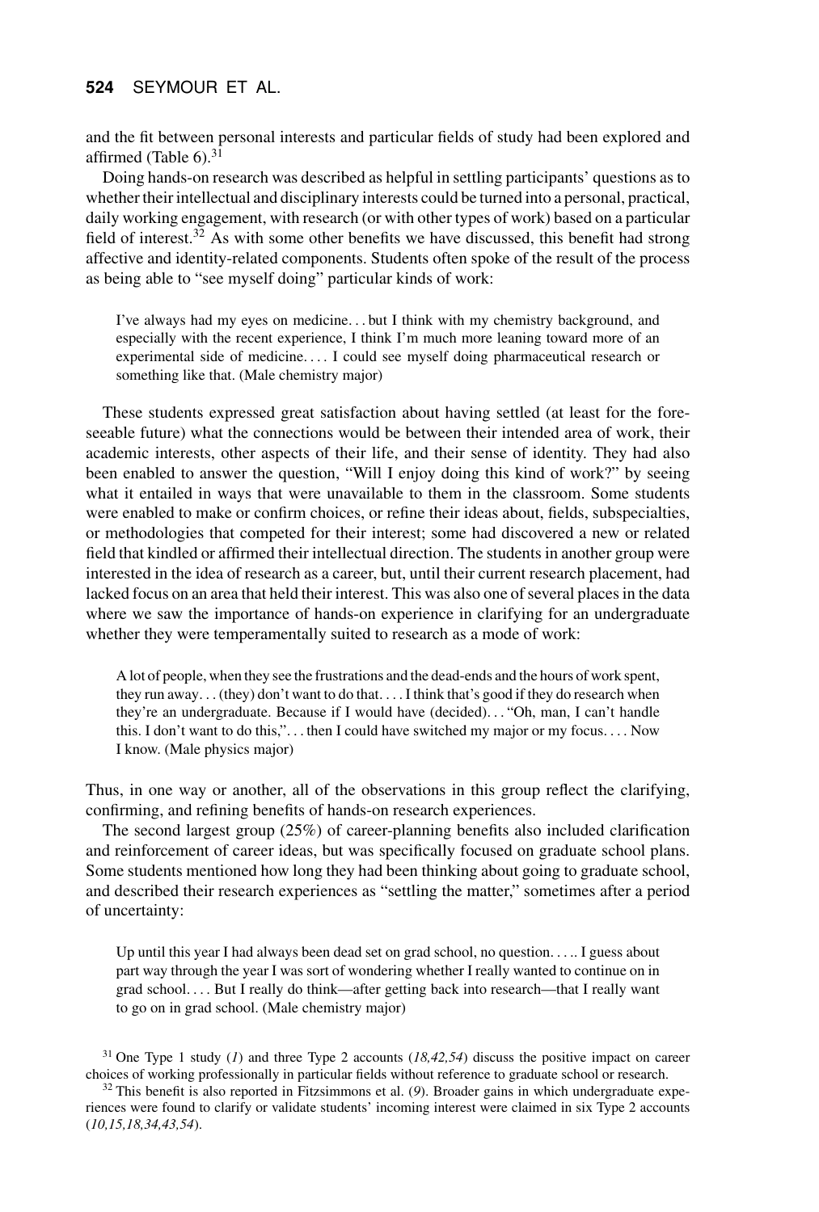and the fit between personal interests and particular fields of study had been explored and affirmed (Table 6).[31]

Doing hands-on research was described as helpful in settling participants' questions as to whether their intellectual and disciplinary interests could be turned into a personal, practical, daily working engagement, with research (or with other types of work) based on a particular field of interest.[32] As with some other benefits we have discussed, this benefit had strong affective and identity-related components. Students often spoke of the result of the process as being able to "see myself doing" particular kinds of work:

> I've always had my eyes on medicine... but I think with my chemistry background, and especially with the recent experience, I think I'm much more leaning toward more of an experimental side of medicine.... I could see myself doing pharmaceutical research or something like that. (Male chemistry major)

These students expressed great satisfaction about having settled (at least for the foreseeable future) what the connections would be between their intended area of work, their academic interests, other aspects of their life, and their sense of identity. They had also been enabled to answer the question, "Will I enjoy doing this kind of work?" by seeing what it entailed in ways that were unavailable to them in the classroom. Some students were enabled to make or confirm choices, or refine their ideas about, fields, subspecialties, or methodologies that competed for their interest; some had discovered a new or related field that kindled or affirmed their intellectual direction. The students in another group were interested in the idea of research as a career, but, until their current research placement, had lacked focus on an area that held their interest. This was also one of several places in the data where we saw the importance of hands-on experience in clarifying for an undergraduate whether they were temperamentally suited to research as a mode of work:

> A lot of people, when they see the frustrations and the dead-ends and the hours of work spent, they run away... (they) don't want to do that.... I think that's good if they do research when they're an undergraduate. Because if I would have (decided)... "Oh, man, I can't handle this. I don't want to do this,"... then I could have switched my major or my focus.... Now I know. (Male physics major)

Thus, in one way or another, all of the observations in this group reflect the clarifying, confirming, and refining benefits of hands-on research experiences.

The second largest group (25%) of career-planning benefits also included clarification and reinforcement of career ideas, but was specifically focused on graduate school plans. Some students mentioned how long they had been thinking about going to graduate school, and described their research experiences as "settling the matter," sometimes after a period of uncertainty:

> Up until this year I had always been dead set on grad school, no question..... I guess about part way through the year I was sort of wondering whether I really wanted to continue on in grad school.... But I really do think—after getting back into research—that I really want to go on in grad school. (Male chemistry major)

[31] One Type 1 study (*1*) and three Type 2 accounts (*18,42,54*) discuss the positive impact on career choices of working professionally in particular fields without reference to graduate school or research.

[32] This benefit is also reported in Fitzsimmons et al. (*9*). Broader gains in which undergraduate experiences were found to clarify or validate students' incoming interest were claimed in six Type 2 accounts (*10,15,18,34,43,54*).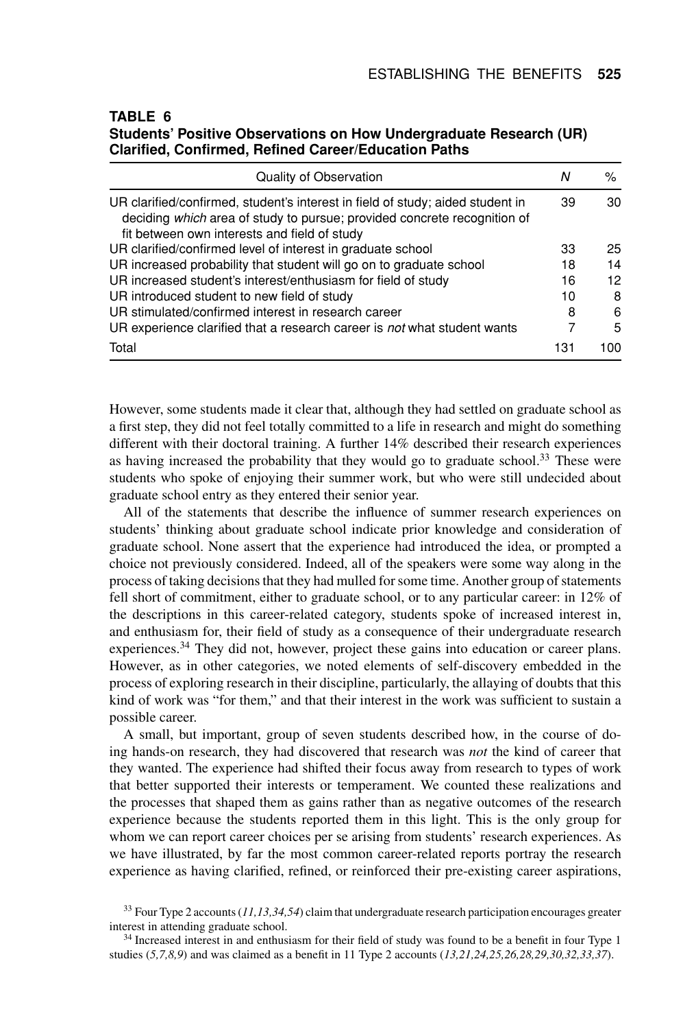**TABLE 6**
**Students' Positive Observations on How Undergraduate Research (UR) Clarified, Confirmed, Refined Career/Education Paths**

| Quality of Observation | *N* | % |
|---|---|---|
| UR clarified/confirmed, student's interest in field of study; aided student in deciding *which* area of study to pursue; provided concrete recognition of fit between own interests and field of study | 39 | 30 |
| UR clarified/confirmed level of interest in graduate school | 33 | 25 |
| UR increased probability that student will go on to graduate school | 18 | 14 |
| UR increased student's interest/enthusiasm for field of study | 16 | 12 |
| UR introduced student to new field of study | 10 | 8 |
| UR stimulated/confirmed interest in research career | 8 | 6 |
| UR experience clarified that a research career is *not* what student wants | 7 | 5 |
| Total | 131 | 100 |

However, some students made it clear that, although they had settled on graduate school as a first step, they did not feel totally committed to a life in research and might do something different with their doctoral training. A further 14% described their research experiences as having increased the probability that they would go to graduate school.[33] These were students who spoke of enjoying their summer work, but who were still undecided about graduate school entry as they entered their senior year.

All of the statements that describe the influence of summer research experiences on students' thinking about graduate school indicate prior knowledge and consideration of graduate school. None assert that the experience had introduced the idea, or prompted a choice not previously considered. Indeed, all of the speakers were some way along in the process of taking decisions that they had mulled for some time. Another group of statements fell short of commitment, either to graduate school, or to any particular career: in 12% of the descriptions in this career-related category, students spoke of increased interest in, and enthusiasm for, their field of study as a consequence of their undergraduate research experiences.[34] They did not, however, project these gains into education or career plans. However, as in other categories, we noted elements of self-discovery embedded in the process of exploring research in their discipline, particularly, the allaying of doubts that this kind of work was "for them," and that their interest in the work was sufficient to sustain a possible career.

A small, but important, group of seven students described how, in the course of doing hands-on research, they had discovered that research was *not* the kind of career that they wanted. The experience had shifted their focus away from research to types of work that better supported their interests or temperament. We counted these realizations and the processes that shaped them as gains rather than as negative outcomes of the research experience because the students reported them in this light. This is the only group for whom we can report career choices per se arising from students' research experiences. As we have illustrated, by far the most common career-related reports portray the research experience as having clarified, refined, or reinforced their pre-existing career aspirations,

[33] Four Type 2 accounts (*11,13,34,54*) claim that undergraduate research participation encourages greater interest in attending graduate school.

[34] Increased interest in and enthusiasm for their field of study was found to be a benefit in four Type 1 studies (*5,7,8,9*) and was claimed as a benefit in 11 Type 2 accounts (*13,21,24,25,26,28,29,30,32,33,37*).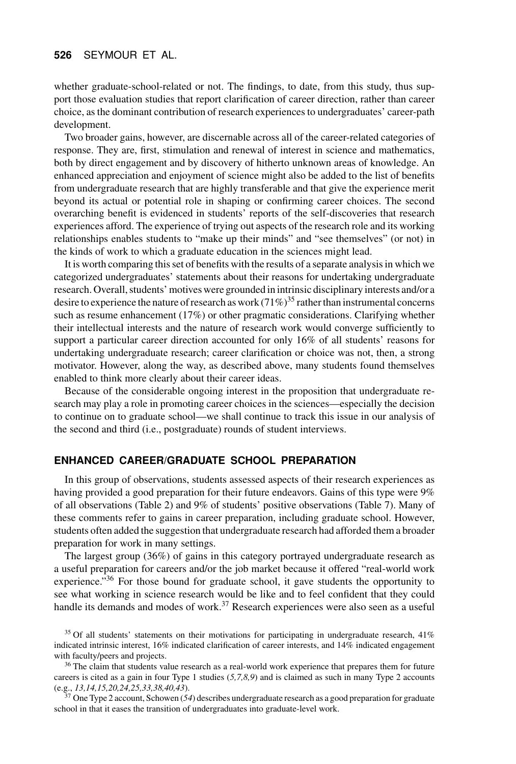whether graduate-school-related or not. The findings, to date, from this study, thus support those evaluation studies that report clarification of career direction, rather than career choice, as the dominant contribution of research experiences to undergraduates' career-path development.

Two broader gains, however, are discernable across all of the career-related categories of response. They are, first, stimulation and renewal of interest in science and mathematics, both by direct engagement and by discovery of hitherto unknown areas of knowledge. An enhanced appreciation and enjoyment of science might also be added to the list of benefits from undergraduate research that are highly transferable and that give the experience merit beyond its actual or potential role in shaping or confirming career choices. The second overarching benefit is evidenced in students' reports of the self-discoveries that research experiences afford. The experience of trying out aspects of the research role and its working relationships enables students to "make up their minds" and "see themselves" (or not) in the kinds of work to which a graduate education in the sciences might lead.

It is worth comparing this set of benefits with the results of a separate analysis in which we categorized undergraduates' statements about their reasons for undertaking undergraduate research. Overall, students' motives were grounded in intrinsic disciplinary interests and/or a desire to experience the nature of research as work (71%)[35] rather than instrumental concerns such as resume enhancement (17%) or other pragmatic considerations. Clarifying whether their intellectual interests and the nature of research work would converge sufficiently to support a particular career direction accounted for only 16% of all students' reasons for undertaking undergraduate research; career clarification or choice was not, then, a strong motivator. However, along the way, as described above, many students found themselves enabled to think more clearly about their career ideas.

Because of the considerable ongoing interest in the proposition that undergraduate research may play a role in promoting career choices in the sciences—especially the decision to continue on to graduate school—we shall continue to track this issue in our analysis of the second and third (i.e., postgraduate) rounds of student interviews.

## ENHANCED CAREER/GRADUATE SCHOOL PREPARATION

In this group of observations, students assessed aspects of their research experiences as having provided a good preparation for their future endeavors. Gains of this type were 9% of all observations (Table 2) and 9% of students' positive observations (Table 7). Many of these comments refer to gains in career preparation, including graduate school. However, students often added the suggestion that undergraduate research had afforded them a broader preparation for work in many settings.

The largest group (36%) of gains in this category portrayed undergraduate research as a useful preparation for careers and/or the job market because it offered "real-world work experience."[36] For those bound for graduate school, it gave students the opportunity to see what working in science research would be like and to feel confident that they could handle its demands and modes of work.[37] Research experiences were also seen as a useful

[35] Of all students' statements on their motivations for participating in undergraduate research, 41% indicated intrinsic interest, 16% indicated clarification of career interests, and 14% indicated engagement with faculty/peers and projects.

[36] The claim that students value research as a real-world work experience that prepares them for future careers is cited as a gain in four Type 1 studies (*5,7,8,9*) and is claimed as such in many Type 2 accounts (e.g., *13,14,15,20,24,25,33,38,40,43*).

[37] One Type 2 account, Schowen (*54*) describes undergraduate research as a good preparation for graduate school in that it eases the transition of undergraduates into graduate-level work.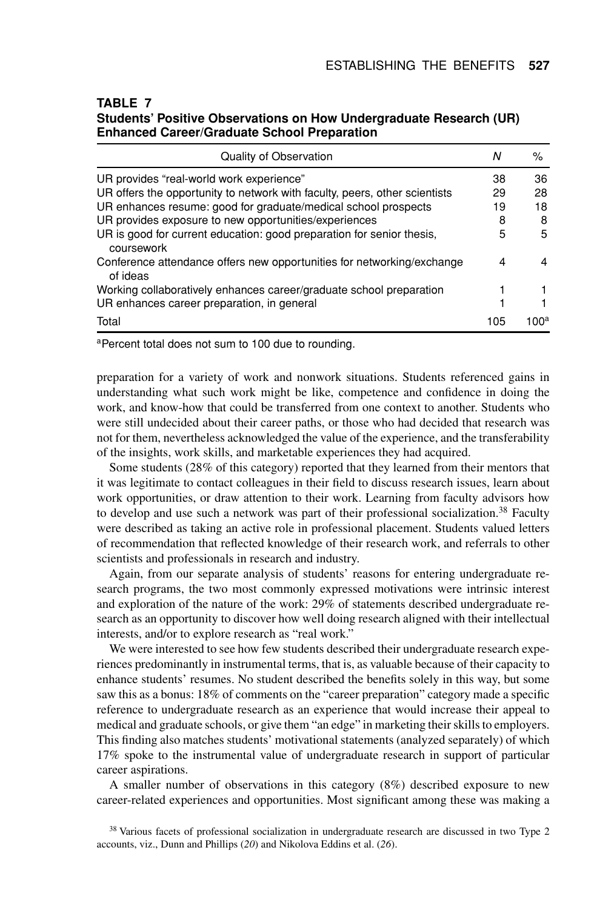**TABLE 7**
**Students' Positive Observations on How Undergraduate Research (UR) Enhanced Career/Graduate School Preparation**

| Quality of Observation | *N* | % |
|---|---|---|
| UR provides "real-world work experience" | 38 | 36 |
| UR offers the opportunity to network with faculty, peers, other scientists | 29 | 28 |
| UR enhances resume: good for graduate/medical school prospects | 19 | 18 |
| UR provides exposure to new opportunities/experiences | 8 | 8 |
| UR is good for current education: good preparation for senior thesis, coursework | 5 | 5 |
| Conference attendance offers new opportunities for networking/exchange of ideas | 4 | 4 |
| Working collaboratively enhances career/graduate school preparation | 1 | 1 |
| UR enhances career preparation, in general | 1 | 1 |
| Total | 105 | 100[a] |

[a]Percent total does not sum to 100 due to rounding.

preparation for a variety of work and nonwork situations. Students referenced gains in understanding what such work might be like, competence and confidence in doing the work, and know-how that could be transferred from one context to another. Students who were still undecided about their career paths, or those who had decided that research was not for them, nevertheless acknowledged the value of the experience, and the transferability of the insights, work skills, and marketable experiences they had acquired.

Some students (28% of this category) reported that they learned from their mentors that it was legitimate to contact colleagues in their field to discuss research issues, learn about work opportunities, or draw attention to their work. Learning from faculty advisors how to develop and use such a network was part of their professional socialization.[38] Faculty were described as taking an active role in professional placement. Students valued letters of recommendation that reflected knowledge of their research work, and referrals to other scientists and professionals in research and industry.

Again, from our separate analysis of students' reasons for entering undergraduate research programs, the two most commonly expressed motivations were intrinsic interest and exploration of the nature of the work: 29% of statements described undergraduate research as an opportunity to discover how well doing research aligned with their intellectual interests, and/or to explore research as "real work."

We were interested to see how few students described their undergraduate research experiences predominantly in instrumental terms, that is, as valuable because of their capacity to enhance students' resumes. No student described the benefits solely in this way, but some saw this as a bonus: 18% of comments on the "career preparation" category made a specific reference to undergraduate research as an experience that would increase their appeal to medical and graduate schools, or give them "an edge" in marketing their skills to employers. This finding also matches students' motivational statements (analyzed separately) of which 17% spoke to the instrumental value of undergraduate research in support of particular career aspirations.

A smaller number of observations in this category (8%) described exposure to new career-related experiences and opportunities. Most significant among these was making a

[38] Various facets of professional socialization in undergraduate research are discussed in two Type 2 accounts, viz., Dunn and Phillips (*20*) and Nikolova Eddins et al. (*26*).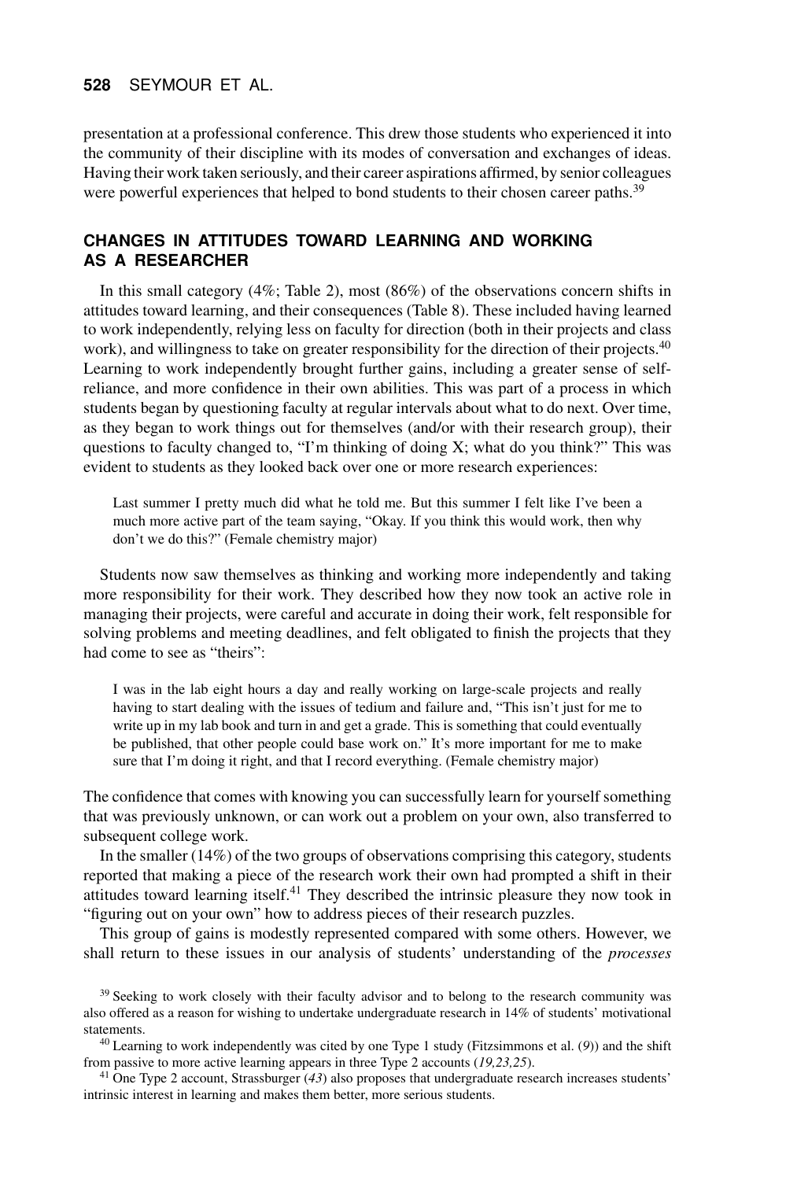presentation at a professional conference. This drew those students who experienced it into the community of their discipline with its modes of conversation and exchanges of ideas. Having their work taken seriously, and their career aspirations affirmed, by senior colleagues were powerful experiences that helped to bond students to their chosen career paths.[39]

## CHANGES IN ATTITUDES TOWARD LEARNING AND WORKING AS A RESEARCHER

In this small category (4%; Table 2), most (86%) of the observations concern shifts in attitudes toward learning, and their consequences (Table 8). These included having learned to work independently, relying less on faculty for direction (both in their projects and class work), and willingness to take on greater responsibility for the direction of their projects.[40] Learning to work independently brought further gains, including a greater sense of self-reliance, and more confidence in their own abilities. This was part of a process in which students began by questioning faculty at regular intervals about what to do next. Over time, as they began to work things out for themselves (and/or with their research group), their questions to faculty changed to, "I'm thinking of doing X; what do you think?" This was evident to students as they looked back over one or more research experiences:

> Last summer I pretty much did what he told me. But this summer I felt like I've been a much more active part of the team saying, "Okay. If you think this would work, then why don't we do this?" (Female chemistry major)

Students now saw themselves as thinking and working more independently and taking more responsibility for their work. They described how they now took an active role in managing their projects, were careful and accurate in doing their work, felt responsible for solving problems and meeting deadlines, and felt obligated to finish the projects that they had come to see as "theirs":

> I was in the lab eight hours a day and really working on large-scale projects and really having to start dealing with the issues of tedium and failure and, "This isn't just for me to write up in my lab book and turn in and get a grade. This is something that could eventually be published, that other people could base work on." It's more important for me to make sure that I'm doing it right, and that I record everything. (Female chemistry major)

The confidence that comes with knowing you can successfully learn for yourself something that was previously unknown, or can work out a problem on your own, also transferred to subsequent college work.

In the smaller (14%) of the two groups of observations comprising this category, students reported that making a piece of the research work their own had prompted a shift in their attitudes toward learning itself.[41] They described the intrinsic pleasure they now took in "figuring out on your own" how to address pieces of their research puzzles.

This group of gains is modestly represented compared with some others. However, we shall return to these issues in our analysis of students' understanding of the *processes*

[39] Seeking to work closely with their faculty advisor and to belong to the research community was also offered as a reason for wishing to undertake undergraduate research in 14% of students' motivational statements.

[40] Learning to work independently was cited by one Type 1 study (Fitzsimmons et al. (*9*)) and the shift from passive to more active learning appears in three Type 2 accounts (*19,23,25*).

[41] One Type 2 account, Strassburger (*43*) also proposes that undergraduate research increases students' intrinsic interest in learning and makes them better, more serious students.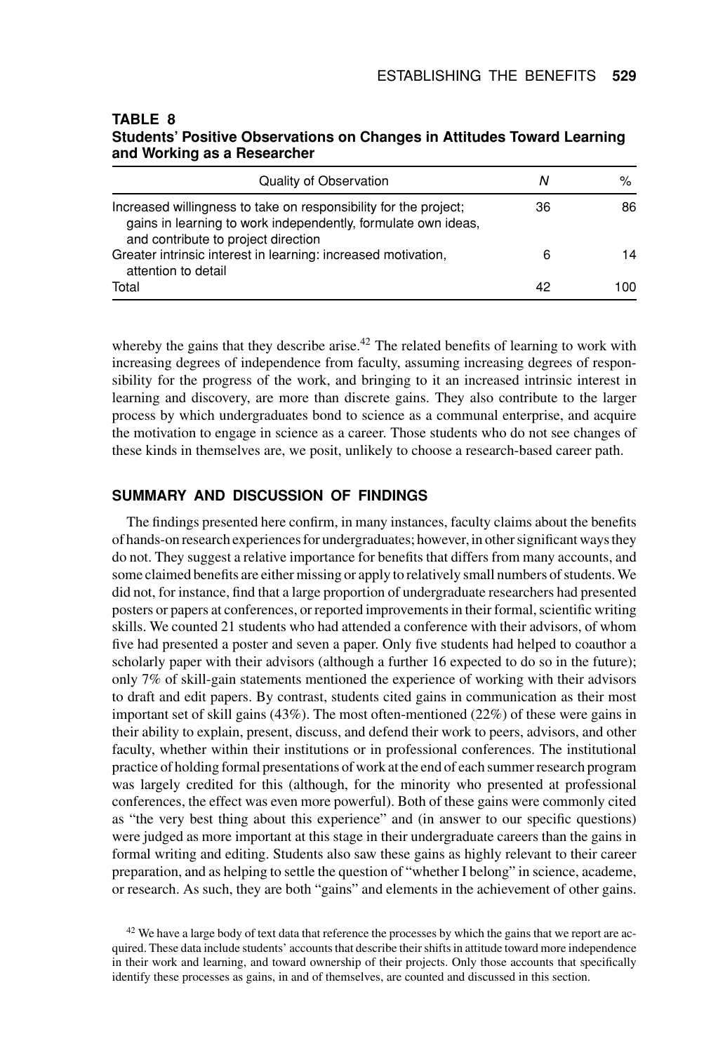**TABLE 8**
**Students' Positive Observations on Changes in Attitudes Toward Learning and Working as a Researcher**

| Quality of Observation | N | % |
| --- | --- | --- |
| Increased willingness to take on responsibility for the project; gains in learning to work independently, formulate own ideas, and contribute to project direction | 36 | 86 |
| Greater intrinsic interest in learning: increased motivation, attention to detail | 6 | 14 |
| Total | 42 | 100 |

whereby the gains that they describe arise.[42] The related benefits of learning to work with increasing degrees of independence from faculty, assuming increasing degrees of responsibility for the progress of the work, and bringing to it an increased intrinsic interest in learning and discovery, are more than discrete gains. They also contribute to the larger process by which undergraduates bond to science as a communal enterprise, and acquire the motivation to engage in science as a career. Those students who do not see changes of these kinds in themselves are, we posit, unlikely to choose a research-based career path.

## SUMMARY AND DISCUSSION OF FINDINGS

The findings presented here confirm, in many instances, faculty claims about the benefits of hands-on research experiences for undergraduates; however, in other significant ways they do not. They suggest a relative importance for benefits that differs from many accounts, and some claimed benefits are either missing or apply to relatively small numbers of students. We did not, for instance, find that a large proportion of undergraduate researchers had presented posters or papers at conferences, or reported improvements in their formal, scientific writing skills. We counted 21 students who had attended a conference with their advisors, of whom five had presented a poster and seven a paper. Only five students had helped to coauthor a scholarly paper with their advisors (although a further 16 expected to do so in the future); only 7% of skill-gain statements mentioned the experience of working with their advisors to draft and edit papers. By contrast, students cited gains in communication as their most important set of skill gains (43%). The most often-mentioned (22%) of these were gains in their ability to explain, present, discuss, and defend their work to peers, advisors, and other faculty, whether within their institutions or in professional conferences. The institutional practice of holding formal presentations of work at the end of each summer research program was largely credited for this (although, for the minority who presented at professional conferences, the effect was even more powerful). Both of these gains were commonly cited as "the very best thing about this experience" and (in answer to our specific questions) were judged as more important at this stage in their undergraduate careers than the gains in formal writing and editing. Students also saw these gains as highly relevant to their career preparation, and as helping to settle the question of "whether I belong" in science, academe, or research. As such, they are both "gains" and elements in the achievement of other gains.

[42] We have a large body of text data that reference the processes by which the gains that we report are acquired. These data include students' accounts that describe their shifts in attitude toward more independence in their work and learning, and toward ownership of their projects. Only those accounts that specifically identify these processes as gains, in and of themselves, are counted and discussed in this section.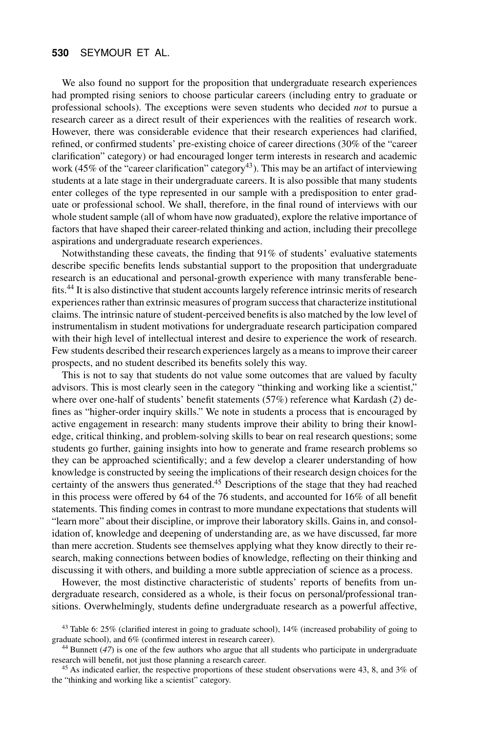We also found no support for the proposition that undergraduate research experiences had prompted rising seniors to choose particular careers (including entry to graduate or professional schools). The exceptions were seven students who decided *not* to pursue a research career as a direct result of their experiences with the realities of research work. However, there was considerable evidence that their research experiences had clarified, refined, or confirmed students' pre-existing choice of career directions (30% of the "career clarification" category) or had encouraged longer term interests in research and academic work (45% of the "career clarification" category[43]). This may be an artifact of interviewing students at a late stage in their undergraduate careers. It is also possible that many students enter colleges of the type represented in our sample with a predisposition to enter graduate or professional school. We shall, therefore, in the final round of interviews with our whole student sample (all of whom have now graduated), explore the relative importance of factors that have shaped their career-related thinking and action, including their precollege aspirations and undergraduate research experiences.

Notwithstanding these caveats, the finding that 91% of students' evaluative statements describe specific benefits lends substantial support to the proposition that undergraduate research is an educational and personal-growth experience with many transferable benefits.[44] It is also distinctive that student accounts largely reference intrinsic merits of research experiences rather than extrinsic measures of program success that characterize institutional claims. The intrinsic nature of student-perceived benefits is also matched by the low level of instrumentalism in student motivations for undergraduate research participation compared with their high level of intellectual interest and desire to experience the work of research. Few students described their research experiences largely as a means to improve their career prospects, and no student described its benefits solely this way.

This is not to say that students do not value some outcomes that are valued by faculty advisors. This is most clearly seen in the category "thinking and working like a scientist," where over one-half of students' benefit statements (57%) reference what Kardash (*2*) defines as "higher-order inquiry skills." We note in students a process that is encouraged by active engagement in research: many students improve their ability to bring their knowledge, critical thinking, and problem-solving skills to bear on real research questions; some students go further, gaining insights into how to generate and frame research problems so they can be approached scientifically; and a few develop a clearer understanding of how knowledge is constructed by seeing the implications of their research design choices for the certainty of the answers thus generated.[45] Descriptions of the stage that they had reached in this process were offered by 64 of the 76 students, and accounted for 16% of all benefit statements. This finding comes in contrast to more mundane expectations that students will "learn more" about their discipline, or improve their laboratory skills. Gains in, and consolidation of, knowledge and deepening of understanding are, as we have discussed, far more than mere accretion. Students see themselves applying what they know directly to their research, making connections between bodies of knowledge, reflecting on their thinking and discussing it with others, and building a more subtle appreciation of science as a process.

However, the most distinctive characteristic of students' reports of benefits from undergraduate research, considered as a whole, is their focus on personal/professional transitions. Overwhelmingly, students define undergraduate research as a powerful affective,

[43] Table 6: 25% (clarified interest in going to graduate school), 14% (increased probability of going to graduate school), and 6% (confirmed interest in research career).

[44] Bunnett (*47*) is one of the few authors who argue that all students who participate in undergraduate research will benefit, not just those planning a research career.

[45] As indicated earlier, the respective proportions of these student observations were 43, 8, and 3% of the "thinking and working like a scientist" category.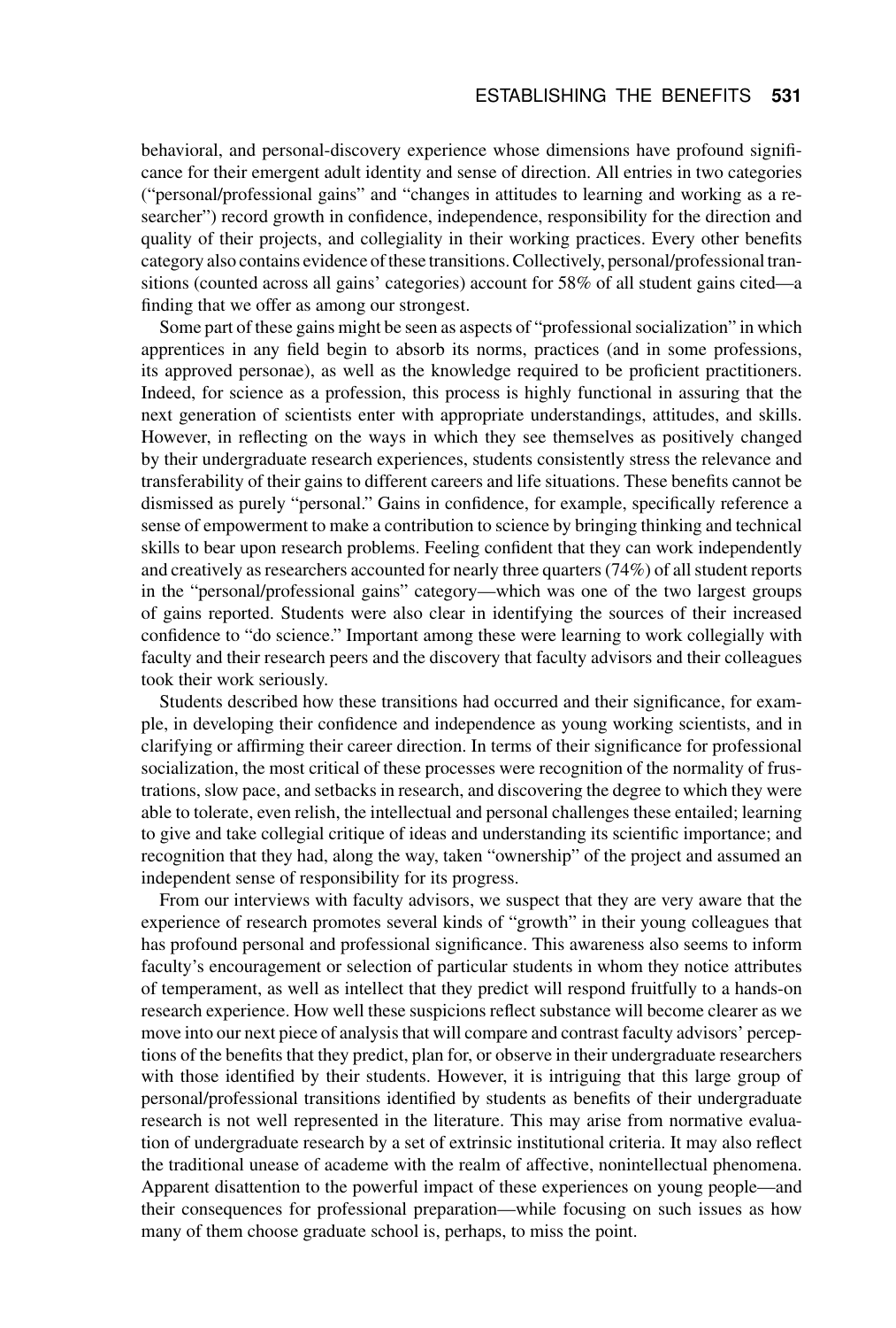behavioral, and personal-discovery experience whose dimensions have profound significance for their emergent adult identity and sense of direction. All entries in two categories ("personal/professional gains" and "changes in attitudes to learning and working as a researcher") record growth in confidence, independence, responsibility for the direction and quality of their projects, and collegiality in their working practices. Every other benefits category also contains evidence of these transitions. Collectively, personal/professional transitions (counted across all gains' categories) account for 58% of all student gains cited—a finding that we offer as among our strongest.

Some part of these gains might be seen as aspects of "professional socialization" in which apprentices in any field begin to absorb its norms, practices (and in some professions, its approved personae), as well as the knowledge required to be proficient practitioners. Indeed, for science as a profession, this process is highly functional in assuring that the next generation of scientists enter with appropriate understandings, attitudes, and skills. However, in reflecting on the ways in which they see themselves as positively changed by their undergraduate research experiences, students consistently stress the relevance and transferability of their gains to different careers and life situations. These benefits cannot be dismissed as purely "personal." Gains in confidence, for example, specifically reference a sense of empowerment to make a contribution to science by bringing thinking and technical skills to bear upon research problems. Feeling confident that they can work independently and creatively as researchers accounted for nearly three quarters (74%) of all student reports in the "personal/professional gains" category—which was one of the two largest groups of gains reported. Students were also clear in identifying the sources of their increased confidence to "do science." Important among these were learning to work collegially with faculty and their research peers and the discovery that faculty advisors and their colleagues took their work seriously.

Students described how these transitions had occurred and their significance, for example, in developing their confidence and independence as young working scientists, and in clarifying or affirming their career direction. In terms of their significance for professional socialization, the most critical of these processes were recognition of the normality of frustrations, slow pace, and setbacks in research, and discovering the degree to which they were able to tolerate, even relish, the intellectual and personal challenges these entailed; learning to give and take collegial critique of ideas and understanding its scientific importance; and recognition that they had, along the way, taken "ownership" of the project and assumed an independent sense of responsibility for its progress.

From our interviews with faculty advisors, we suspect that they are very aware that the experience of research promotes several kinds of "growth" in their young colleagues that has profound personal and professional significance. This awareness also seems to inform faculty's encouragement or selection of particular students in whom they notice attributes of temperament, as well as intellect that they predict will respond fruitfully to a hands-on research experience. How well these suspicions reflect substance will become clearer as we move into our next piece of analysis that will compare and contrast faculty advisors' perceptions of the benefits that they predict, plan for, or observe in their undergraduate researchers with those identified by their students. However, it is intriguing that this large group of personal/professional transitions identified by students as benefits of their undergraduate research is not well represented in the literature. This may arise from normative evaluation of undergraduate research by a set of extrinsic institutional criteria. It may also reflect the traditional unease of academe with the realm of affective, nonintellectual phenomena. Apparent disattention to the powerful impact of these experiences on young people—and their consequences for professional preparation—while focusing on such issues as how many of them choose graduate school is, perhaps, to miss the point.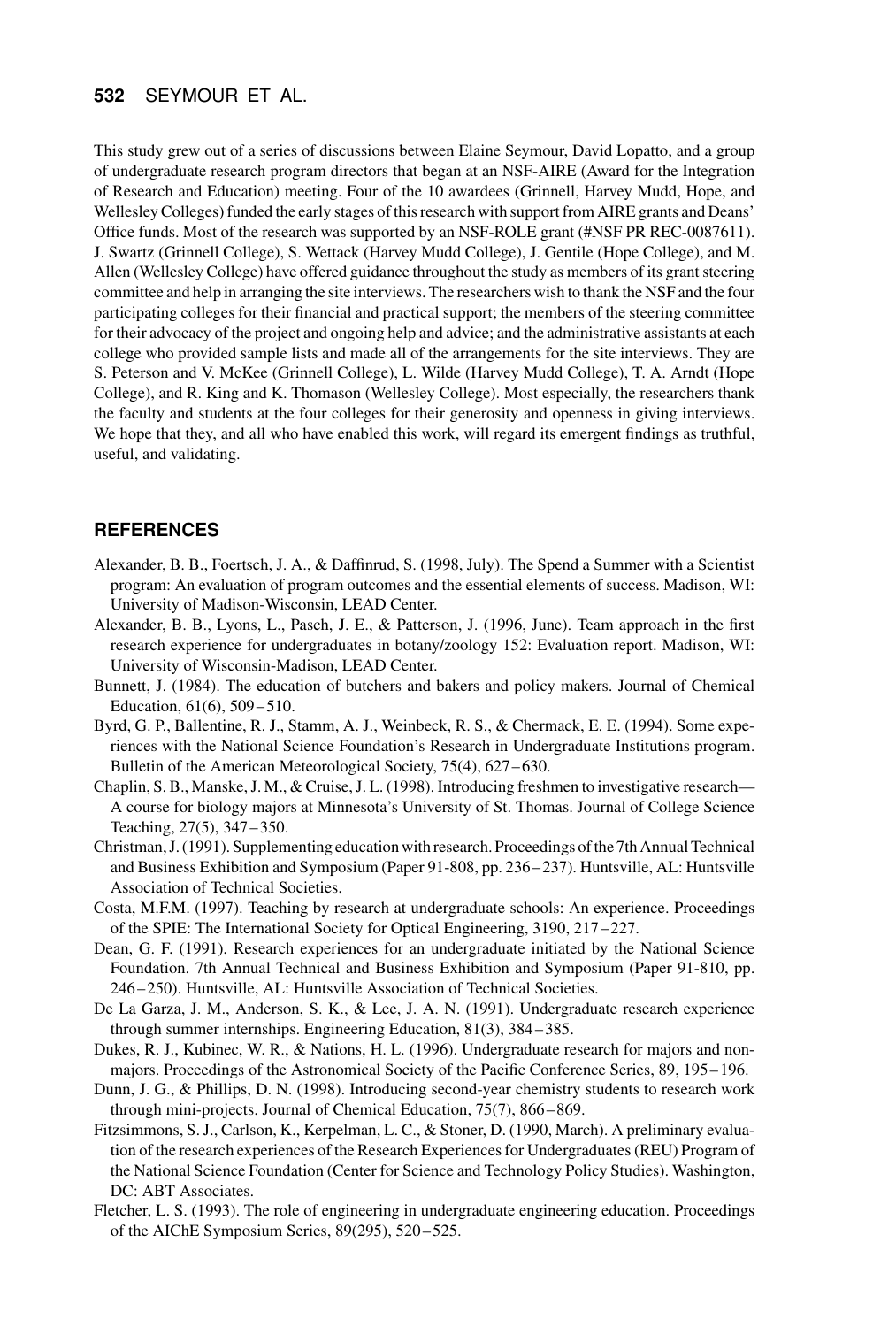This study grew out of a series of discussions between Elaine Seymour, David Lopatto, and a group of undergraduate research program directors that began at an NSF-AIRE (Award for the Integration of Research and Education) meeting. Four of the 10 awardees (Grinnell, Harvey Mudd, Hope, and Wellesley Colleges) funded the early stages of this research with support from AIRE grants and Deans' Office funds. Most of the research was supported by an NSF-ROLE grant (#NSF PR REC-0087611). J. Swartz (Grinnell College), S. Wettack (Harvey Mudd College), J. Gentile (Hope College), and M. Allen (Wellesley College) have offered guidance throughout the study as members of its grant steering committee and help in arranging the site interviews. The researchers wish to thank the NSF and the four participating colleges for their financial and practical support; the members of the steering committee for their advocacy of the project and ongoing help and advice; and the administrative assistants at each college who provided sample lists and made all of the arrangements for the site interviews. They are S. Peterson and V. McKee (Grinnell College), L. Wilde (Harvey Mudd College), T. A. Arndt (Hope College), and R. King and K. Thomason (Wellesley College). Most especially, the researchers thank the faculty and students at the four colleges for their generosity and openness in giving interviews. We hope that they, and all who have enabled this work, will regard its emergent findings as truthful, useful, and validating.

## REFERENCES

Alexander, B. B., Foertsch, J. A., & Daffinrud, S. (1998, July). The Spend a Summer with a Scientist program: An evaluation of program outcomes and the essential elements of success. Madison, WI: University of Madison-Wisconsin, LEAD Center.

Alexander, B. B., Lyons, L., Pasch, J. E., & Patterson, J. (1996, June). Team approach in the first research experience for undergraduates in botany/zoology 152: Evaluation report. Madison, WI: University of Wisconsin-Madison, LEAD Center.

Bunnett, J. (1984). The education of butchers and bakers and policy makers. Journal of Chemical Education, 61(6), 509–510.

Byrd, G. P., Ballentine, R. J., Stamm, A. J., Weinbeck, R. S., & Chermack, E. E. (1994). Some experiences with the National Science Foundation's Research in Undergraduate Institutions program. Bulletin of the American Meteorological Society, 75(4), 627–630.

Chaplin, S. B., Manske, J. M., & Cruise, J. L. (1998). Introducing freshmen to investigative research—A course for biology majors at Minnesota's University of St. Thomas. Journal of College Science Teaching, 27(5), 347–350.

Christman, J. (1991). Supplementing education with research. Proceedings of the 7th Annual Technical and Business Exhibition and Symposium (Paper 91-808, pp. 236–237). Huntsville, AL: Huntsville Association of Technical Societies.

Costa, M.F.M. (1997). Teaching by research at undergraduate schools: An experience. Proceedings of the SPIE: The International Society for Optical Engineering, 3190, 217–227.

Dean, G. F. (1991). Research experiences for an undergraduate initiated by the National Science Foundation. 7th Annual Technical and Business Exhibition and Symposium (Paper 91-810, pp. 246–250). Huntsville, AL: Huntsville Association of Technical Societies.

De La Garza, J. M., Anderson, S. K., & Lee, J. A. N. (1991). Undergraduate research experience through summer internships. Engineering Education, 81(3), 384–385.

Dukes, R. J., Kubinec, W. R., & Nations, H. L. (1996). Undergraduate research for majors and nonmajors. Proceedings of the Astronomical Society of the Pacific Conference Series, 89, 195–196.

Dunn, J. G., & Phillips, D. N. (1998). Introducing second-year chemistry students to research work through mini-projects. Journal of Chemical Education, 75(7), 866–869.

Fitzsimmons, S. J., Carlson, K., Kerpelman, L. C., & Stoner, D. (1990, March). A preliminary evaluation of the research experiences of the Research Experiences for Undergraduates (REU) Program of the National Science Foundation (Center for Science and Technology Policy Studies). Washington, DC: ABT Associates.

Fletcher, L. S. (1993). The role of engineering in undergraduate engineering education. Proceedings of the AIChE Symposium Series, 89(295), 520–525.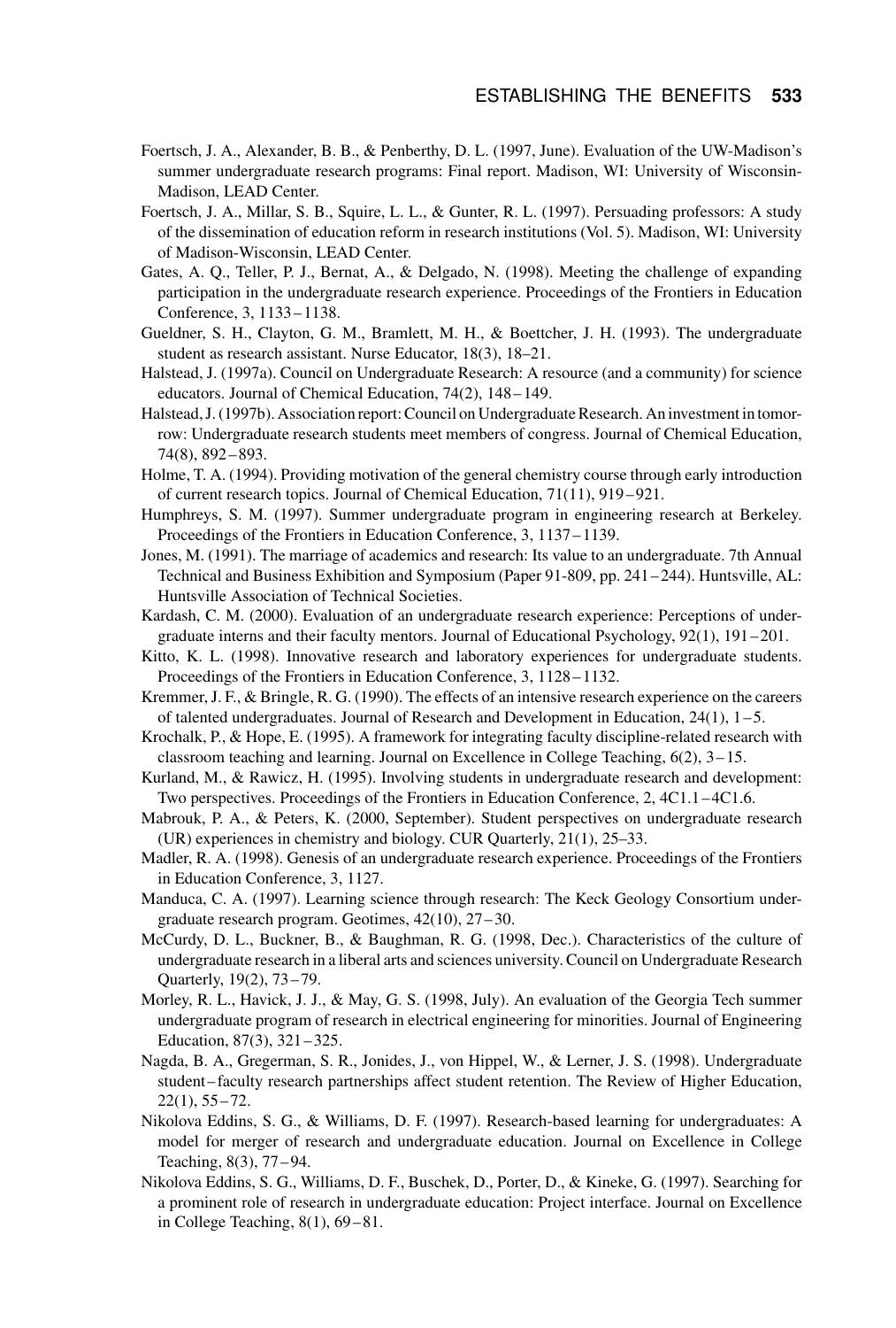Foertsch, J. A., Alexander, B. B., & Penberthy, D. L. (1997, June). Evaluation of the UW-Madison's summer undergraduate research programs: Final report. Madison, WI: University of Wisconsin-Madison, LEAD Center.

Foertsch, J. A., Millar, S. B., Squire, L. L., & Gunter, R. L. (1997). Persuading professors: A study of the dissemination of education reform in research institutions (Vol. 5). Madison, WI: University of Madison-Wisconsin, LEAD Center.

Gates, A. Q., Teller, P. J., Bernat, A., & Delgado, N. (1998). Meeting the challenge of expanding participation in the undergraduate research experience. Proceedings of the Frontiers in Education Conference, 3, 1133–1138.

Gueldner, S. H., Clayton, G. M., Bramlett, M. H., & Boettcher, J. H. (1993). The undergraduate student as research assistant. Nurse Educator, 18(3), 18–21.

Halstead, J. (1997a). Council on Undergraduate Research: A resource (and a community) for science educators. Journal of Chemical Education, 74(2), 148–149.

Halstead, J. (1997b). Association report: Council on Undergraduate Research. An investment in tomorrow: Undergraduate research students meet members of congress. Journal of Chemical Education, 74(8), 892–893.

Holme, T. A. (1994). Providing motivation of the general chemistry course through early introduction of current research topics. Journal of Chemical Education, 71(11), 919–921.

Humphreys, S. M. (1997). Summer undergraduate program in engineering research at Berkeley. Proceedings of the Frontiers in Education Conference, 3, 1137–1139.

Jones, M. (1991). The marriage of academics and research: Its value to an undergraduate. 7th Annual Technical and Business Exhibition and Symposium (Paper 91-809, pp. 241–244). Huntsville, AL: Huntsville Association of Technical Societies.

Kardash, C. M. (2000). Evaluation of an undergraduate research experience: Perceptions of undergraduate interns and their faculty mentors. Journal of Educational Psychology, 92(1), 191–201.

Kitto, K. L. (1998). Innovative research and laboratory experiences for undergraduate students. Proceedings of the Frontiers in Education Conference, 3, 1128–1132.

Kremmer, J. F., & Bringle, R. G. (1990). The effects of an intensive research experience on the careers of talented undergraduates. Journal of Research and Development in Education, 24(1), 1–5.

Krochalk, P., & Hope, E. (1995). A framework for integrating faculty discipline-related research with classroom teaching and learning. Journal on Excellence in College Teaching, 6(2), 3–15.

Kurland, M., & Rawicz, H. (1995). Involving students in undergraduate research and development: Two perspectives. Proceedings of the Frontiers in Education Conference, 2, 4C1.1–4C1.6.

Mabrouk, P. A., & Peters, K. (2000, September). Student perspectives on undergraduate research (UR) experiences in chemistry and biology. CUR Quarterly, 21(1), 25–33.

Madler, R. A. (1998). Genesis of an undergraduate research experience. Proceedings of the Frontiers in Education Conference, 3, 1127.

Manduca, C. A. (1997). Learning science through research: The Keck Geology Consortium undergraduate research program. Geotimes, 42(10), 27–30.

McCurdy, D. L., Buckner, B., & Baughman, R. G. (1998, Dec.). Characteristics of the culture of undergraduate research in a liberal arts and sciences university. Council on Undergraduate Research Quarterly, 19(2), 73–79.

Morley, R. L., Havick, J. J., & May, G. S. (1998, July). An evaluation of the Georgia Tech summer undergraduate program of research in electrical engineering for minorities. Journal of Engineering Education, 87(3), 321–325.

Nagda, B. A., Gregerman, S. R., Jonides, J., von Hippel, W., & Lerner, J. S. (1998). Undergraduate student–faculty research partnerships affect student retention. The Review of Higher Education, 22(1), 55–72.

Nikolova Eddins, S. G., & Williams, D. F. (1997). Research-based learning for undergraduates: A model for merger of research and undergraduate education. Journal on Excellence in College Teaching, 8(3), 77–94.

Nikolova Eddins, S. G., Williams, D. F., Buschek, D., Porter, D., & Kineke, G. (1997). Searching for a prominent role of research in undergraduate education: Project interface. Journal on Excellence in College Teaching, 8(1), 69–81.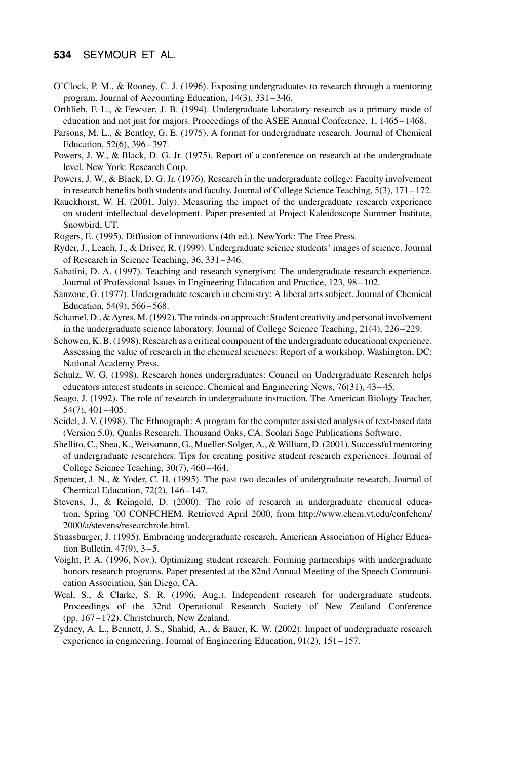O'Clock, P. M., & Rooney, C. J. (1996). Exposing undergraduates to research through a mentoring program. Journal of Accounting Education, 14(3), 331–346.

Orthlieb, F. L., & Fewster, J. B. (1994). Undergraduate laboratory research as a primary mode of education and not just for majors. Proceedings of the ASEE Annual Conference, 1, 1465–1468.

Parsons, M. L., & Bentley, G. E. (1975). A format for undergraduate research. Journal of Chemical Education, 52(6), 396–397.

Powers, J. W., & Black, D. G. Jr. (1975). Report of a conference on research at the undergraduate level. New York: Research Corp.

Powers, J. W., & Black, D. G. Jr. (1976). Research in the undergraduate college: Faculty involvement in research benefits both students and faculty. Journal of College Science Teaching, 5(3), 171–172.

Rauckhorst, W. H. (2001, July). Measuring the impact of the undergraduate research experience on student intellectual development. Paper presented at Project Kaleidoscope Summer Institute, Snowbird, UT.

Rogers, E. (1995). Diffusion of innovations (4th ed.). NewYork: The Free Press.

Ryder, J., Leach, J., & Driver, R. (1999). Undergraduate science students' images of science. Journal of Research in Science Teaching, 36, 331–346.

Sabatini, D. A. (1997). Teaching and research synergism: The undergraduate research experience. Journal of Professional Issues in Engineering Education and Practice, 123, 98–102.

Sanzone, G. (1977). Undergraduate research in chemistry: A liberal arts subject. Journal of Chemical Education, 54(9), 566–568.

Schamel, D., & Ayres, M. (1992). The minds-on approach: Student creativity and personal involvement in the undergraduate science laboratory. Journal of College Science Teaching, 21(4), 226–229.

Schowen, K. B. (1998). Research as a critical component of the undergraduate educational experience. Assessing the value of research in the chemical sciences: Report of a workshop. Washington, DC: National Academy Press.

Schulz, W. G. (1998). Research hones undergraduates: Council on Undergraduate Research helps educators interest students in science. Chemical and Engineering News, 76(31), 43–45.

Seago, J. (1992). The role of research in undergraduate instruction. The American Biology Teacher, 54(7), 401–405.

Seidel, J. V. (1998). The Ethnograph: A program for the computer assisted analysis of text-based data (Version 5.0). Qualis Research. Thousand Oaks, CA: Scolari Sage Publications Software.

Shellito, C., Shea, K., Weissmann, G., Mueller-Solger, A., & William, D. (2001). Successful mentoring of undergraduate researchers: Tips for creating positive student research experiences. Journal of College Science Teaching, 30(7), 460–464.

Spencer, J. N., & Yoder, C. H. (1995). The past two decades of undergraduate research. Journal of Chemical Education, 72(2), 146–147.

Stevens, J., & Reingold, D. (2000). The role of research in undergraduate chemical education. Spring '00 CONFCHEM. Retrieved April 2000, from http://www.chem.vt.edu/confchem/2000/a/stevens/researchrole.html.

Strassburger, J. (1995). Embracing undergraduate research. American Association of Higher Education Bulletin, 47(9), 3–5.

Voight, P. A. (1996, Nov.). Optimizing student research: Forming partnerships with undergraduate honors research programs. Paper presented at the 82nd Annual Meeting of the Speech Communication Association, San Diego, CA.

Weal, S., & Clarke, S. R. (1996, Aug.). Independent research for undergraduate students. Proceedings of the 32nd Operational Research Society of New Zealand Conference (pp. 167–172). Christchurch, New Zealand.

Zydney, A. L., Bennett, J. S., Shahid, A., & Bauer, K. W. (2002). Impact of undergraduate research experience in engineering. Journal of Engineering Education, 91(2), 151–157.